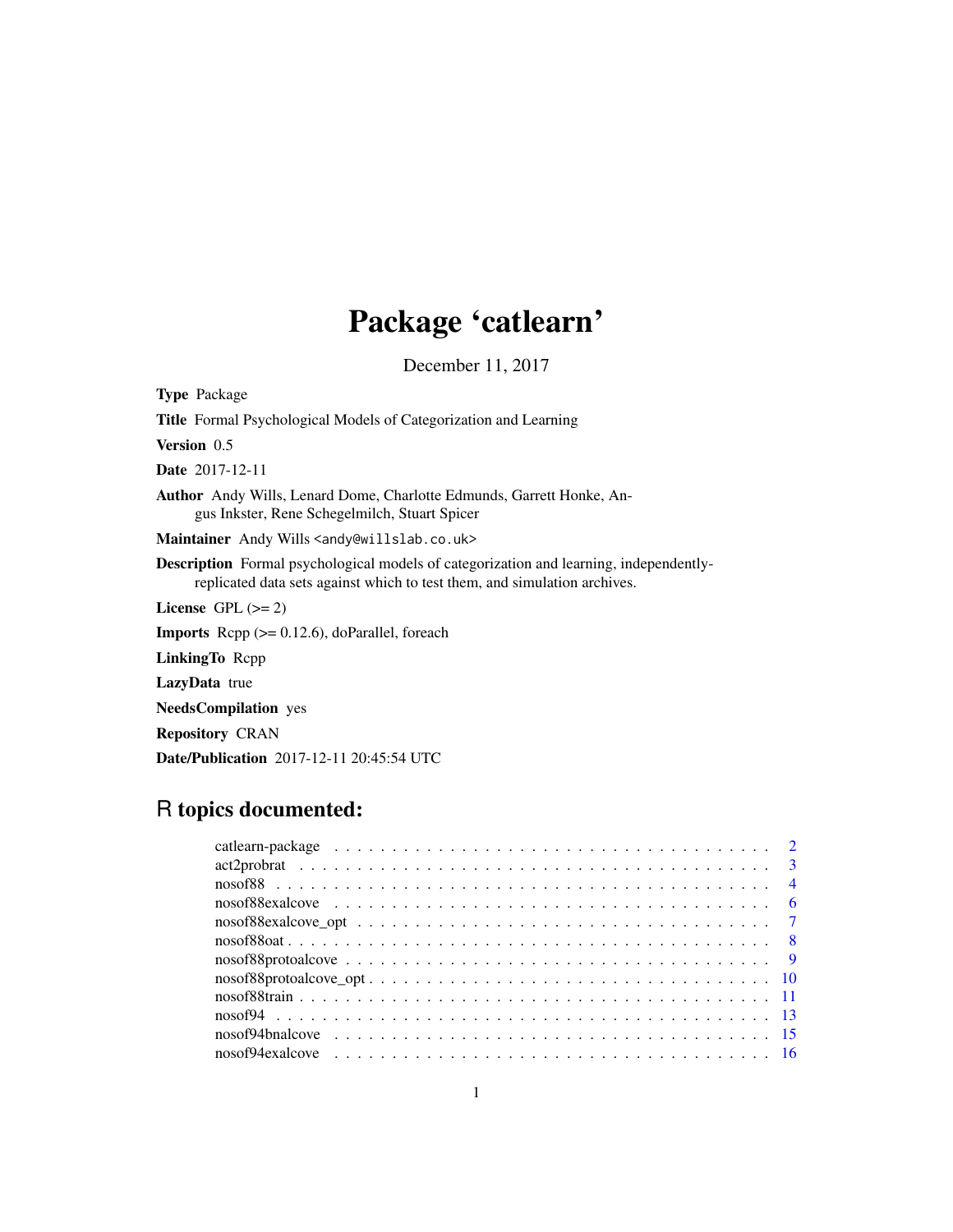# Package 'catlearn'

December 11, 2017

**Type** Package

**Title** Formal Psychological Models of Categorization and Learning

**Version** 0.5

**Date** 2017-12-11

**Author** Andy Wills, Lenard Dome, Charlotte Edmunds, Garrett Honke, Angus Inkster, Rene Schegelmilch, Stuart Spicer

**Maintainer** Andy Wills <andy@willslab.co.uk>

**Description** Formal psychological models of categorization and learning, independently-replicated data sets against which to test them, and simulation archives.

**License** GPL (>= 2)

**Imports** Rcpp (>= 0.12.6), doParallel, foreach

**LinkingTo** Rcpp

**LazyData** true

**NeedsCompilation** yes

**Repository** CRAN

**Date/Publication** 2017-12-11 20:45:54 UTC

## R topics documented:

| | |
|---|---|
| catlearn-package | 2 |
| act2probrat | 3 |
| nosof88 | 4 |
| nosof88exalcove | 6 |
| nosof88exalcove_opt | 7 |
| nosof88oat | 8 |
| nosof88protoalcove | 9 |
| nosof88protoalcove_opt | 10 |
| nosof88train | 11 |
| nosof94 | 13 |
| nosof94bnalcove | 15 |
| nosof94exalcove | 16 |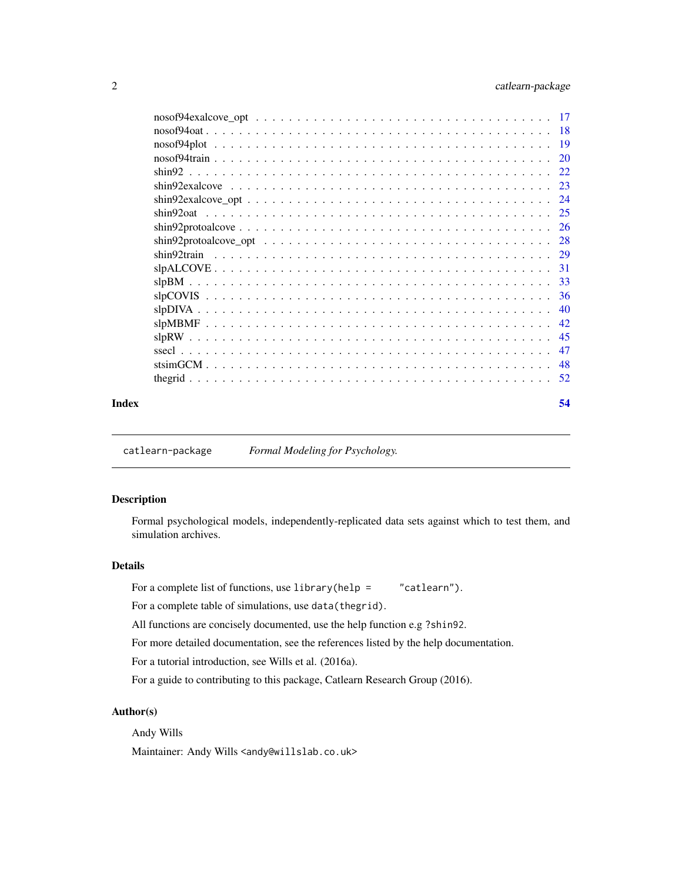| | |
|---|---|
| nosof94exalcove_opt | 17 |
| nosof94oat | 18 |
| nosof94plot | 19 |
| nosof94train | 20 |
| shin92 | 22 |
| shin92exalcove | 23 |
| shin92exalcove_opt | 24 |
| shin92oat | 25 |
| shin92protoalcove | 26 |
| shin92protoalcove_opt | 28 |
| shin92train | 29 |
| slpALCOVE | 31 |
| slpBM | 33 |
| slpCOVIS | 36 |
| slpDIVA | 40 |
| slpMBMF | 42 |
| slpRW | 45 |
| ssecl | 47 |
| stsimGCM | 48 |
| thegrid | 52 |

**Index** 54

---

catlearn-package *Formal Modeling for Psychology.*

---

## Description

Formal psychological models, independently-replicated data sets against which to test them, and simulation archives.

## Details

For a complete list of functions, use `library(help = "catlearn")`.

For a complete table of simulations, use `data(thegrid)`.

All functions are concisely documented, use the help function e.g `?shin92`.

For more detailed documentation, see the references listed by the help documentation.

For a tutorial introduction, see Wills et al. (2016a).

For a guide to contributing to this package, Catlearn Research Group (2016).

## Author(s)

Andy Wills

Maintainer: Andy Wills <andy@willslab.co.uk>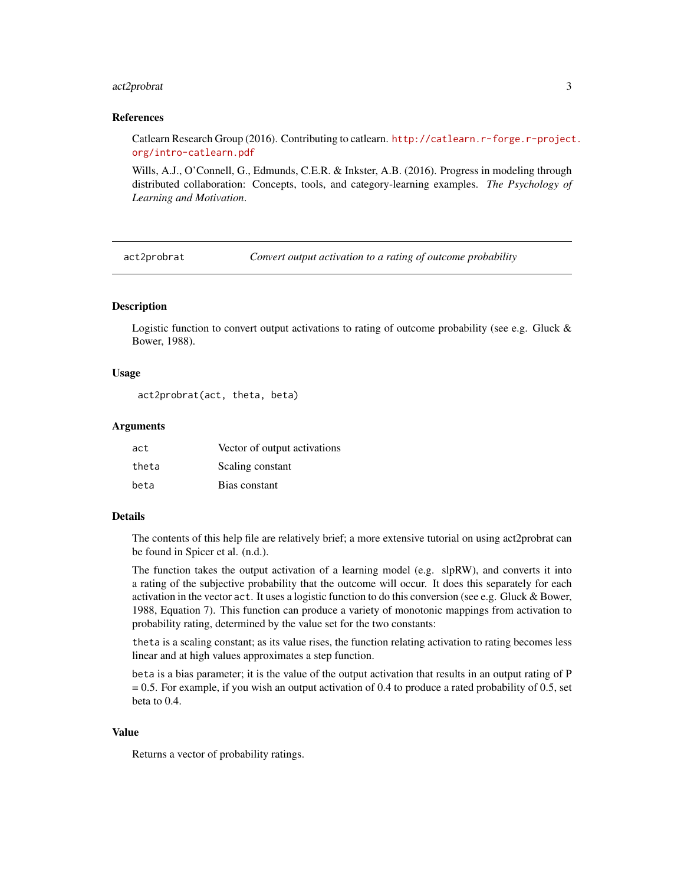## References

Catlearn Research Group (2016). Contributing to catlearn. http://catlearn.r-forge.r-project.org/intro-catlearn.pdf

Wills, A.J., O'Connell, G., Edmunds, C.E.R. & Inkster, A.B. (2016). Progress in modeling through distributed collaboration: Concepts, tools, and category-learning examples. *The Psychology of Learning and Motivation*.

---

`act2probrat` *Convert output activation to a rating of outcome probability*

---

## Description

Logistic function to convert output activations to rating of outcome probability (see e.g. Gluck & Bower, 1988).

## Usage

```
act2probrat(act, theta, beta)
```

## Arguments

| | |
|---|---|
| `act` | Vector of output activations |
| `theta` | Scaling constant |
| `beta` | Bias constant |

## Details

The contents of this help file are relatively brief; a more extensive tutorial on using act2probrat can be found in Spicer et al. (n.d.).

The function takes the output activation of a learning model (e.g. slpRW), and converts it into a rating of the subjective probability that the outcome will occur. It does this separately for each activation in the vector `act`. It uses a logistic function to do this conversion (see e.g. Gluck & Bower, 1988, Equation 7). This function can produce a variety of monotonic mappings from activation to probability rating, determined by the value set for the two constants:

`theta` is a scaling constant; as its value rises, the function relating activation to rating becomes less linear and at high values approximates a step function.

`beta` is a bias parameter; it is the value of the output activation that results in an output rating of P = 0.5. For example, if you wish an output activation of 0.4 to produce a rated probability of 0.5, set beta to 0.4.

## Value

Returns a vector of probability ratings.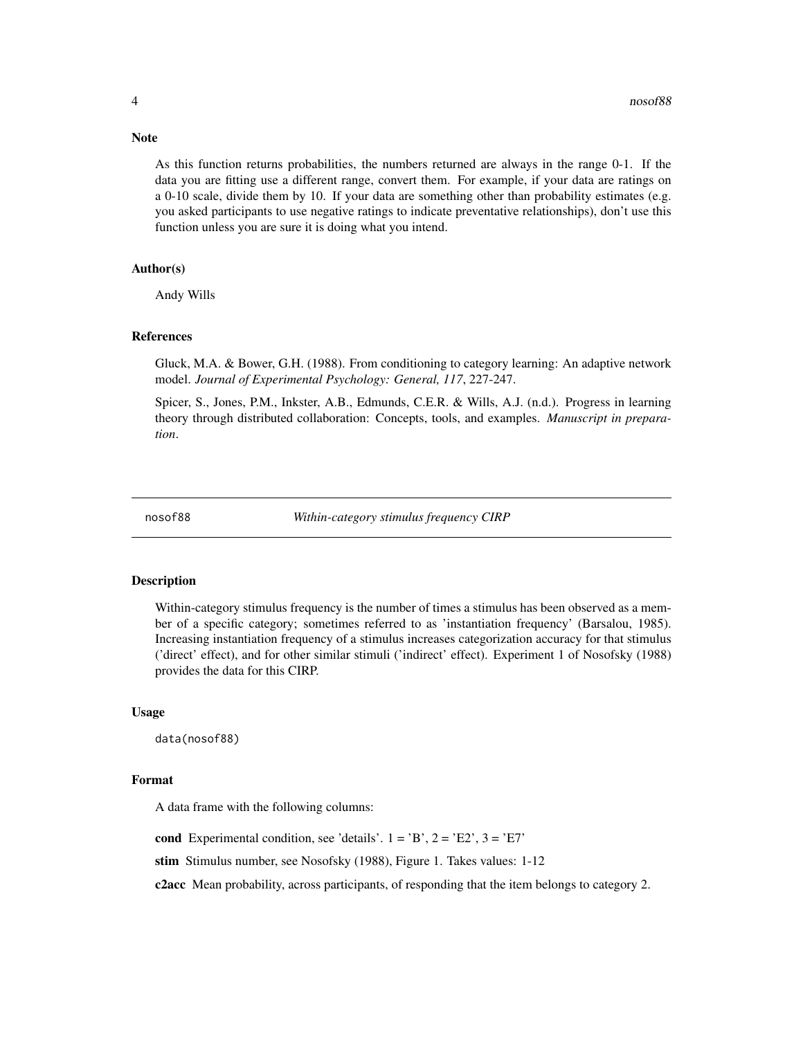### Note

As this function returns probabilities, the numbers returned are always in the range 0-1. If the data you are fitting use a different range, convert them. For example, if your data are ratings on a 0-10 scale, divide them by 10. If your data are something other than probability estimates (e.g. you asked participants to use negative ratings to indicate preventative relationships), don't use this function unless you are sure it is doing what you intend.

### Author(s)

Andy Wills

### References

Gluck, M.A. & Bower, G.H. (1988). From conditioning to category learning: An adaptive network model. *Journal of Experimental Psychology: General, 117*, 227-247.

Spicer, S., Jones, P.M., Inkster, A.B., Edmunds, C.E.R. & Wills, A.J. (n.d.). Progress in learning theory through distributed collaboration: Concepts, tools, and examples. *Manuscript in preparation*.

---

## nosof88 — *Within-category stimulus frequency CIRP*

### Description

Within-category stimulus frequency is the number of times a stimulus has been observed as a member of a specific category; sometimes referred to as 'instantiation frequency' (Barsalou, 1985). Increasing instantiation frequency of a stimulus increases categorization accuracy for that stimulus ('direct' effect), and for other similar stimuli ('indirect' effect). Experiment 1 of Nosofsky (1988) provides the data for this CIRP.

### Usage

```
data(nosof88)
```

### Format

A data frame with the following columns:

**cond** Experimental condition, see 'details'. 1 = 'B', 2 = 'E2', 3 = 'E7'

**stim** Stimulus number, see Nosofsky (1988), Figure 1. Takes values: 1-12

**c2acc** Mean probability, across participants, of responding that the item belongs to category 2.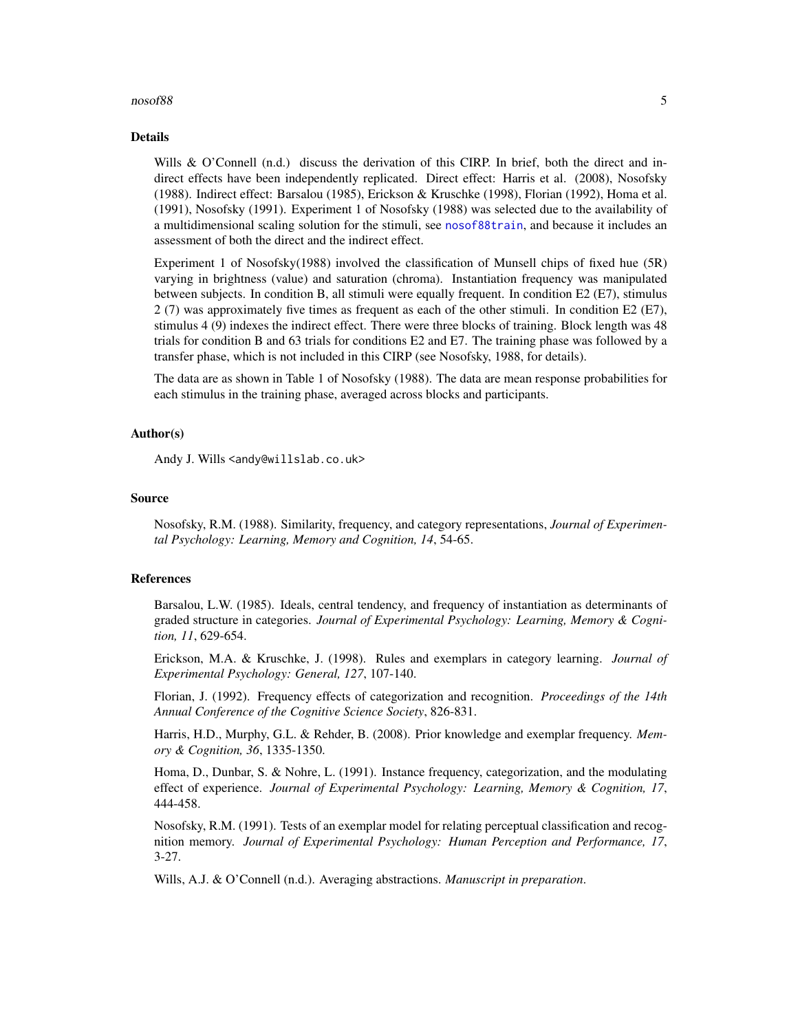## Details

Wills & O'Connell (n.d.) discuss the derivation of this CIRP. In brief, both the direct and indirect effects have been independently replicated. Direct effect: Harris et al. (2008), Nosofsky (1988). Indirect effect: Barsalou (1985), Erickson & Kruschke (1998), Florian (1992), Homa et al. (1991), Nosofsky (1991). Experiment 1 of Nosofsky (1988) was selected due to the availability of a multidimensional scaling solution for the stimuli, see `nosof88train`, and because it includes an assessment of both the direct and the indirect effect.

Experiment 1 of Nosofsky(1988) involved the classification of Munsell chips of fixed hue (5R) varying in brightness (value) and saturation (chroma). Instantiation frequency was manipulated between subjects. In condition B, all stimuli were equally frequent. In condition E2 (E7), stimulus 2 (7) was approximately five times as frequent as each of the other stimuli. In condition E2 (E7), stimulus 4 (9) indexes the indirect effect. There were three blocks of training. Block length was 48 trials for condition B and 63 trials for conditions E2 and E7. The training phase was followed by a transfer phase, which is not included in this CIRP (see Nosofsky, 1988, for details).

The data are as shown in Table 1 of Nosofsky (1988). The data are mean response probabilities for each stimulus in the training phase, averaged across blocks and participants.

## Author(s)

Andy J. Wills <andy@willslab.co.uk>

## Source

Nosofsky, R.M. (1988). Similarity, frequency, and category representations, *Journal of Experimental Psychology: Learning, Memory and Cognition, 14*, 54-65.

## References

Barsalou, L.W. (1985). Ideals, central tendency, and frequency of instantiation as determinants of graded structure in categories. *Journal of Experimental Psychology: Learning, Memory & Cognition, 11*, 629-654.

Erickson, M.A. & Kruschke, J. (1998). Rules and exemplars in category learning. *Journal of Experimental Psychology: General, 127*, 107-140.

Florian, J. (1992). Frequency effects of categorization and recognition. *Proceedings of the 14th Annual Conference of the Cognitive Science Society*, 826-831.

Harris, H.D., Murphy, G.L. & Rehder, B. (2008). Prior knowledge and exemplar frequency. *Memory & Cognition, 36*, 1335-1350.

Homa, D., Dunbar, S. & Nohre, L. (1991). Instance frequency, categorization, and the modulating effect of experience. *Journal of Experimental Psychology: Learning, Memory & Cognition, 17*, 444-458.

Nosofsky, R.M. (1991). Tests of an exemplar model for relating perceptual classification and recognition memory. *Journal of Experimental Psychology: Human Perception and Performance, 17*, 3-27.

Wills, A.J. & O'Connell (n.d.). Averaging abstractions. *Manuscript in preparation*.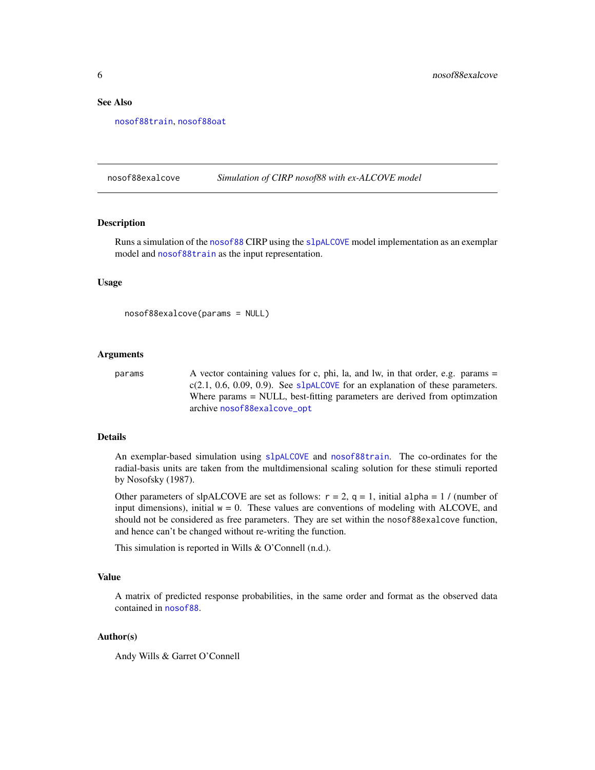### See Also

nosof88train, nosof88oat

---

## nosof88exalcove — *Simulation of CIRP nosof88 with ex-ALCOVE model*

### Description

Runs a simulation of the nosof88 CIRP using the slpALCOVE model implementation as an exemplar model and nosof88train as the input representation.

### Usage

```
nosof88exalcove(params = NULL)
```

### Arguments

| | |
|---|---|
| params | A vector containing values for c, phi, la, and lw, in that order, e.g. params = c(2.1, 0.6, 0.09, 0.9). See slpALCOVE for an explanation of these parameters. Where params = NULL, best-fitting parameters are derived from optimzation archive nosof88exalcove_opt |

### Details

An exemplar-based simulation using slpALCOVE and nosof88train. The co-ordinates for the radial-basis units are taken from the multdimensional scaling solution for these stimuli reported by Nosofsky (1987).

Other parameters of slpALCOVE are set as follows: `r` = 2, `q` = 1, initial `alpha` = 1 / (number of input dimensions), initial `w` = 0. These values are conventions of modeling with ALCOVE, and should not be considered as free parameters. They are set within the `nosof88exalcove` function, and hence can't be changed without re-writing the function.

This simulation is reported in Wills & O'Connell (n.d.).

### Value

A matrix of predicted response probabilities, in the same order and format as the observed data contained in nosof88.

### Author(s)

Andy Wills & Garret O'Connell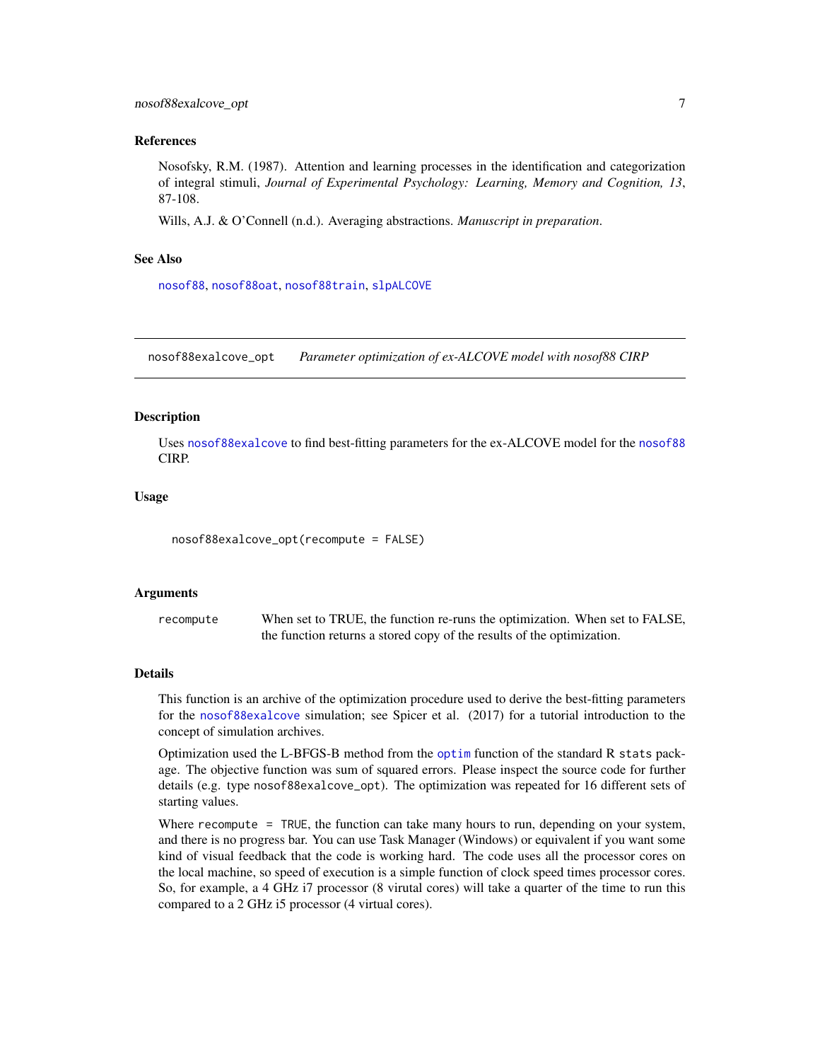### References

Nosofsky, R.M. (1987). Attention and learning processes in the identification and categorization of integral stimuli, *Journal of Experimental Psychology: Learning, Memory and Cognition, 13*, 87-108.

Wills, A.J. & O'Connell (n.d.). Averaging abstractions. *Manuscript in preparation*.

### See Also

nosof88, nosof88oat, nosof88train, slpALCOVE

---

## nosof88exalcove_opt    *Parameter optimization of ex-ALCOVE model with nosof88 CIRP*

---

### Description

Uses nosof88exalcove to find best-fitting parameters for the ex-ALCOVE model for the nosof88 CIRP.

### Usage

```
nosof88exalcove_opt(recompute = FALSE)
```

### Arguments

| | |
|---|---|
| recompute | When set to TRUE, the function re-runs the optimization. When set to FALSE, the function returns a stored copy of the results of the optimization. |

### Details

This function is an archive of the optimization procedure used to derive the best-fitting parameters for the nosof88exalcove simulation; see Spicer et al. (2017) for a tutorial introduction to the concept of simulation archives.

Optimization used the L-BFGS-B method from the optim function of the standard R stats package. The objective function was sum of squared errors. Please inspect the source code for further details (e.g. type nosof88exalcove_opt). The optimization was repeated for 16 different sets of starting values.

Where recompute = TRUE, the function can take many hours to run, depending on your system, and there is no progress bar. You can use Task Manager (Windows) or equivalent if you want some kind of visual feedback that the code is working hard. The code uses all the processor cores on the local machine, so speed of execution is a simple function of clock speed times processor cores. So, for example, a 4 GHz i7 processor (8 virutal cores) will take a quarter of the time to run this compared to a 2 GHz i5 processor (4 virtual cores).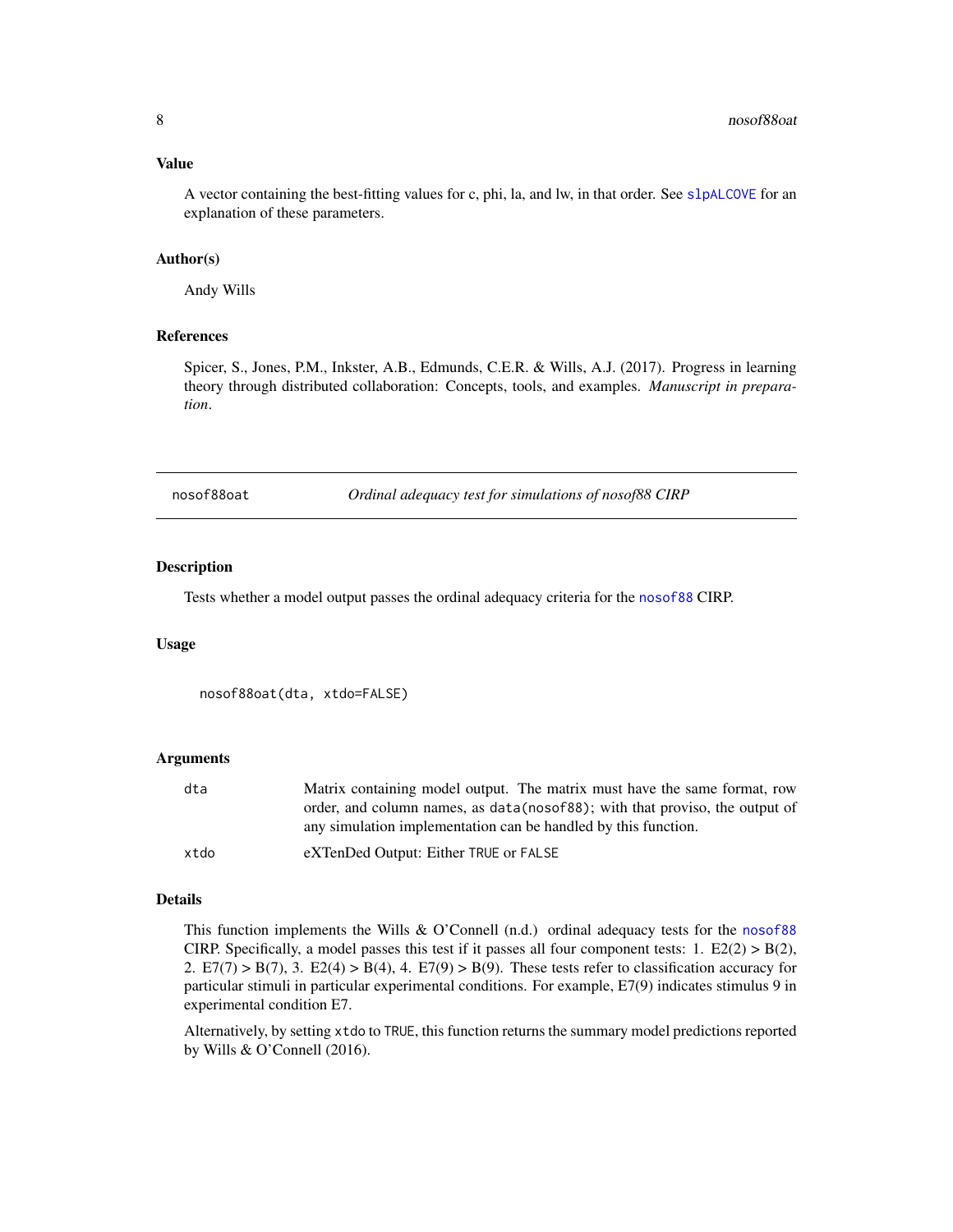## Value

A vector containing the best-fitting values for c, phi, la, and lw, in that order. See slpALCOVE for an explanation of these parameters.

## Author(s)

Andy Wills

## References

Spicer, S., Jones, P.M., Inkster, A.B., Edmunds, C.E.R. & Wills, A.J. (2017). Progress in learning theory through distributed collaboration: Concepts, tools, and examples. *Manuscript in preparation*.

---

# nosof88oat — *Ordinal adequacy test for simulations of nosof88 CIRP*

## Description

Tests whether a model output passes the ordinal adequacy criteria for the nosof88 CIRP.

## Usage

```
nosof88oat(dta, xtdo=FALSE)
```

## Arguments

| | |
|---|---|
| dta | Matrix containing model output. The matrix must have the same format, row order, and column names, as `data(nosof88)`; with that proviso, the output of any simulation implementation can be handled by this function. |
| xtdo | eXTenDed Output: Either `TRUE` or `FALSE` |

## Details

This function implements the Wills & O'Connell (n.d.) ordinal adequacy tests for the nosof88 CIRP. Specifically, a model passes this test if it passes all four component tests: 1. E2(2) > B(2), 2. E7(7) > B(7), 3. E2(4) > B(4), 4. E7(9) > B(9). These tests refer to classification accuracy for particular stimuli in particular experimental conditions. For example, E7(9) indicates stimulus 9 in experimental condition E7.

Alternatively, by setting `xtdo` to `TRUE`, this function returns the summary model predictions reported by Wills & O'Connell (2016).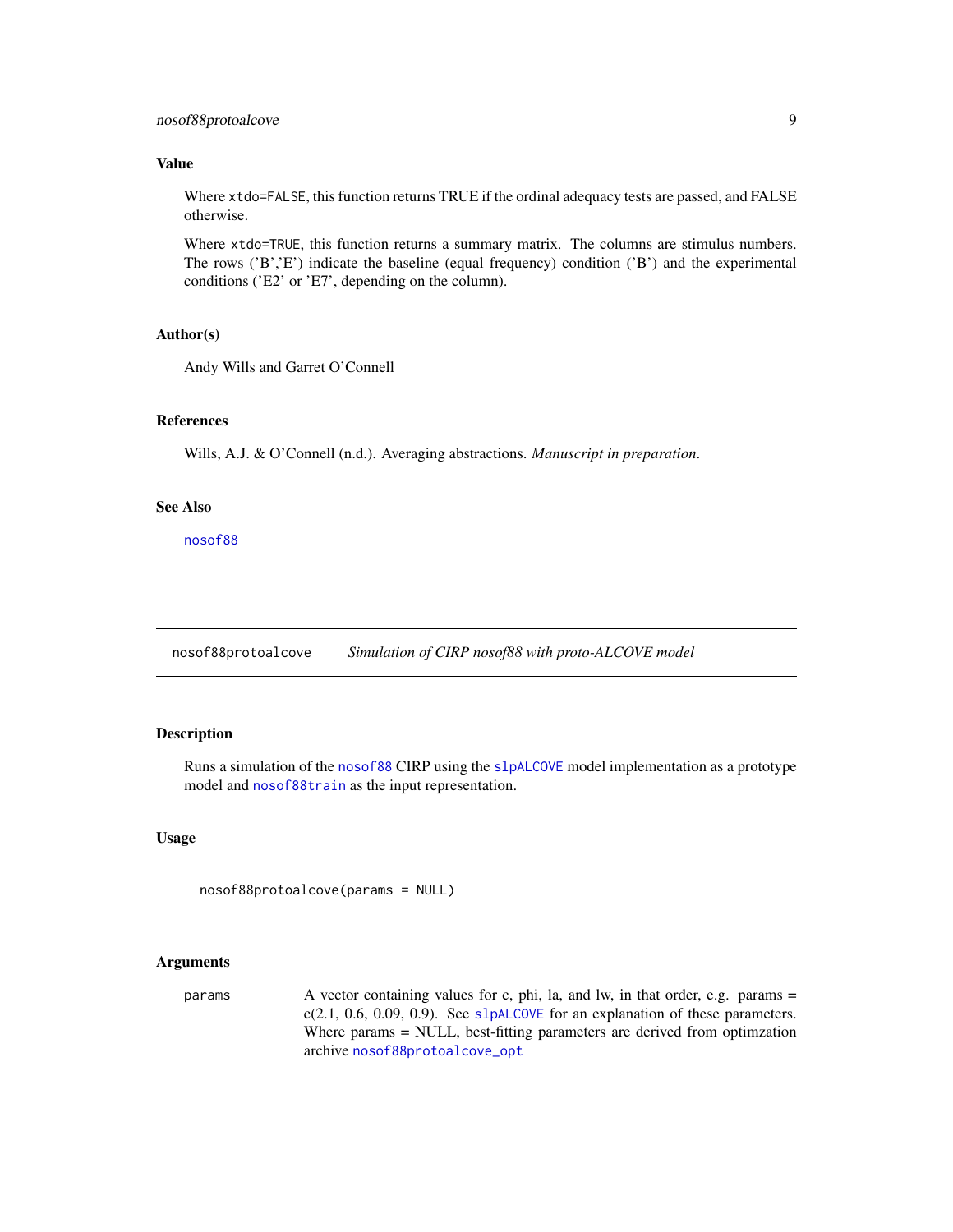### Value

Where xtdo=FALSE, this function returns TRUE if the ordinal adequacy tests are passed, and FALSE otherwise.

Where xtdo=TRUE, this function returns a summary matrix. The columns are stimulus numbers. The rows ('B','E') indicate the baseline (equal frequency) condition ('B') and the experimental conditions ('E2' or 'E7', depending on the column).

### Author(s)

Andy Wills and Garret O'Connell

### References

Wills, A.J. & O'Connell (n.d.). Averaging abstractions. *Manuscript in preparation*.

### See Also

nosof88

---

## nosof88protoalcove — *Simulation of CIRP nosof88 with proto-ALCOVE model*

### Description

Runs a simulation of the nosof88 CIRP using the slpALCOVE model implementation as a prototype model and nosof88train as the input representation.

### Usage

```
nosof88protoalcove(params = NULL)
```

### Arguments

| | |
|---|---|
| params | A vector containing values for c, phi, la, and lw, in that order, e.g. params = c(2.1, 0.6, 0.09, 0.9). See slpALCOVE for an explanation of these parameters. Where params = NULL, best-fitting parameters are derived from optimzation archive nosof88protoalcove_opt |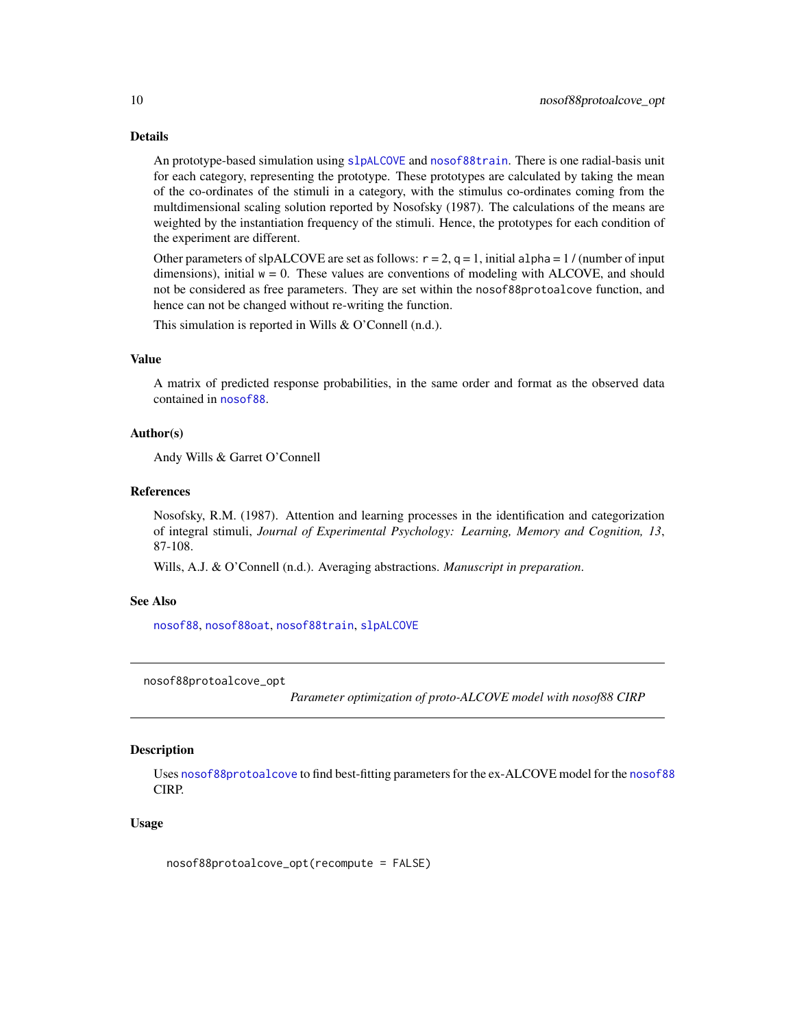### Details

An prototype-based simulation using `slpALCOVE` and `nosof88train`. There is one radial-basis unit for each category, representing the prototype. These prototypes are calculated by taking the mean of the co-ordinates of the stimuli in a category, with the stimulus co-ordinates coming from the multdimensional scaling solution reported by Nosofsky (1987). The calculations of the means are weighted by the instantiation frequency of the stimuli. Hence, the prototypes for each condition of the experiment are different.

Other parameters of slpALCOVE are set as follows: `r` = 2, `q` = 1, initial `alpha` = 1 / (number of input dimensions), initial `w` = 0. These values are conventions of modeling with ALCOVE, and should not be considered as free parameters. They are set within the `nosof88protoalcove` function, and hence can not be changed without re-writing the function.

This simulation is reported in Wills & O'Connell (n.d.).

### Value

A matrix of predicted response probabilities, in the same order and format as the observed data contained in `nosof88`.

### Author(s)

Andy Wills & Garret O'Connell

### References

Nosofsky, R.M. (1987). Attention and learning processes in the identification and categorization of integral stimuli, *Journal of Experimental Psychology: Learning, Memory and Cognition, 13*, 87-108.

Wills, A.J. & O'Connell (n.d.). Averaging abstractions. *Manuscript in preparation*.

### See Also

`nosof88`, `nosof88oat`, `nosof88train`, `slpALCOVE`

---

## nosof88protoalcove_opt

*Parameter optimization of proto-ALCOVE model with nosof88 CIRP*

### Description

Uses `nosof88protoalcove` to find best-fitting parameters for the ex-ALCOVE model for the `nosof88` CIRP.

### Usage

```
nosof88protoalcove_opt(recompute = FALSE)
```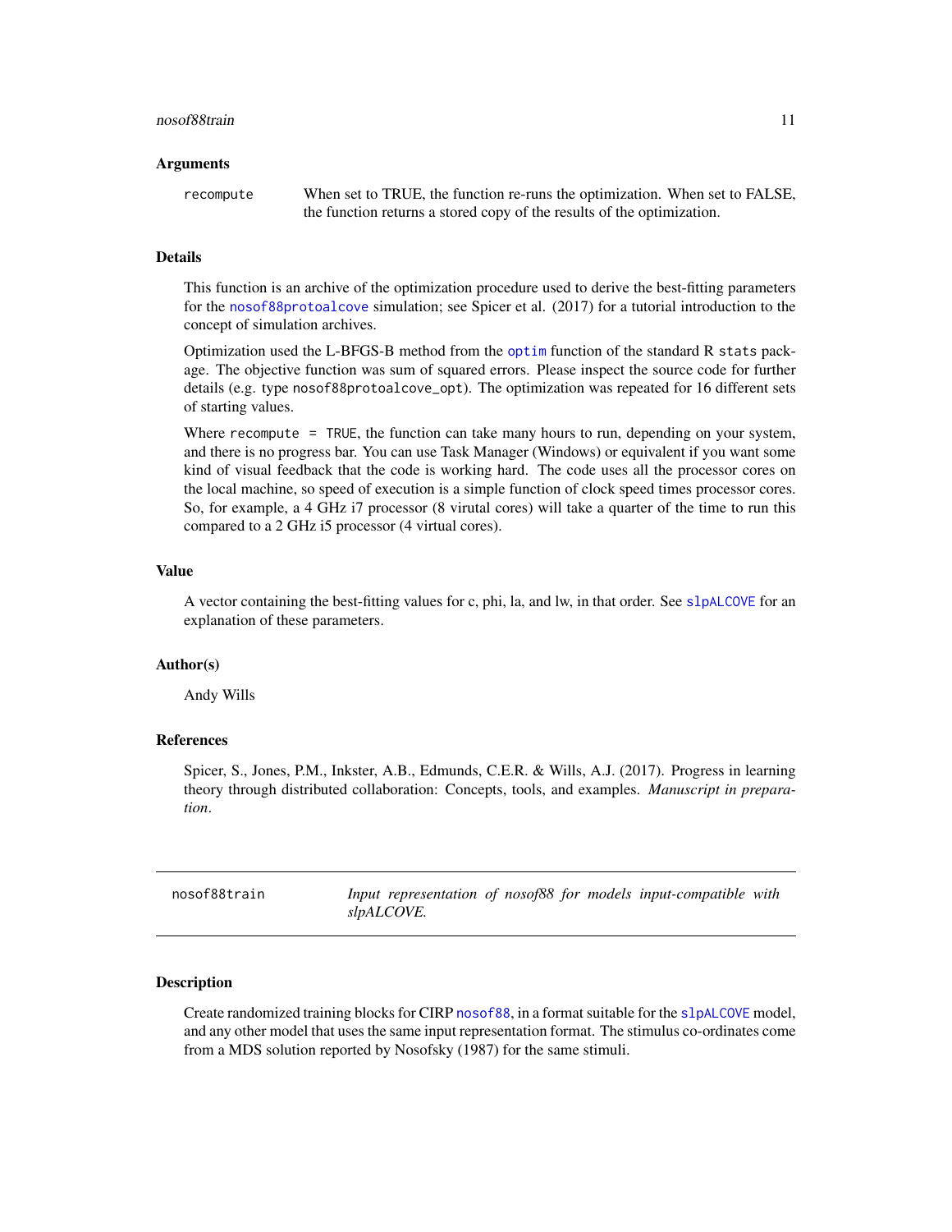### Arguments

| | |
|---|---|
| `recompute` | When set to TRUE, the function re-runs the optimization. When set to FALSE, the function returns a stored copy of the results of the optimization. |

### Details

This function is an archive of the optimization procedure used to derive the best-fitting parameters for the `nosof88protoalcove` simulation; see Spicer et al. (2017) for a tutorial introduction to the concept of simulation archives.

Optimization used the L-BFGS-B method from the `optim` function of the standard R `stats` package. The objective function was sum of squared errors. Please inspect the source code for further details (e.g. type `nosof88protoalcove_opt`). The optimization was repeated for 16 different sets of starting values.

Where `recompute = TRUE`, the function can take many hours to run, depending on your system, and there is no progress bar. You can use Task Manager (Windows) or equivalent if you want some kind of visual feedback that the code is working hard. The code uses all the processor cores on the local machine, so speed of execution is a simple function of clock speed times processor cores. So, for example, a 4 GHz i7 processor (8 virutal cores) will take a quarter of the time to run this compared to a 2 GHz i5 processor (4 virtual cores).

### Value

A vector containing the best-fitting values for c, phi, la, and lw, in that order. See `slpALCOVE` for an explanation of these parameters.

### Author(s)

Andy Wills

### References

Spicer, S., Jones, P.M., Inkster, A.B., Edmunds, C.E.R. & Wills, A.J. (2017). Progress in learning theory through distributed collaboration: Concepts, tools, and examples. *Manuscript in preparation*.

---

## nosof88train — *Input representation of nosof88 for models input-compatible with slpALCOVE.*

---

### Description

Create randomized training blocks for CIRP `nosof88`, in a format suitable for the `slpALCOVE` model, and any other model that uses the same input representation format. The stimulus co-ordinates come from a MDS solution reported by Nosofsky (1987) for the same stimuli.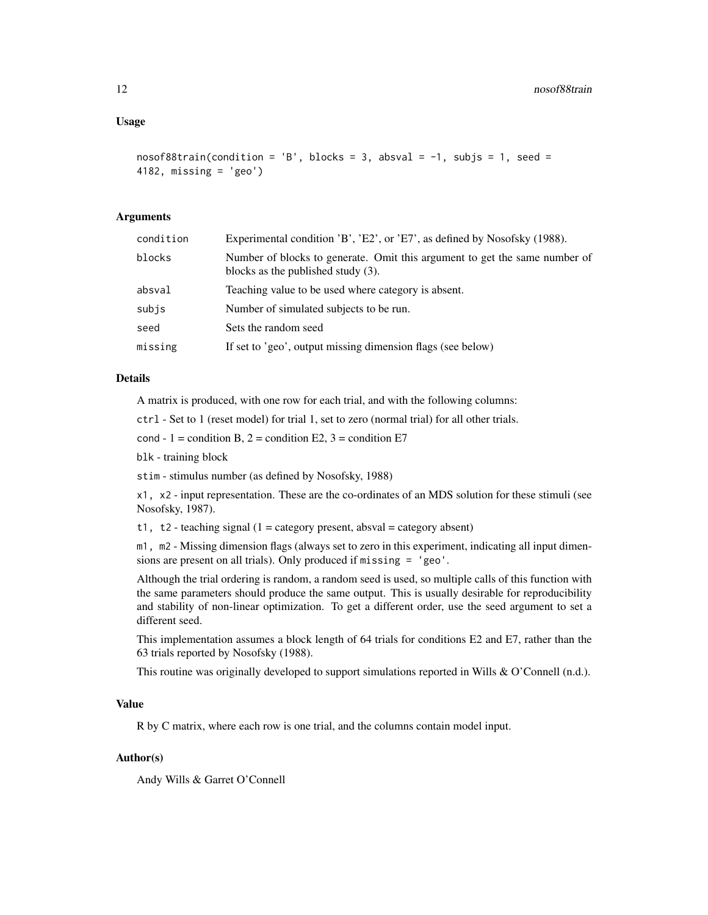### Usage

```
nosof88train(condition = 'B', blocks = 3, absval = -1, subjs = 1, seed =
4182, missing = 'geo')
```

### Arguments

| | |
|---|---|
| condition | Experimental condition 'B', 'E2', or 'E7', as defined by Nosofsky (1988). |
| blocks | Number of blocks to generate. Omit this argument to get the same number of blocks as the published study (3). |
| absval | Teaching value to be used where category is absent. |
| subjs | Number of simulated subjects to be run. |
| seed | Sets the random seed |
| missing | If set to 'geo', output missing dimension flags (see below) |

### Details

A matrix is produced, with one row for each trial, and with the following columns:

`ctrl` - Set to 1 (reset model) for trial 1, set to zero (normal trial) for all other trials.

`cond` - 1 = condition B, 2 = condition E2, 3 = condition E7

`blk` - training block

`stim` - stimulus number (as defined by Nosofsky, 1988)

`x1, x2` - input representation. These are the co-ordinates of an MDS solution for these stimuli (see Nosofsky, 1987).

`t1, t2` - teaching signal (1 = category present, absval = category absent)

`m1, m2` - Missing dimension flags (always set to zero in this experiment, indicating all input dimensions are present on all trials). Only produced if `missing = 'geo'`.

Although the trial ordering is random, a random seed is used, so multiple calls of this function with the same parameters should produce the same output. This is usually desirable for reproducibility and stability of non-linear optimization. To get a different order, use the seed argument to set a different seed.

This implementation assumes a block length of 64 trials for conditions E2 and E7, rather than the 63 trials reported by Nosofsky (1988).

This routine was originally developed to support simulations reported in Wills & O'Connell (n.d.).

### Value

R by C matrix, where each row is one trial, and the columns contain model input.

### Author(s)

Andy Wills & Garret O'Connell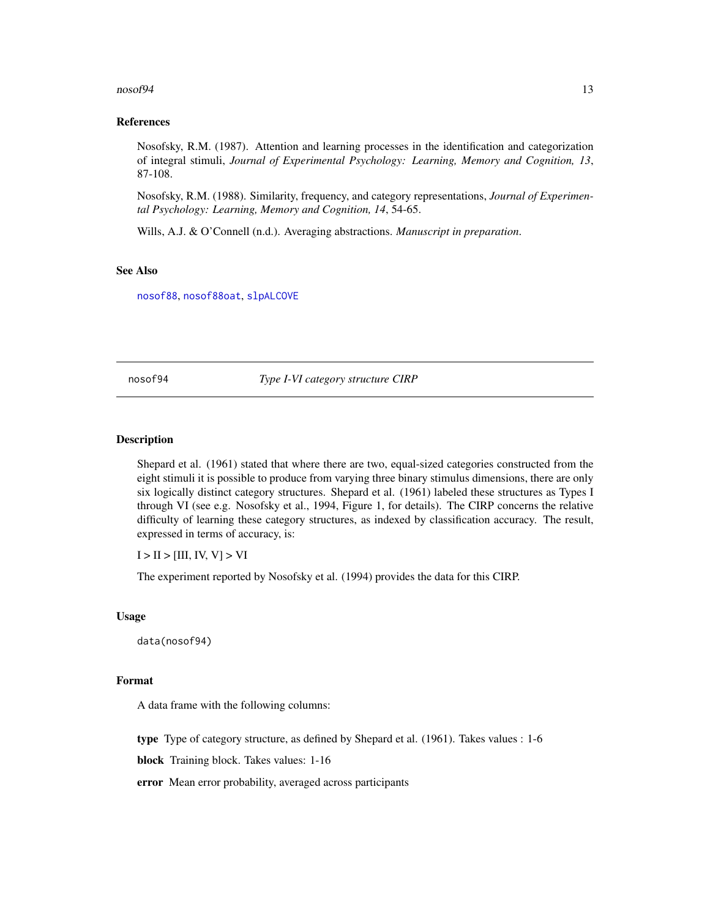## References

Nosofsky, R.M. (1987). Attention and learning processes in the identification and categorization of integral stimuli, *Journal of Experimental Psychology: Learning, Memory and Cognition, 13*, 87-108.

Nosofsky, R.M. (1988). Similarity, frequency, and category representations, *Journal of Experimental Psychology: Learning, Memory and Cognition, 14*, 54-65.

Wills, A.J. & O'Connell (n.d.). Averaging abstractions. *Manuscript in preparation*.

## See Also

nosof88, nosof88oat, slpALCOVE

---

# nosof94 — *Type I-VI category structure CIRP*

## Description

Shepard et al. (1961) stated that where there are two, equal-sized categories constructed from the eight stimuli it is possible to produce from varying three binary stimulus dimensions, there are only six logically distinct category structures. Shepard et al. (1961) labeled these structures as Types I through VI (see e.g. Nosofsky et al., 1994, Figure 1, for details). The CIRP concerns the relative difficulty of learning these category structures, as indexed by classification accuracy. The result, expressed in terms of accuracy, is:

I > II > [III, IV, V] > VI

The experiment reported by Nosofsky et al. (1994) provides the data for this CIRP.

## Usage

```
data(nosof94)
```

## Format

A data frame with the following columns:

**type** Type of category structure, as defined by Shepard et al. (1961). Takes values : 1-6

**block** Training block. Takes values: 1-16

**error** Mean error probability, averaged across participants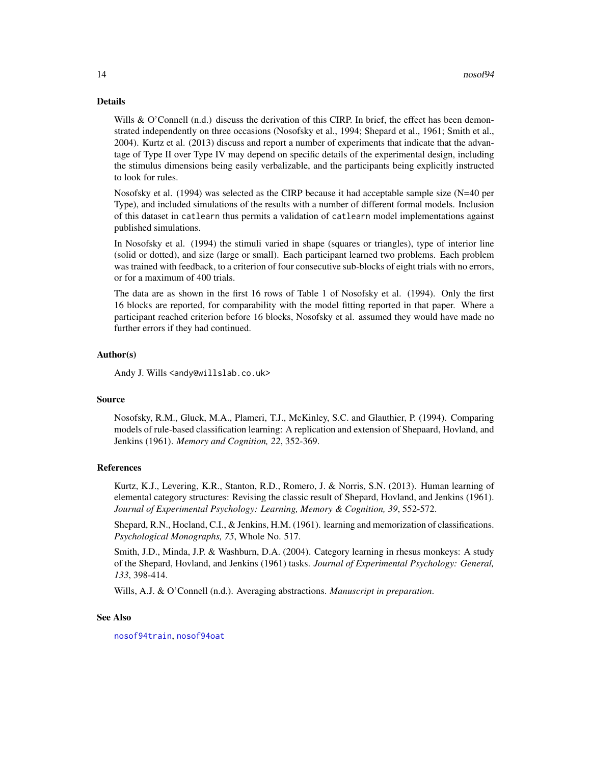## Details

Wills & O'Connell (n.d.) discuss the derivation of this CIRP. In brief, the effect has been demonstrated independently on three occasions (Nosofsky et al., 1994; Shepard et al., 1961; Smith et al., 2004). Kurtz et al. (2013) discuss and report a number of experiments that indicate that the advantage of Type II over Type IV may depend on specific details of the experimental design, including the stimulus dimensions being easily verbalizable, and the participants being explicitly instructed to look for rules.

Nosofsky et al. (1994) was selected as the CIRP because it had acceptable sample size (N=40 per Type), and included simulations of the results with a number of different formal models. Inclusion of this dataset in `catlearn` thus permits a validation of `catlearn` model implementations against published simulations.

In Nosofsky et al. (1994) the stimuli varied in shape (squares or triangles), type of interior line (solid or dotted), and size (large or small). Each participant learned two problems. Each problem was trained with feedback, to a criterion of four consecutive sub-blocks of eight trials with no errors, or for a maximum of 400 trials.

The data are as shown in the first 16 rows of Table 1 of Nosofsky et al. (1994). Only the first 16 blocks are reported, for comparability with the model fitting reported in that paper. Where a participant reached criterion before 16 blocks, Nosofsky et al. assumed they would have made no further errors if they had continued.

## Author(s)

Andy J. Wills <andy@willslab.co.uk>

## Source

Nosofsky, R.M., Gluck, M.A., Plameri, T.J., McKinley, S.C. and Glauthier, P. (1994). Comparing models of rule-based classification learning: A replication and extension of Shepaard, Hovland, and Jenkins (1961). *Memory and Cognition, 22*, 352-369.

## References

Kurtz, K.J., Levering, K.R., Stanton, R.D., Romero, J. & Norris, S.N. (2013). Human learning of elemental category structures: Revising the classic result of Shepard, Hovland, and Jenkins (1961). *Journal of Experimental Psychology: Learning, Memory & Cognition, 39*, 552-572.

Shepard, R.N., Hocland, C.I., & Jenkins, H.M. (1961). learning and memorization of classifications. *Psychological Monographs, 75*, Whole No. 517.

Smith, J.D., Minda, J.P. & Washburn, D.A. (2004). Category learning in rhesus monkeys: A study of the Shepard, Hovland, and Jenkins (1961) tasks. *Journal of Experimental Psychology: General, 133*, 398-414.

Wills, A.J. & O'Connell (n.d.). Averaging abstractions. *Manuscript in preparation*.

## See Also

`nosof94train`, `nosof94oat`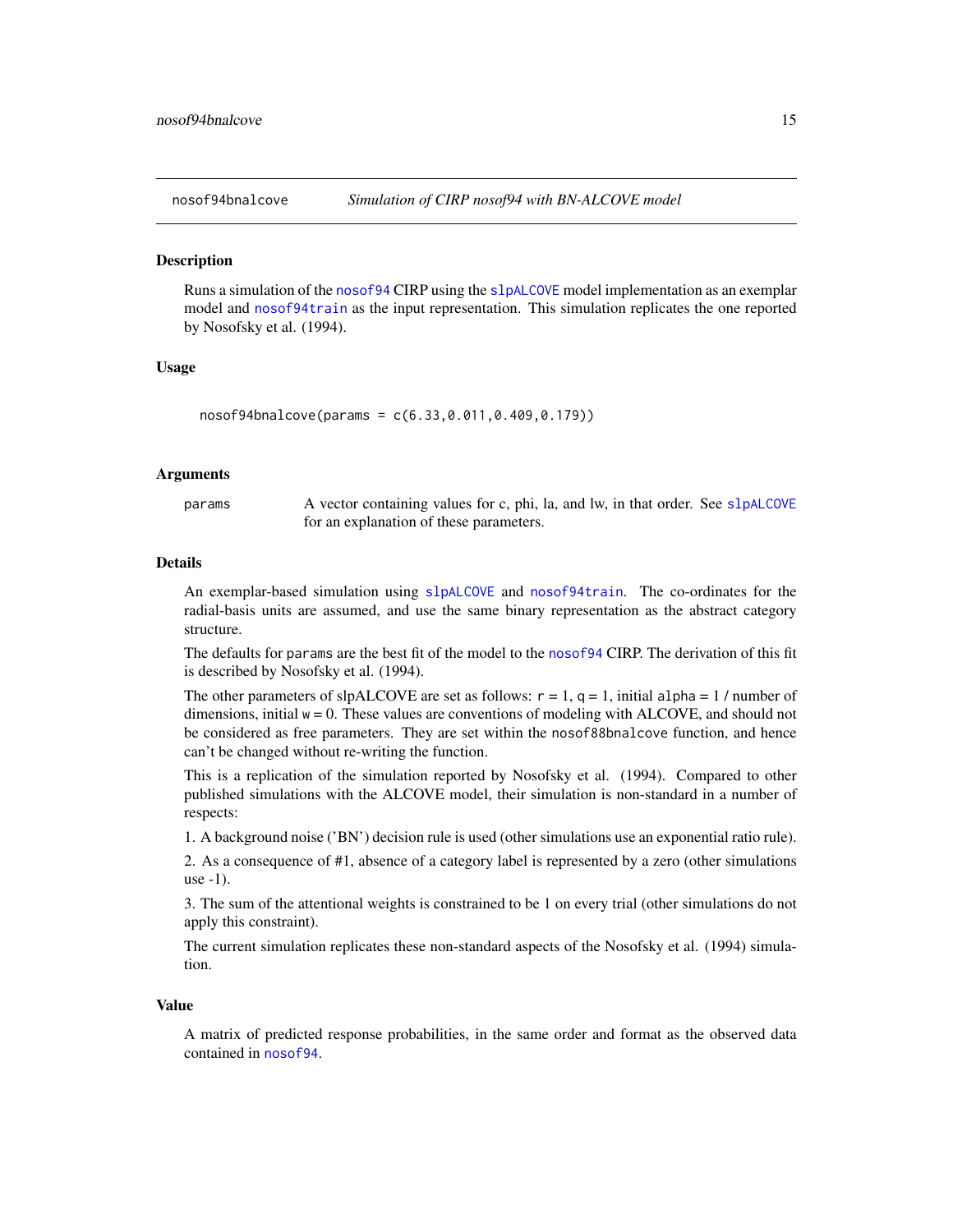# nosof94bnalcove — *Simulation of CIRP nosof94 with BN-ALCOVE model*

## Description

Runs a simulation of the nosof94 CIRP using the slpALCOVE model implementation as an exemplar model and nosof94train as the input representation. This simulation replicates the one reported by Nosofsky et al. (1994).

## Usage

```
nosof94bnalcove(params = c(6.33,0.011,0.409,0.179))
```

## Arguments

| | |
|---|---|
| params | A vector containing values for c, phi, la, and lw, in that order. See slpALCOVE for an explanation of these parameters. |

## Details

An exemplar-based simulation using slpALCOVE and nosof94train. The co-ordinates for the radial-basis units are assumed, and use the same binary representation as the abstract category structure.

The defaults for `params` are the best fit of the model to the nosof94 CIRP. The derivation of this fit is described by Nosofsky et al. (1994).

The other parameters of slpALCOVE are set as follows: `r` = 1, `q` = 1, initial `alpha` = 1 / number of dimensions, initial `w` = 0. These values are conventions of modeling with ALCOVE, and should not be considered as free parameters. They are set within the `nosof88bnalcove` function, and hence can't be changed without re-writing the function.

This is a replication of the simulation reported by Nosofsky et al. (1994). Compared to other published simulations with the ALCOVE model, their simulation is non-standard in a number of respects:

1. A background noise ('BN') decision rule is used (other simulations use an exponential ratio rule).

2. As a consequence of #1, absence of a category label is represented by a zero (other simulations use -1).

3. The sum of the attentional weights is constrained to be 1 on every trial (other simulations do not apply this constraint).

The current simulation replicates these non-standard aspects of the Nosofsky et al. (1994) simulation.

## Value

A matrix of predicted response probabilities, in the same order and format as the observed data contained in nosof94.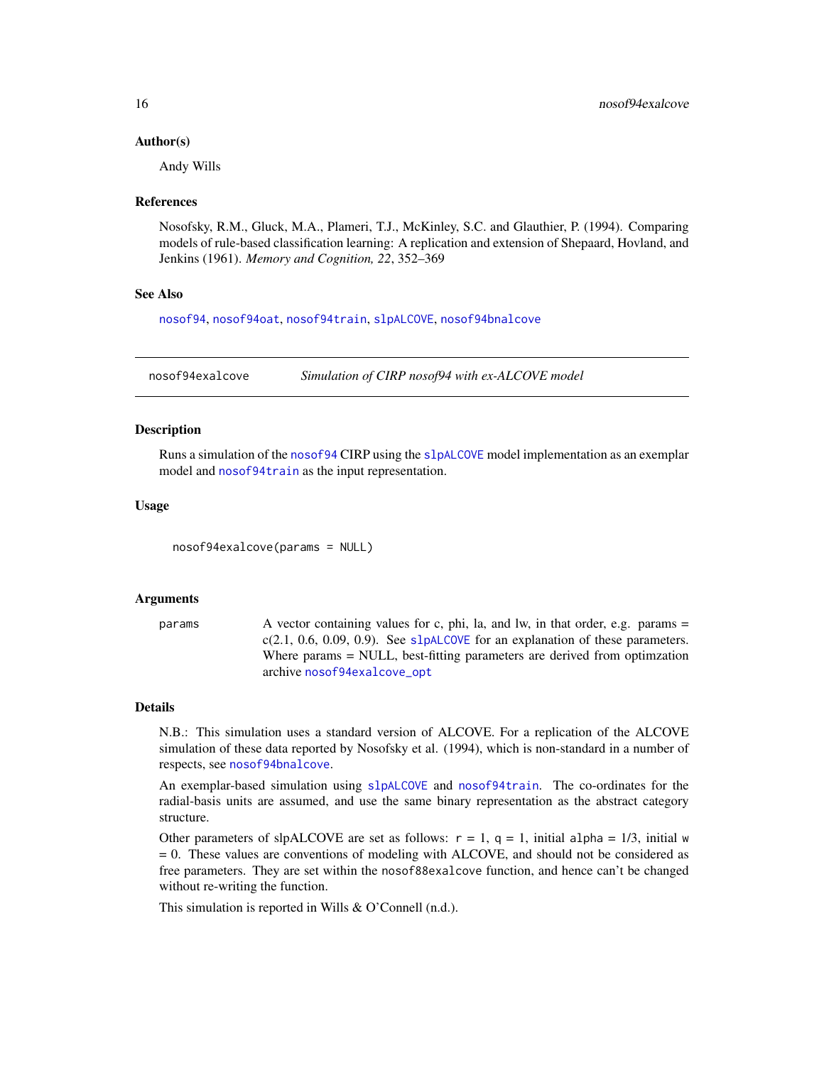### Author(s)

Andy Wills

### References

Nosofsky, R.M., Gluck, M.A., Plameri, T.J., McKinley, S.C. and Glauthier, P. (1994). Comparing models of rule-based classification learning: A replication and extension of Shepaard, Hovland, and Jenkins (1961). *Memory and Cognition, 22*, 352–369

### See Also

nosof94, nosof94oat, nosof94train, slpALCOVE, nosof94bnalcove

---

## nosof94exalcove — *Simulation of CIRP nosof94 with ex-ALCOVE model*

### Description

Runs a simulation of the nosof94 CIRP using the slpALCOVE model implementation as an exemplar model and nosof94train as the input representation.

### Usage

```
nosof94exalcove(params = NULL)
```

### Arguments

| | |
|---|---|
| params | A vector containing values for c, phi, la, and lw, in that order, e.g. params = c(2.1, 0.6, 0.09, 0.9). See slpALCOVE for an explanation of these parameters. Where params = NULL, best-fitting parameters are derived from optimzation archive nosof94exalcove_opt |

### Details

N.B.: This simulation uses a standard version of ALCOVE. For a replication of the ALCOVE simulation of these data reported by Nosofsky et al. (1994), which is non-standard in a number of respects, see nosof94bnalcove.

An exemplar-based simulation using slpALCOVE and nosof94train. The co-ordinates for the radial-basis units are assumed, and use the same binary representation as the abstract category structure.

Other parameters of slpALCOVE are set as follows: `r = 1`, `q = 1`, initial `alpha` = 1/3, initial `w` = 0. These values are conventions of modeling with ALCOVE, and should not be considered as free parameters. They are set within the `nosof88exalcove` function, and hence can't be changed without re-writing the function.

This simulation is reported in Wills & O'Connell (n.d.).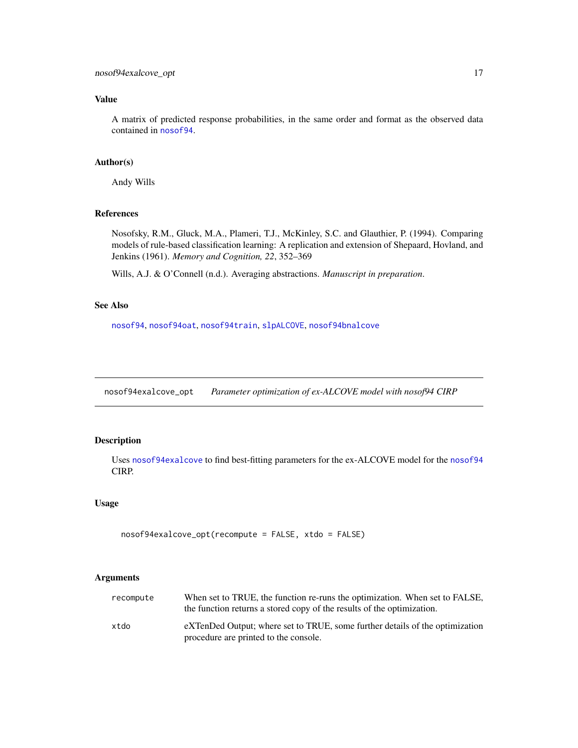## Value

A matrix of predicted response probabilities, in the same order and format as the observed data contained in nosof94.

## Author(s)

Andy Wills

## References

Nosofsky, R.M., Gluck, M.A., Plameri, T.J., McKinley, S.C. and Glauthier, P. (1994). Comparing models of rule-based classification learning: A replication and extension of Shepaard, Hovland, and Jenkins (1961). *Memory and Cognition, 22*, 352–369

Wills, A.J. & O'Connell (n.d.). Averaging abstractions. *Manuscript in preparation*.

## See Also

nosof94, nosof94oat, nosof94train, slpALCOVE, nosof94bnalcove

---

# nosof94exalcove_opt *Parameter optimization of ex-ALCOVE model with nosof94 CIRP*

## Description

Uses nosof94exalcove to find best-fitting parameters for the ex-ALCOVE model for the nosof94 CIRP.

## Usage

```
nosof94exalcove_opt(recompute = FALSE, xtdo = FALSE)
```

## Arguments

| | |
|---|---|
| recompute | When set to TRUE, the function re-runs the optimization. When set to FALSE, the function returns a stored copy of the results of the optimization. |
| xtdo | eXTenDed Output; where set to TRUE, some further details of the optimization procedure are printed to the console. |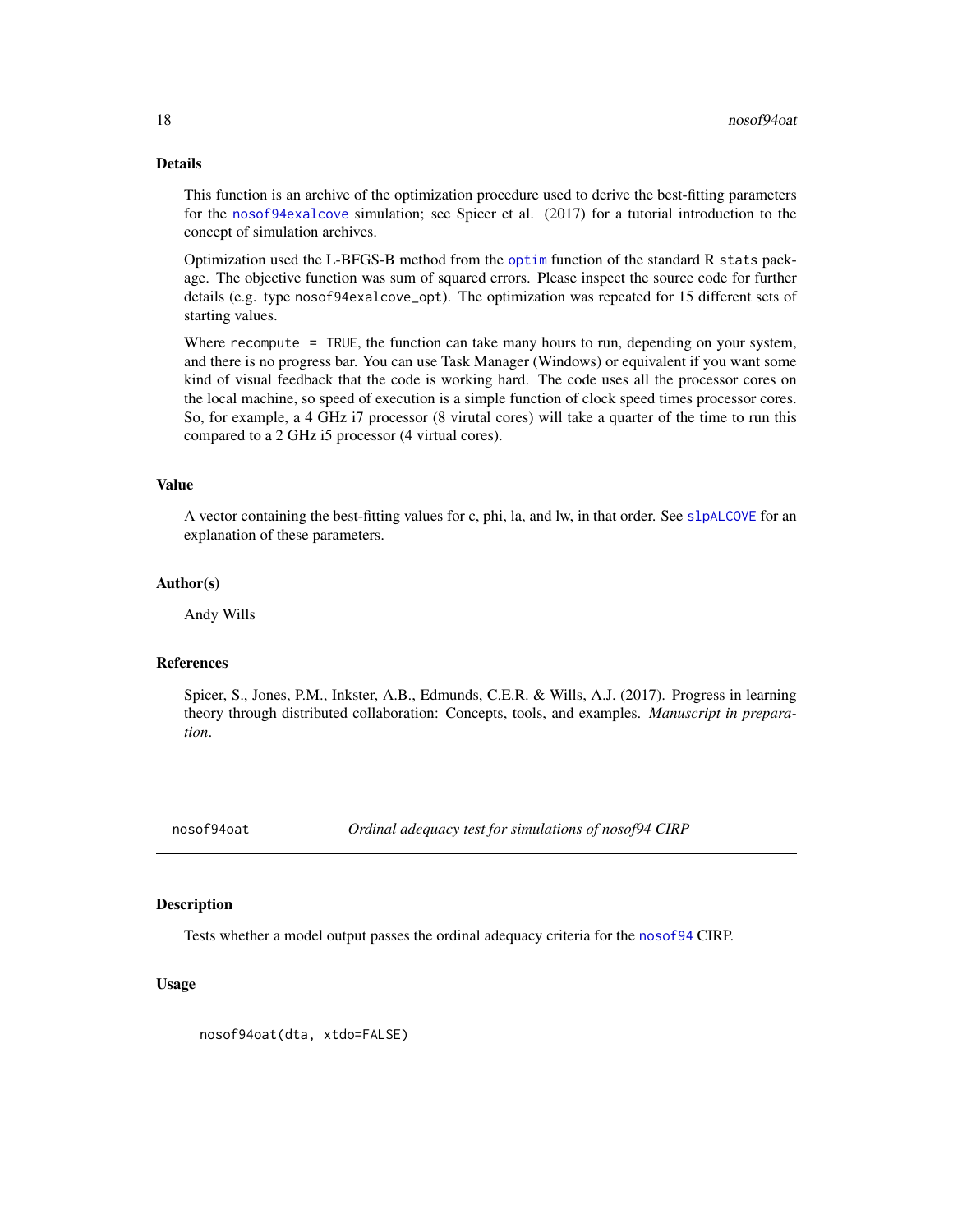### Details

This function is an archive of the optimization procedure used to derive the best-fitting parameters for the nosof94exalcove simulation; see Spicer et al. (2017) for a tutorial introduction to the concept of simulation archives.

Optimization used the L-BFGS-B method from the optim function of the standard R stats package. The objective function was sum of squared errors. Please inspect the source code for further details (e.g. type nosof94exalcove_opt). The optimization was repeated for 15 different sets of starting values.

Where recompute = TRUE, the function can take many hours to run, depending on your system, and there is no progress bar. You can use Task Manager (Windows) or equivalent if you want some kind of visual feedback that the code is working hard. The code uses all the processor cores on the local machine, so speed of execution is a simple function of clock speed times processor cores. So, for example, a 4 GHz i7 processor (8 virutal cores) will take a quarter of the time to run this compared to a 2 GHz i5 processor (4 virtual cores).

### Value

A vector containing the best-fitting values for c, phi, la, and lw, in that order. See slpALCOVE for an explanation of these parameters.

### Author(s)

Andy Wills

### References

Spicer, S., Jones, P.M., Inkster, A.B., Edmunds, C.E.R. & Wills, A.J. (2017). Progress in learning theory through distributed collaboration: Concepts, tools, and examples. *Manuscript in preparation*.

---

## nosof94oat — *Ordinal adequacy test for simulations of nosof94 CIRP*

### Description

Tests whether a model output passes the ordinal adequacy criteria for the nosof94 CIRP.

### Usage

```
nosof94oat(dta, xtdo=FALSE)
```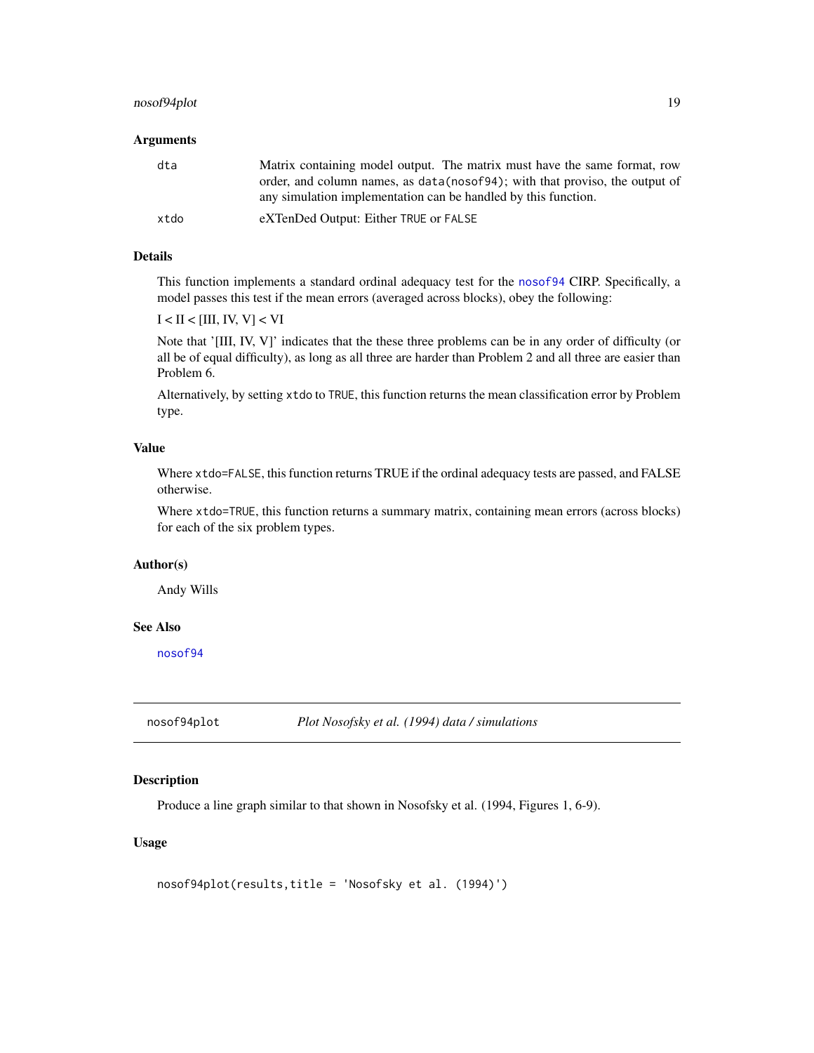### Arguments

| | |
|---|---|
| dta | Matrix containing model output. The matrix must have the same format, row order, and column names, as `data(nosof94)`; with that proviso, the output of any simulation implementation can be handled by this function. |
| xtdo | eXTenDed Output: Either `TRUE` or `FALSE` |

### Details

This function implements a standard ordinal adequacy test for the nosof94 CIRP. Specifically, a model passes this test if the mean errors (averaged across blocks), obey the following:

I < II < [III, IV, V] < VI

Note that '[III, IV, V]' indicates that the these three problems can be in any order of difficulty (or all be of equal difficulty), as long as all three are harder than Problem 2 and all three are easier than Problem 6.

Alternatively, by setting `xtdo` to `TRUE`, this function returns the mean classification error by Problem type.

### Value

Where `xtdo=FALSE`, this function returns TRUE if the ordinal adequacy tests are passed, and FALSE otherwise.

Where `xtdo=TRUE`, this function returns a summary matrix, containing mean errors (across blocks) for each of the six problem types.

### Author(s)

Andy Wills

### See Also

nosof94

---

## nosof94plot — *Plot Nosofsky et al. (1994) data / simulations*

### Description

Produce a line graph similar to that shown in Nosofsky et al. (1994, Figures 1, 6-9).

### Usage

```
nosof94plot(results,title = 'Nosofsky et al. (1994)')
```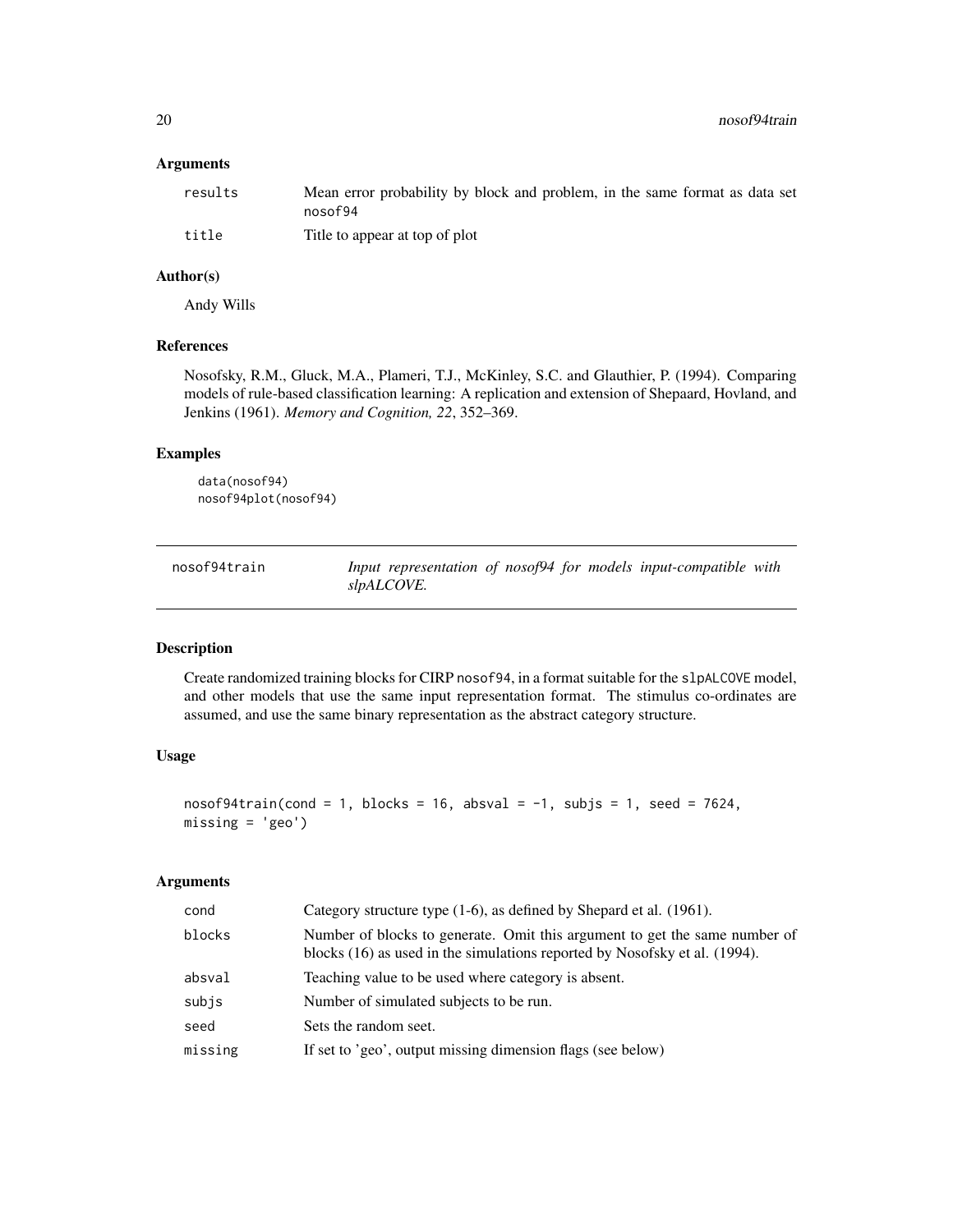### Arguments

| | |
|---|---|
| results | Mean error probability by block and problem, in the same format as data set nosof94 |
| title | Title to appear at top of plot |

### Author(s)

Andy Wills

### References

Nosofsky, R.M., Gluck, M.A., Plameri, T.J., McKinley, S.C. and Glauthier, P. (1994). Comparing models of rule-based classification learning: A replication and extension of Shepaard, Hovland, and Jenkins (1961). *Memory and Cognition, 22*, 352–369.

### Examples

```
data(nosof94)
nosof94plot(nosof94)
```

---

## nosof94train — *Input representation of nosof94 for models input-compatible with slpALCOVE.*

---

### Description

Create randomized training blocks for CIRP `nosof94`, in a format suitable for the `slpALCOVE` model, and other models that use the same input representation format. The stimulus co-ordinates are assumed, and use the same binary representation as the abstract category structure.

### Usage

```
nosof94train(cond = 1, blocks = 16, absval = -1, subjs = 1, seed = 7624,
missing = 'geo')
```

### Arguments

| | |
|---|---|
| cond | Category structure type (1-6), as defined by Shepard et al. (1961). |
| blocks | Number of blocks to generate. Omit this argument to get the same number of blocks (16) as used in the simulations reported by Nosofsky et al. (1994). |
| absval | Teaching value to be used where category is absent. |
| subjs | Number of simulated subjects to be run. |
| seed | Sets the random seet. |
| missing | If set to 'geo', output missing dimension flags (see below) |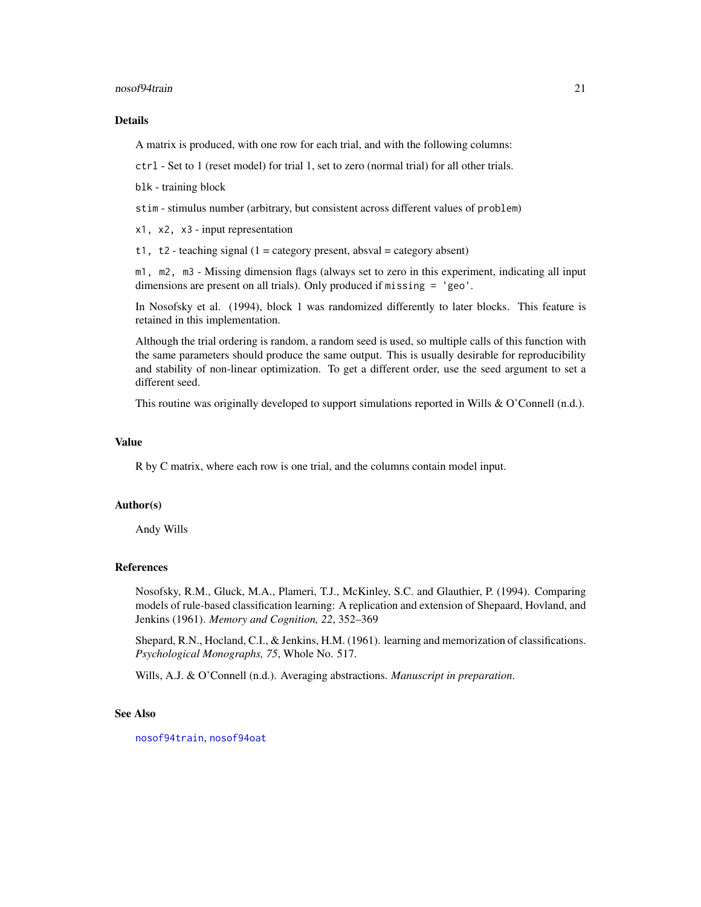## Details

A matrix is produced, with one row for each trial, and with the following columns:

`ctrl` - Set to 1 (reset model) for trial 1, set to zero (normal trial) for all other trials.

`blk` - training block

`stim` - stimulus number (arbitrary, but consistent across different values of `problem`)

`x1, x2, x3` - input representation

`t1, t2` - teaching signal (1 = category present, absval = category absent)

`m1, m2, m3` - Missing dimension flags (always set to zero in this experiment, indicating all input dimensions are present on all trials). Only produced if `missing = 'geo'`.

In Nosofsky et al. (1994), block 1 was randomized differently to later blocks. This feature is retained in this implementation.

Although the trial ordering is random, a random seed is used, so multiple calls of this function with the same parameters should produce the same output. This is usually desirable for reproducibility and stability of non-linear optimization. To get a different order, use the seed argument to set a different seed.

This routine was originally developed to support simulations reported in Wills & O'Connell (n.d.).

## Value

R by C matrix, where each row is one trial, and the columns contain model input.

## Author(s)

Andy Wills

## References

Nosofsky, R.M., Gluck, M.A., Plameri, T.J., McKinley, S.C. and Glauthier, P. (1994). Comparing models of rule-based classification learning: A replication and extension of Shepaard, Hovland, and Jenkins (1961). *Memory and Cognition, 22*, 352–369

Shepard, R.N., Hocland, C.I., & Jenkins, H.M. (1961). learning and memorization of classifications. *Psychological Monographs, 75*, Whole No. 517.

Wills, A.J. & O'Connell (n.d.). Averaging abstractions. *Manuscript in preparation*.

## See Also

`nosof94train`, `nosof94oat`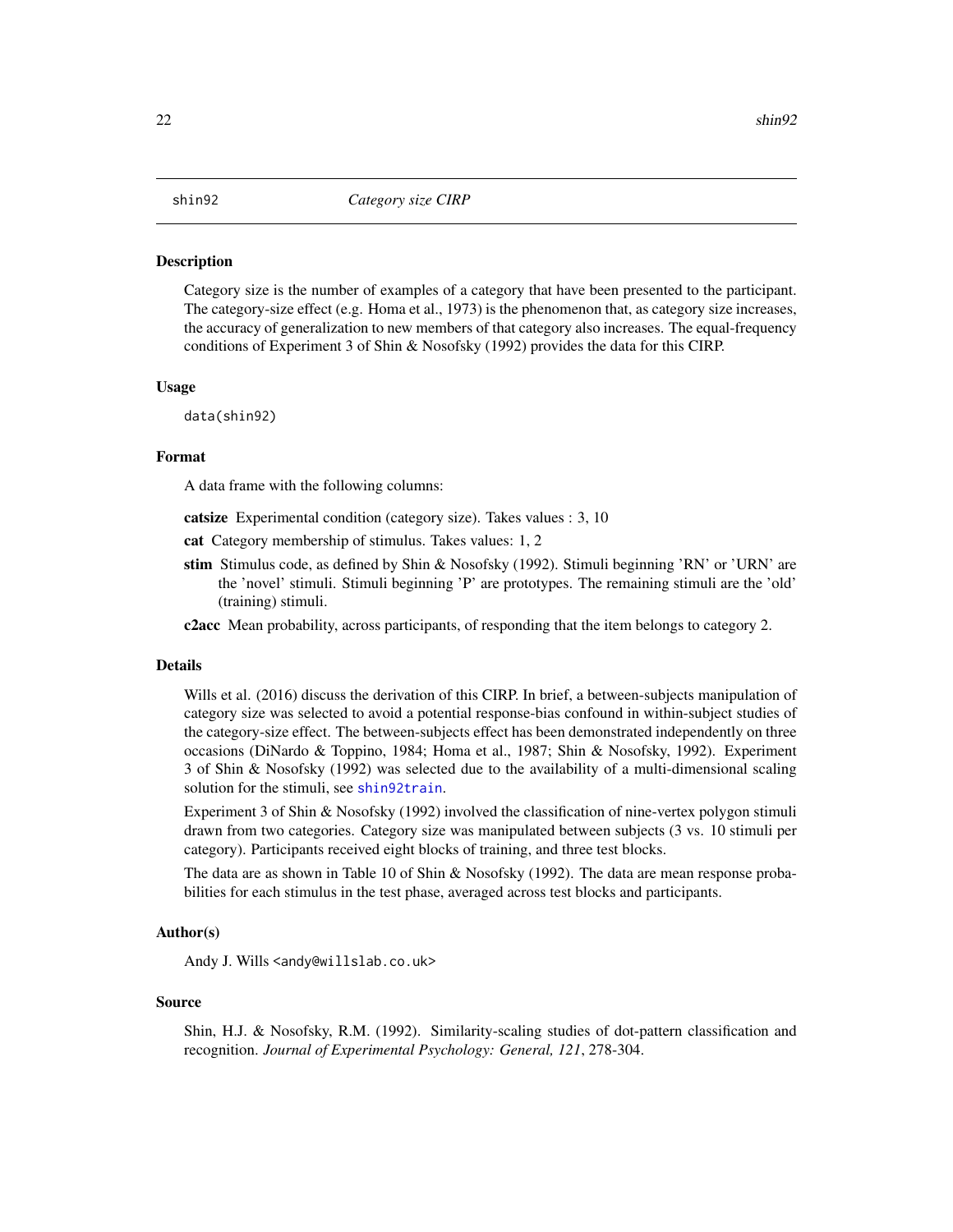shin92 *Category size CIRP*

## Description

Category size is the number of examples of a category that have been presented to the participant. The category-size effect (e.g. Homa et al., 1973) is the phenomenon that, as category size increases, the accuracy of generalization to new members of that category also increases. The equal-frequency conditions of Experiment 3 of Shin & Nosofsky (1992) provides the data for this CIRP.

## Usage

```
data(shin92)
```

## Format

A data frame with the following columns:

**catsize** Experimental condition (category size). Takes values : 3, 10

**cat** Category membership of stimulus. Takes values: 1, 2

**stim** Stimulus code, as defined by Shin & Nosofsky (1992). Stimuli beginning 'RN' or 'URN' are the 'novel' stimuli. Stimuli beginning 'P' are prototypes. The remaining stimuli are the 'old' (training) stimuli.

**c2acc** Mean probability, across participants, of responding that the item belongs to category 2.

## Details

Wills et al. (2016) discuss the derivation of this CIRP. In brief, a between-subjects manipulation of category size was selected to avoid a potential response-bias confound in within-subject studies of the category-size effect. The between-subjects effect has been demonstrated independently on three occasions (DiNardo & Toppino, 1984; Homa et al., 1987; Shin & Nosofsky, 1992). Experiment 3 of Shin & Nosofsky (1992) was selected due to the availability of a multi-dimensional scaling solution for the stimuli, see shin92train.

Experiment 3 of Shin & Nosofsky (1992) involved the classification of nine-vertex polygon stimuli drawn from two categories. Category size was manipulated between subjects (3 vs. 10 stimuli per category). Participants received eight blocks of training, and three test blocks.

The data are as shown in Table 10 of Shin & Nosofsky (1992). The data are mean response probabilities for each stimulus in the test phase, averaged across test blocks and participants.

## Author(s)

Andy J. Wills <andy@willslab.co.uk>

## Source

Shin, H.J. & Nosofsky, R.M. (1992). Similarity-scaling studies of dot-pattern classification and recognition. *Journal of Experimental Psychology: General, 121*, 278-304.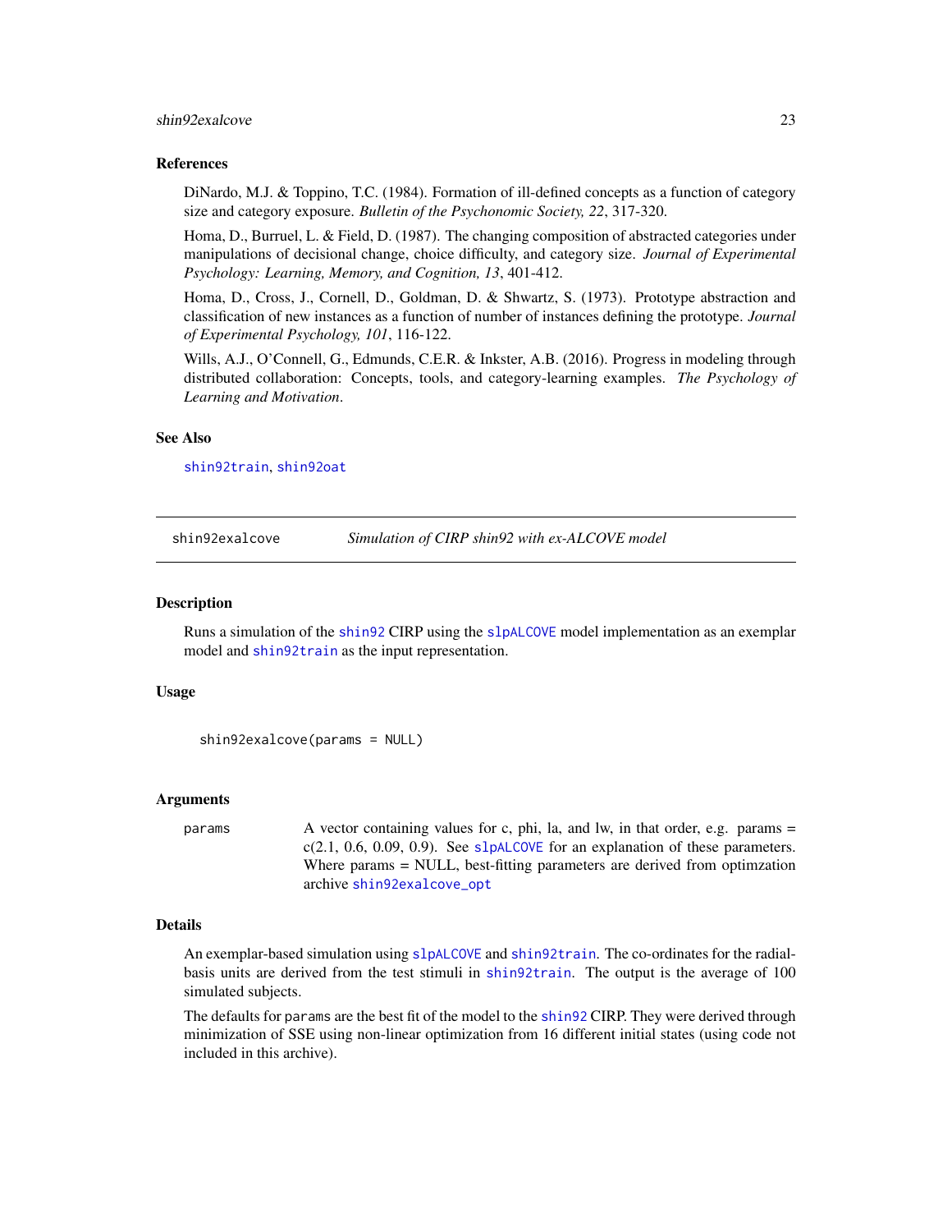## References

DiNardo, M.J. & Toppino, T.C. (1984). Formation of ill-defined concepts as a function of category size and category exposure. *Bulletin of the Psychonomic Society, 22*, 317-320.

Homa, D., Burruel, L. & Field, D. (1987). The changing composition of abstracted categories under manipulations of decisional change, choice difficulty, and category size. *Journal of Experimental Psychology: Learning, Memory, and Cognition, 13*, 401-412.

Homa, D., Cross, J., Cornell, D., Goldman, D. & Shwartz, S. (1973). Prototype abstraction and classification of new instances as a function of number of instances defining the prototype. *Journal of Experimental Psychology, 101*, 116-122.

Wills, A.J., O'Connell, G., Edmunds, C.E.R. & Inkster, A.B. (2016). Progress in modeling through distributed collaboration: Concepts, tools, and category-learning examples. *The Psychology of Learning and Motivation*.

## See Also

`shin92train`, `shin92oat`

---

# shin92exalcove — *Simulation of CIRP shin92 with ex-ALCOVE model*

## Description

Runs a simulation of the `shin92` CIRP using the `slpALCOVE` model implementation as an exemplar model and `shin92train` as the input representation.

## Usage

```
shin92exalcove(params = NULL)
```

## Arguments

| | |
|---|---|
| `params` | A vector containing values for c, phi, la, and lw, in that order, e.g. params = c(2.1, 0.6, 0.09, 0.9). See `slpALCOVE` for an explanation of these parameters. Where params = NULL, best-fitting parameters are derived from optimzation archive `shin92exalcove_opt` |

## Details

An exemplar-based simulation using `slpALCOVE` and `shin92train`. The co-ordinates for the radial-basis units are derived from the test stimuli in `shin92train`. The output is the average of 100 simulated subjects.

The defaults for `params` are the best fit of the model to the `shin92` CIRP. They were derived through minimization of SSE using non-linear optimization from 16 different initial states (using code not included in this archive).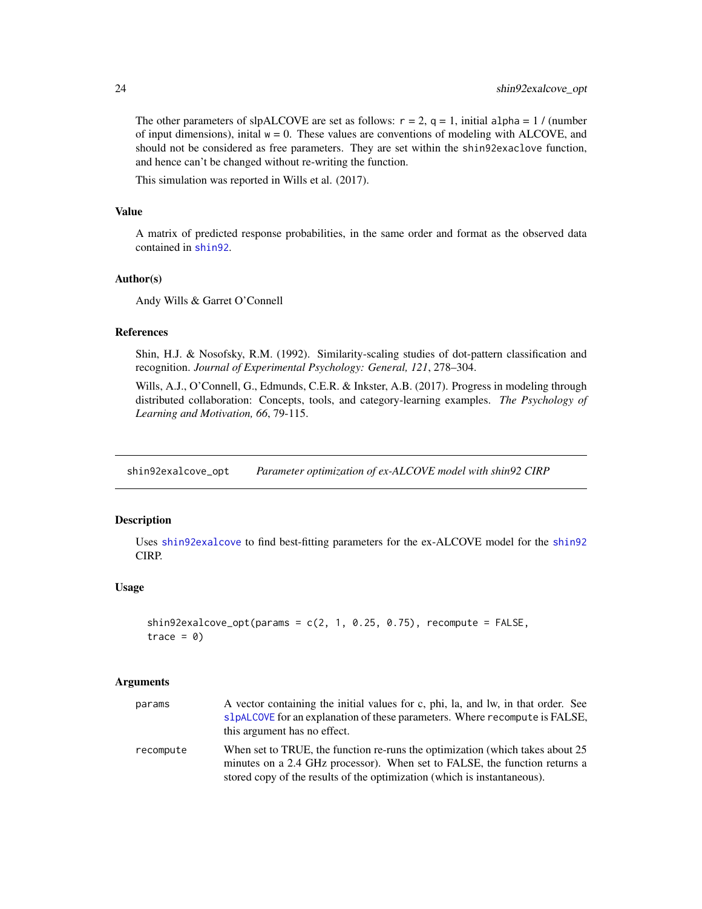The other parameters of slpALCOVE are set as follows: `r` = 2, `q` = 1, initial `alpha` = 1 / (number of input dimensions), inital `w` = 0. These values are conventions of modeling with ALCOVE, and should not be considered as free parameters. They are set within the `shin92exaclove` function, and hence can't be changed without re-writing the function.

This simulation was reported in Wills et al. (2017).

### Value

A matrix of predicted response probabilities, in the same order and format as the observed data contained in `shin92`.

### Author(s)

Andy Wills & Garret O'Connell

### References

Shin, H.J. & Nosofsky, R.M. (1992). Similarity-scaling studies of dot-pattern classification and recognition. *Journal of Experimental Psychology: General, 121*, 278–304.

Wills, A.J., O'Connell, G., Edmunds, C.E.R. & Inkster, A.B. (2017). Progress in modeling through distributed collaboration: Concepts, tools, and category-learning examples. *The Psychology of Learning and Motivation, 66*, 79-115.

---

## shin92exalcove_opt — *Parameter optimization of ex-ALCOVE model with shin92 CIRP*

---

### Description

Uses `shin92exalcove` to find best-fitting parameters for the ex-ALCOVE model for the `shin92` CIRP.

### Usage

```
shin92exalcove_opt(params = c(2, 1, 0.25, 0.75), recompute = FALSE,
trace = 0)
```

### Arguments

| | |
|---|---|
| `params` | A vector containing the initial values for c, phi, la, and lw, in that order. See `slpALCOVE` for an explanation of these parameters. Where `recompute` is FALSE, this argument has no effect. |
| `recompute` | When set to TRUE, the function re-runs the optimization (which takes about 25 minutes on a 2.4 GHz processor). When set to FALSE, the function returns a stored copy of the results of the optimization (which is instantaneous). |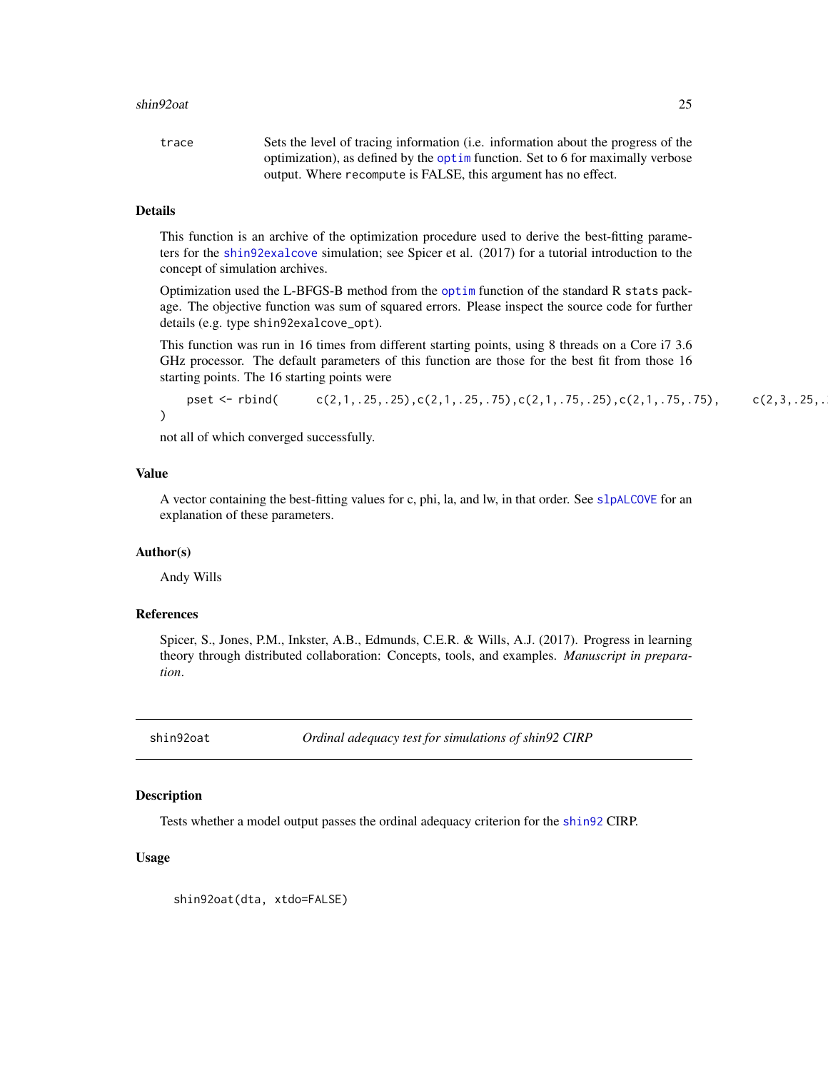trace Sets the level of tracing information (i.e. information about the progress of the optimization), as defined by the `optim` function. Set to 6 for maximally verbose output. Where `recompute` is FALSE, this argument has no effect.

### Details

This function is an archive of the optimization procedure used to derive the best-fitting parameters for the `shin92exalcove` simulation; see Spicer et al. (2017) for a tutorial introduction to the concept of simulation archives.

Optimization used the L-BFGS-B method from the `optim` function of the standard R `stats` package. The objective function was sum of squared errors. Please inspect the source code for further details (e.g. type `shin92exalcove_opt`).

This function was run in 16 times from different starting points, using 8 threads on a Core i7 3.6 GHz processor. The default parameters of this function are those for the best fit from those 16 starting points. The 16 starting points were

```
pset <- rbind(      c(2,1,.25,.25),c(2,1,.25,.75),c(2,1,.75,.25),c(2,1,.75,.75),      c(2,3,.25,.
)
```

not all of which converged successfully.

### Value

A vector containing the best-fitting values for c, phi, la, and lw, in that order. See `slpALCOVE` for an explanation of these parameters.

### Author(s)

Andy Wills

### References

Spicer, S., Jones, P.M., Inkster, A.B., Edmunds, C.E.R. & Wills, A.J. (2017). Progress in learning theory through distributed collaboration: Concepts, tools, and examples. *Manuscript in preparation*.

---

## shin92oat — *Ordinal adequacy test for simulations of shin92 CIRP*

### Description

Tests whether a model output passes the ordinal adequacy criterion for the `shin92` CIRP.

### Usage

```
shin92oat(dta, xtdo=FALSE)
```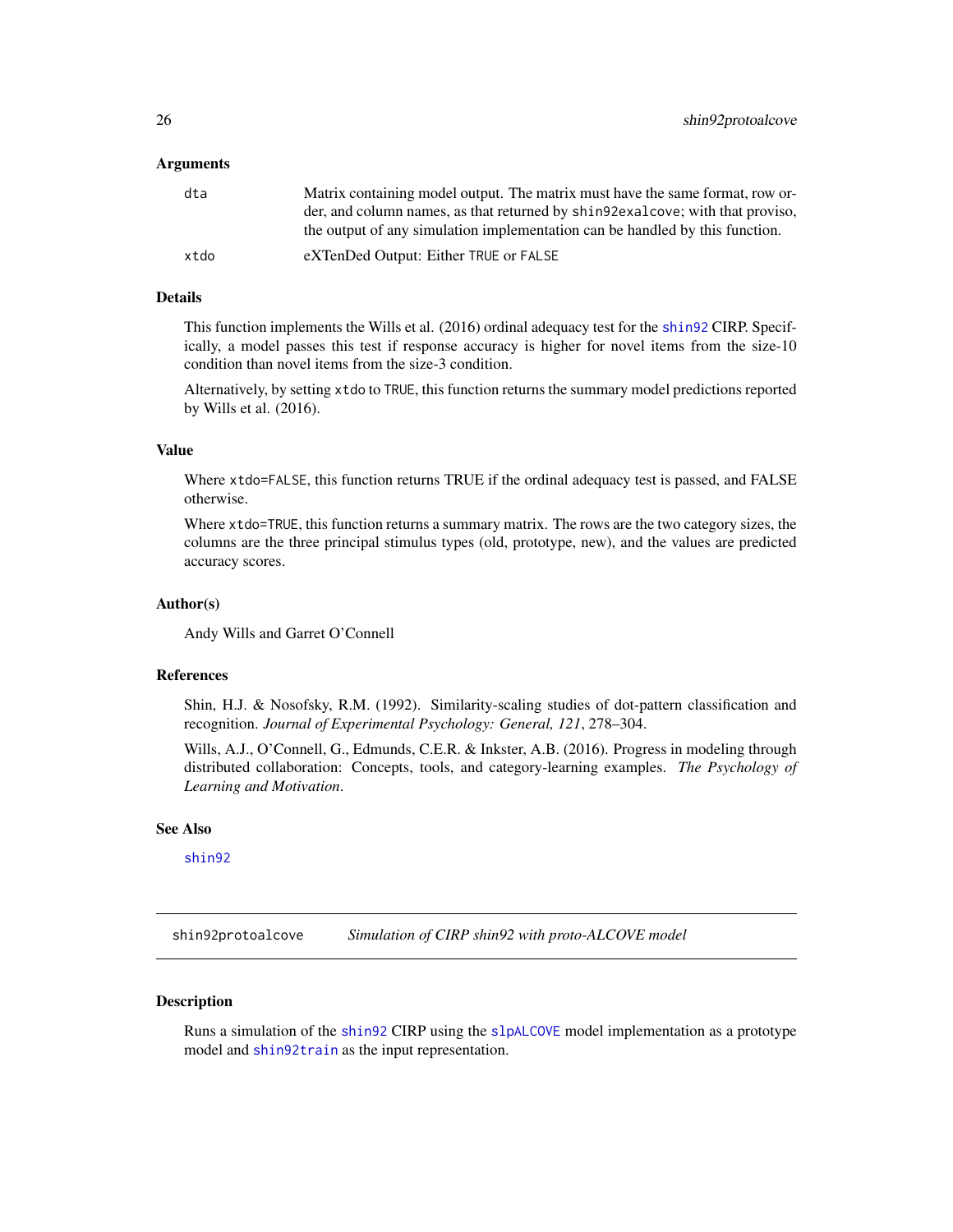### Arguments

| | |
|---|---|
| `dta` | Matrix containing model output. The matrix must have the same format, row order, and column names, as that returned by `shin92exalcove`; with that proviso, the output of any simulation implementation can be handled by this function. |
| `xtdo` | eXTenDed Output: Either `TRUE` or `FALSE` |

### Details

This function implements the Wills et al. (2016) ordinal adequacy test for the `shin92` CIRP. Specifically, a model passes this test if response accuracy is higher for novel items from the size-10 condition than novel items from the size-3 condition.

Alternatively, by setting `xtdo` to `TRUE`, this function returns the summary model predictions reported by Wills et al. (2016).

### Value

Where `xtdo=FALSE`, this function returns TRUE if the ordinal adequacy test is passed, and FALSE otherwise.

Where `xtdo=TRUE`, this function returns a summary matrix. The rows are the two category sizes, the columns are the three principal stimulus types (old, prototype, new), and the values are predicted accuracy scores.

### Author(s)

Andy Wills and Garret O'Connell

### References

Shin, H.J. & Nosofsky, R.M. (1992). Similarity-scaling studies of dot-pattern classification and recognition. *Journal of Experimental Psychology: General, 121*, 278–304.

Wills, A.J., O'Connell, G., Edmunds, C.E.R. & Inkster, A.B. (2016). Progress in modeling through distributed collaboration: Concepts, tools, and category-learning examples. *The Psychology of Learning and Motivation*.

### See Also

`shin92`

---

## shin92protoalcove — *Simulation of CIRP shin92 with proto-ALCOVE model*

### Description

Runs a simulation of the `shin92` CIRP using the `slpALCOVE` model implementation as a prototype model and `shin92train` as the input representation.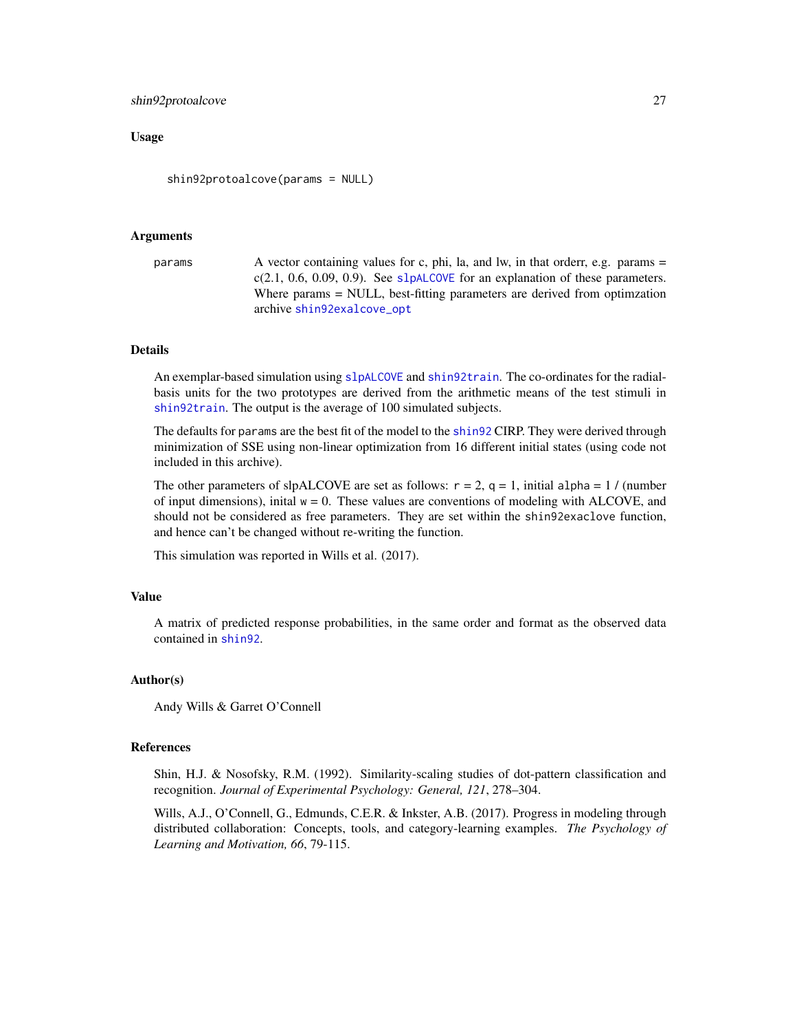### Usage

```
shin92protoalcove(params = NULL)
```

### Arguments

| | |
|---|---|
| params | A vector containing values for c, phi, la, and lw, in that orderr, e.g. params = c(2.1, 0.6, 0.09, 0.9). See slpALCOVE for an explanation of these parameters. Where params = NULL, best-fitting parameters are derived from optimzation archive shin92exalcove_opt |

### Details

An exemplar-based simulation using slpALCOVE and shin92train. The co-ordinates for the radial-basis units for the two prototypes are derived from the arithmetic means of the test stimuli in shin92train. The output is the average of 100 simulated subjects.

The defaults for params are the best fit of the model to the shin92 CIRP. They were derived through minimization of SSE using non-linear optimization from 16 different initial states (using code not included in this archive).

The other parameters of slpALCOVE are set as follows: r = 2, q = 1, initial alpha = 1 / (number of input dimensions), inital w = 0. These values are conventions of modeling with ALCOVE, and should not be considered as free parameters. They are set within the shin92exaclove function, and hence can't be changed without re-writing the function.

This simulation was reported in Wills et al. (2017).

### Value

A matrix of predicted response probabilities, in the same order and format as the observed data contained in shin92.

### Author(s)

Andy Wills & Garret O'Connell

### References

Shin, H.J. & Nosofsky, R.M. (1992). Similarity-scaling studies of dot-pattern classification and recognition. *Journal of Experimental Psychology: General, 121*, 278–304.

Wills, A.J., O'Connell, G., Edmunds, C.E.R. & Inkster, A.B. (2017). Progress in modeling through distributed collaboration: Concepts, tools, and category-learning examples. *The Psychology of Learning and Motivation, 66*, 79-115.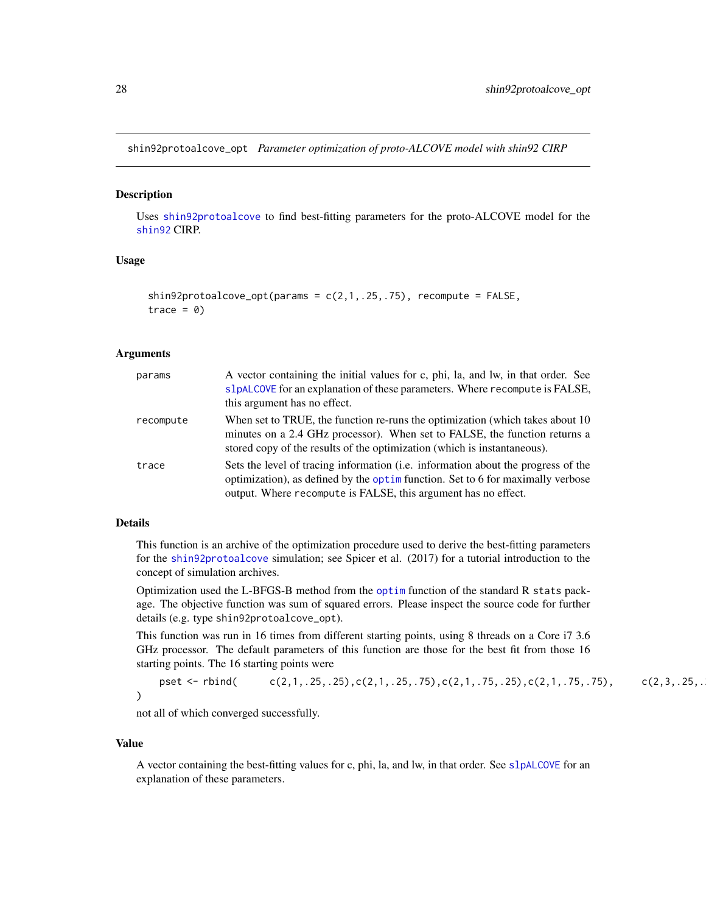shin92protoalcove_opt *Parameter optimization of proto-ALCOVE model with shin92 CIRP*

## Description

Uses shin92protoalcove to find best-fitting parameters for the proto-ALCOVE model for the shin92 CIRP.

## Usage

```
shin92protoalcove_opt(params = c(2,1,.25,.75), recompute = FALSE,
  trace = 0)
```

## Arguments

| | |
|---|---|
| params | A vector containing the initial values for c, phi, la, and lw, in that order. See slpALCOVE for an explanation of these parameters. Where recompute is FALSE, this argument has no effect. |
| recompute | When set to TRUE, the function re-runs the optimization (which takes about 10 minutes on a 2.4 GHz processor). When set to FALSE, the function returns a stored copy of the results of the optimization (which is instantaneous). |
| trace | Sets the level of tracing information (i.e. information about the progress of the optimization), as defined by the optim function. Set to 6 for maximally verbose output. Where recompute is FALSE, this argument has no effect. |

## Details

This function is an archive of the optimization procedure used to derive the best-fitting parameters for the shin92protoalcove simulation; see Spicer et al. (2017) for a tutorial introduction to the concept of simulation archives.

Optimization used the L-BFGS-B method from the optim function of the standard R stats package. The objective function was sum of squared errors. Please inspect the source code for further details (e.g. type shin92protoalcove_opt).

This function was run in 16 times from different starting points, using 8 threads on a Core i7 3.6 GHz processor. The default parameters of this function are those for the best fit from those 16 starting points. The 16 starting points were

```
pset <- rbind(      c(2,1,.25,.25),c(2,1,.25,.75),c(2,1,.75,.25),c(2,1,.75,.75),      c(2,3,.25,.
)
```

not all of which converged successfully.

## Value

A vector containing the best-fitting values for c, phi, la, and lw, in that order. See slpALCOVE for an explanation of these parameters.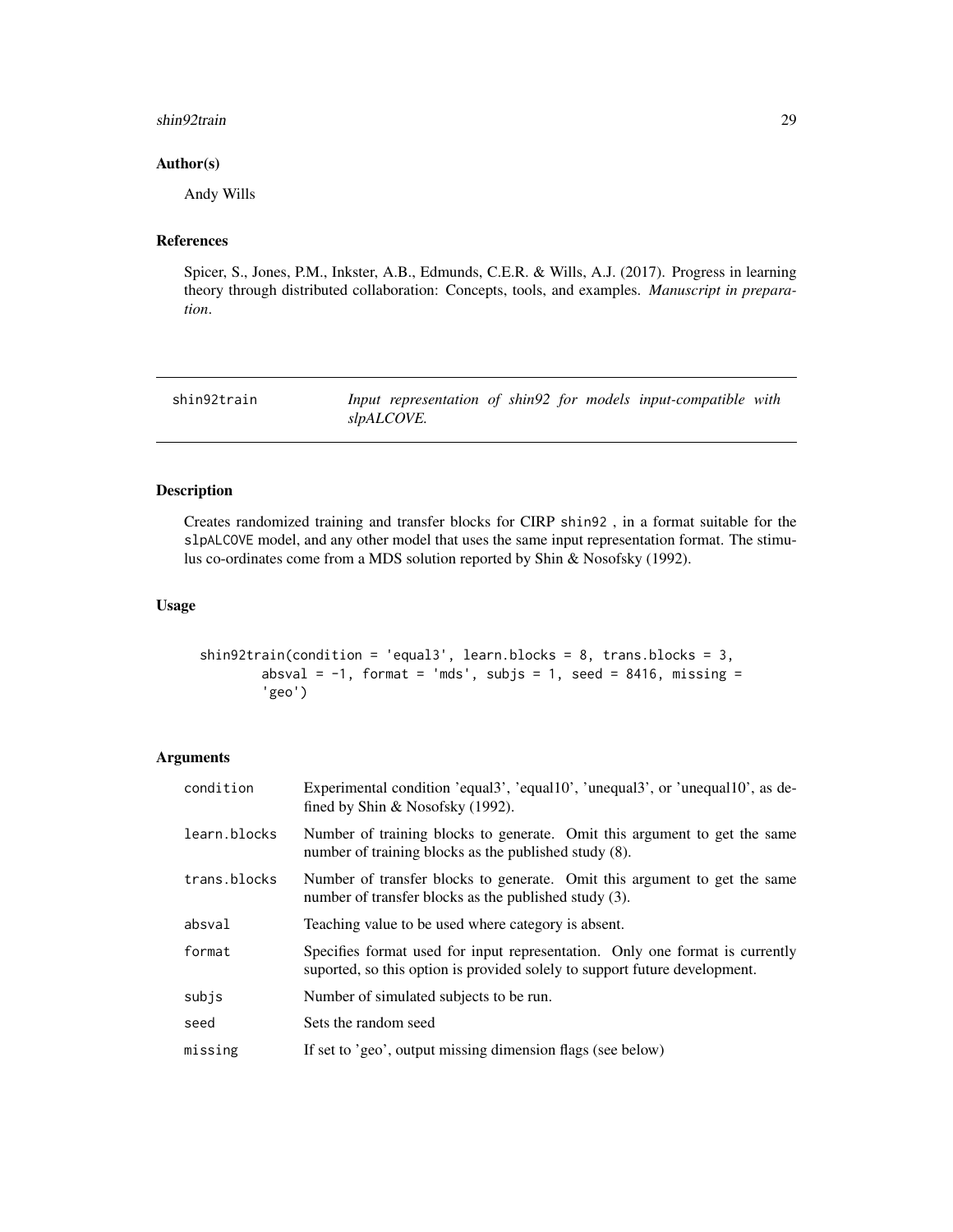### Author(s)

Andy Wills

### References

Spicer, S., Jones, P.M., Inkster, A.B., Edmunds, C.E.R. & Wills, A.J. (2017). Progress in learning theory through distributed collaboration: Concepts, tools, and examples. *Manuscript in preparation*.

---

## shin92train — *Input representation of shin92 for models input-compatible with slpALCOVE.*

---

### Description

Creates randomized training and transfer blocks for CIRP shin92 , in a format suitable for the slpALCOVE model, and any other model that uses the same input representation format. The stimulus co-ordinates come from a MDS solution reported by Shin & Nosofsky (1992).

### Usage

```
shin92train(condition = 'equal3', learn.blocks = 8, trans.blocks = 3,
        absval = -1, format = 'mds', subjs = 1, seed = 8416, missing =
        'geo')
```

### Arguments

| | |
|---|---|
| condition | Experimental condition 'equal3', 'equal10', 'unequal3', or 'unequal10', as defined by Shin & Nosofsky (1992). |
| learn.blocks | Number of training blocks to generate. Omit this argument to get the same number of training blocks as the published study (8). |
| trans.blocks | Number of transfer blocks to generate. Omit this argument to get the same number of transfer blocks as the published study (3). |
| absval | Teaching value to be used where category is absent. |
| format | Specifies format used for input representation. Only one format is currently suported, so this option is provided solely to support future development. |
| subjs | Number of simulated subjects to be run. |
| seed | Sets the random seed |
| missing | If set to 'geo', output missing dimension flags (see below) |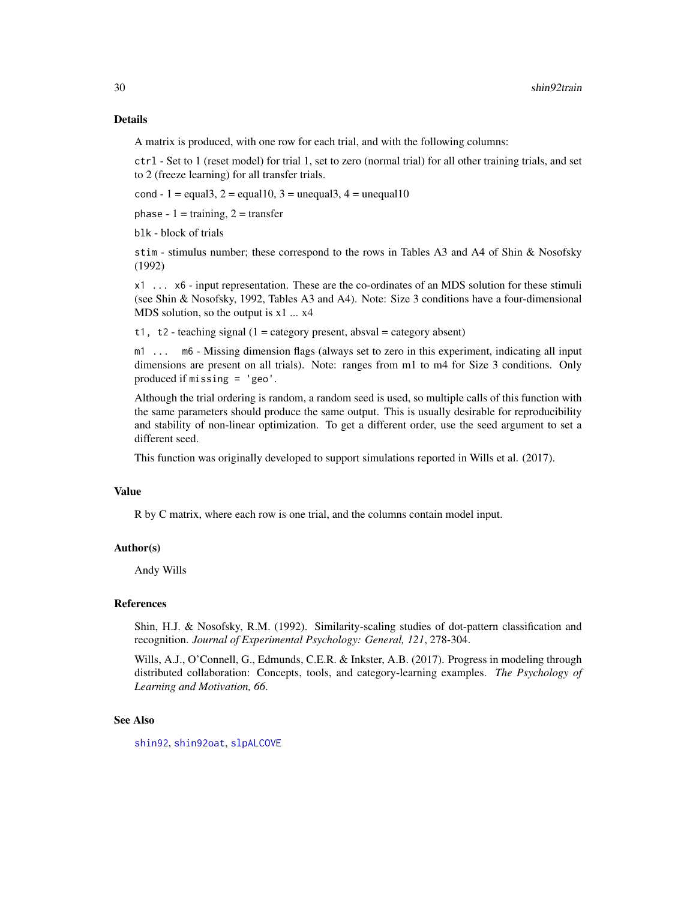## Details

A matrix is produced, with one row for each trial, and with the following columns:

`ctrl` - Set to 1 (reset model) for trial 1, set to zero (normal trial) for all other training trials, and set to 2 (freeze learning) for all transfer trials.

`cond` - 1 = equal3, 2 = equal10, 3 = unequal3, 4 = unequal10

`phase` - 1 = training, 2 = transfer

`blk` - block of trials

`stim` - stimulus number; these correspond to the rows in Tables A3 and A4 of Shin & Nosofsky (1992)

`x1 ... x6` - input representation. These are the co-ordinates of an MDS solution for these stimuli (see Shin & Nosofsky, 1992, Tables A3 and A4). Note: Size 3 conditions have a four-dimensional MDS solution, so the output is x1 ... x4

`t1, t2` - teaching signal (1 = category present, absval = category absent)

`m1 ... m6` - Missing dimension flags (always set to zero in this experiment, indicating all input dimensions are present on all trials). Note: ranges from m1 to m4 for Size 3 conditions. Only produced if `missing = 'geo'`.

Although the trial ordering is random, a random seed is used, so multiple calls of this function with the same parameters should produce the same output. This is usually desirable for reproducibility and stability of non-linear optimization. To get a different order, use the seed argument to set a different seed.

This function was originally developed to support simulations reported in Wills et al. (2017).

## Value

R by C matrix, where each row is one trial, and the columns contain model input.

## Author(s)

Andy Wills

## References

Shin, H.J. & Nosofsky, R.M. (1992). Similarity-scaling studies of dot-pattern classification and recognition. *Journal of Experimental Psychology: General, 121*, 278-304.

Wills, A.J., O'Connell, G., Edmunds, C.E.R. & Inkster, A.B. (2017). Progress in modeling through distributed collaboration: Concepts, tools, and category-learning examples. *The Psychology of Learning and Motivation, 66*.

## See Also

`shin92`, `shin92oat`, `slpALCOVE`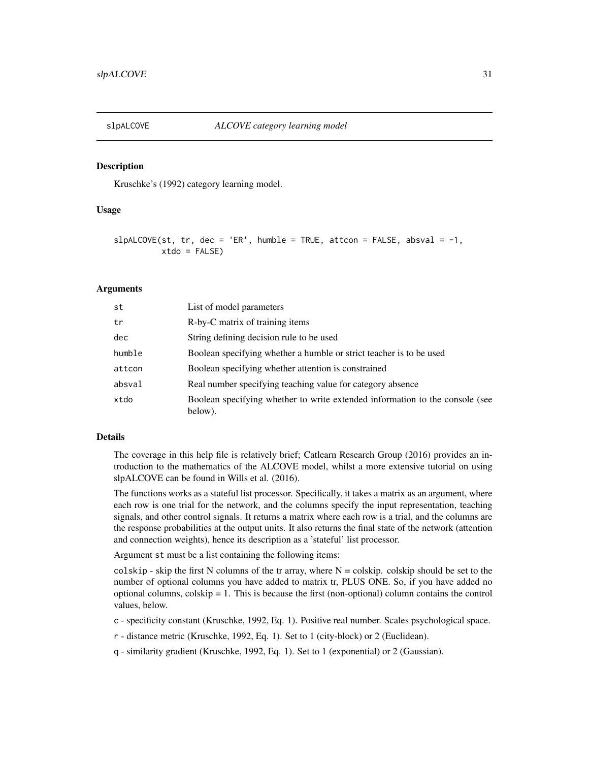## slpALCOVE *ALCOVE category learning model*

### Description

Kruschke's (1992) category learning model.

### Usage

```
slpALCOVE(st, tr, dec = 'ER', humble = TRUE, attcon = FALSE, absval = -1,
          xtdo = FALSE)
```

### Arguments

| | |
|---|---|
| st | List of model parameters |
| tr | R-by-C matrix of training items |
| dec | String defining decision rule to be used |
| humble | Boolean specifying whether a humble or strict teacher is to be used |
| attcon | Boolean specifying whether attention is constrained |
| absval | Real number specifying teaching value for category absence |
| xtdo | Boolean specifying whether to write extended information to the console (see below). |

### Details

The coverage in this help file is relatively brief; Catlearn Research Group (2016) provides an introduction to the mathematics of the ALCOVE model, whilst a more extensive tutorial on using slpALCOVE can be found in Wills et al. (2016).

The functions works as a stateful list processor. Specifically, it takes a matrix as an argument, where each row is one trial for the network, and the columns specify the input representation, teaching signals, and other control signals. It returns a matrix where each row is a trial, and the columns are the response probabilities at the output units. It also returns the final state of the network (attention and connection weights), hence its description as a 'stateful' list processor.

Argument `st` must be a list containing the following items:

`colskip` - skip the first N columns of the tr array, where N = colskip. colskip should be set to the number of optional columns you have added to matrix tr, PLUS ONE. So, if you have added no optional columns, colskip = 1. This is because the first (non-optional) column contains the control values, below.

`c` - specificity constant (Kruschke, 1992, Eq. 1). Positive real number. Scales psychological space.

`r` - distance metric (Kruschke, 1992, Eq. 1). Set to 1 (city-block) or 2 (Euclidean).

`q` - similarity gradient (Kruschke, 1992, Eq. 1). Set to 1 (exponential) or 2 (Gaussian).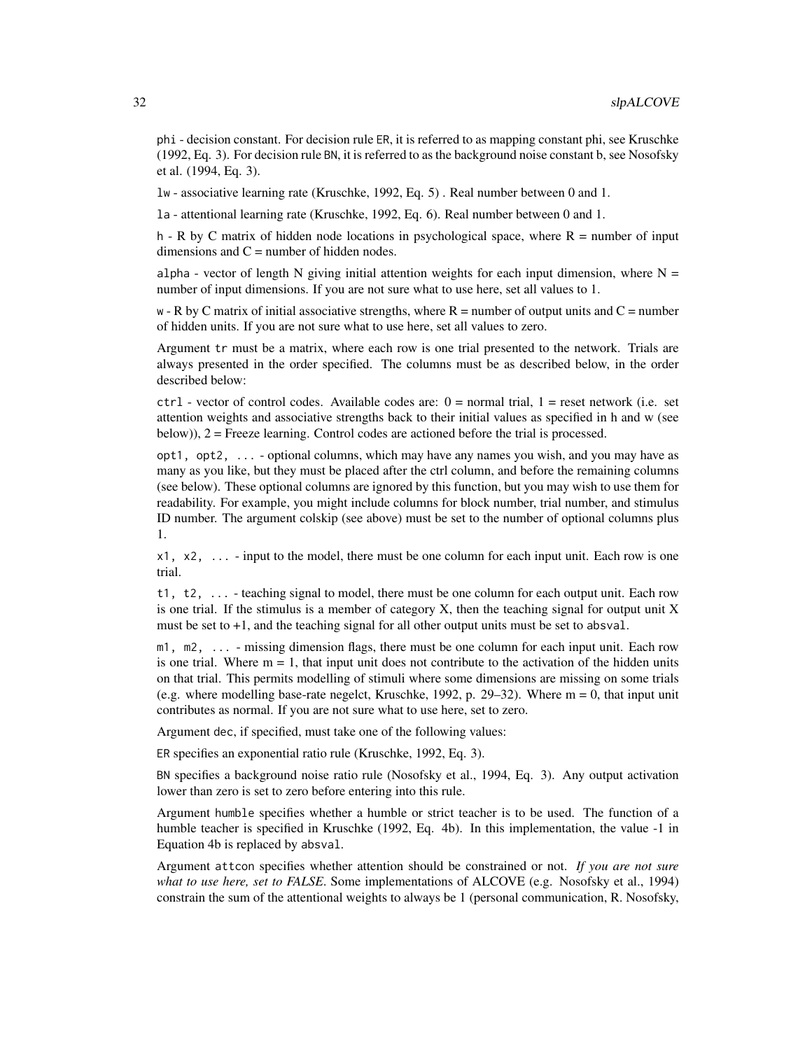phi - decision constant. For decision rule ER, it is referred to as mapping constant phi, see Kruschke (1992, Eq. 3). For decision rule BN, it is referred to as the background noise constant b, see Nosofsky et al. (1994, Eq. 3).

lw - associative learning rate (Kruschke, 1992, Eq. 5) . Real number between 0 and 1.

la - attentional learning rate (Kruschke, 1992, Eq. 6). Real number between 0 and 1.

h - R by C matrix of hidden node locations in psychological space, where R = number of input dimensions and C = number of hidden nodes.

alpha - vector of length N giving initial attention weights for each input dimension, where N = number of input dimensions. If you are not sure what to use here, set all values to 1.

w - R by C matrix of initial associative strengths, where R = number of output units and C = number of hidden units. If you are not sure what to use here, set all values to zero.

Argument tr must be a matrix, where each row is one trial presented to the network. Trials are always presented in the order specified. The columns must be as described below, in the order described below:

ctrl - vector of control codes. Available codes are: 0 = normal trial, 1 = reset network (i.e. set attention weights and associative strengths back to their initial values as specified in h and w (see below)), 2 = Freeze learning. Control codes are actioned before the trial is processed.

opt1, opt2, ... - optional columns, which may have any names you wish, and you may have as many as you like, but they must be placed after the ctrl column, and before the remaining columns (see below). These optional columns are ignored by this function, but you may wish to use them for readability. For example, you might include columns for block number, trial number, and stimulus ID number. The argument colskip (see above) must be set to the number of optional columns plus 1.

x1, x2, ... - input to the model, there must be one column for each input unit. Each row is one trial.

t1, t2, ... - teaching signal to model, there must be one column for each output unit. Each row is one trial. If the stimulus is a member of category X, then the teaching signal for output unit X must be set to +1, and the teaching signal for all other output units must be set to absval.

m1, m2, ... - missing dimension flags, there must be one column for each input unit. Each row is one trial. Where m = 1, that input unit does not contribute to the activation of the hidden units on that trial. This permits modelling of stimuli where some dimensions are missing on some trials (e.g. where modelling base-rate negelct, Kruschke, 1992, p. 29–32). Where m = 0, that input unit contributes as normal. If you are not sure what to use here, set to zero.

Argument dec, if specified, must take one of the following values:

ER specifies an exponential ratio rule (Kruschke, 1992, Eq. 3).

BN specifies a background noise ratio rule (Nosofsky et al., 1994, Eq. 3). Any output activation lower than zero is set to zero before entering into this rule.

Argument humble specifies whether a humble or strict teacher is to be used. The function of a humble teacher is specified in Kruschke (1992, Eq. 4b). In this implementation, the value -1 in Equation 4b is replaced by absval.

Argument attcon specifies whether attention should be constrained or not. *If you are not sure what to use here, set to FALSE*. Some implementations of ALCOVE (e.g. Nosofsky et al., 1994) constrain the sum of the attentional weights to always be 1 (personal communication, R. Nosofsky,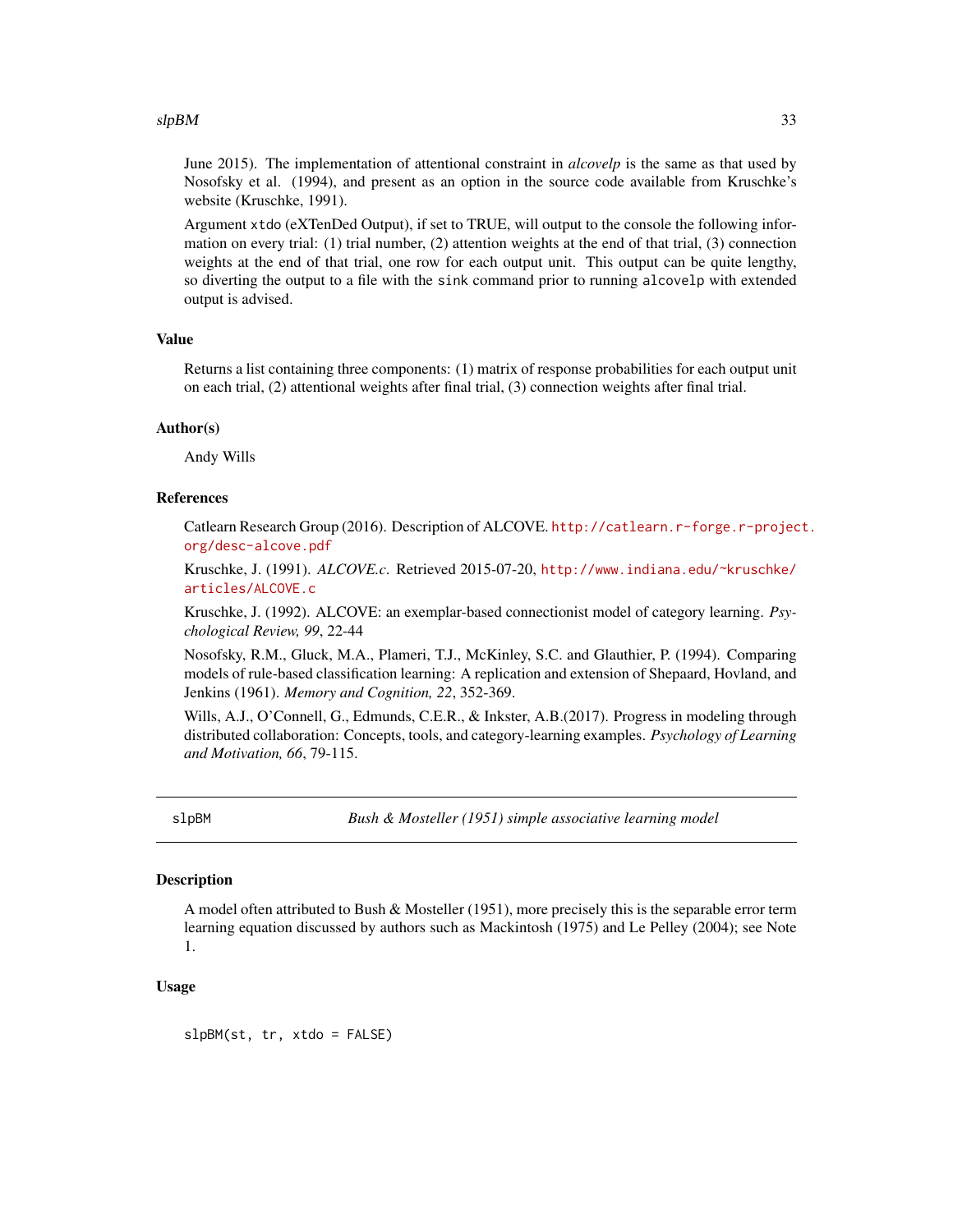June 2015). The implementation of attentional constraint in *alcovelp* is the same as that used by Nosofsky et al. (1994), and present as an option in the source code available from Kruschke's website (Kruschke, 1991).

Argument `xtdo` (eXTenDed Output), if set to TRUE, will output to the console the following information on every trial: (1) trial number, (2) attention weights at the end of that trial, (3) connection weights at the end of that trial, one row for each output unit. This output can be quite lengthy, so diverting the output to a file with the `sink` command prior to running `alcovelp` with extended output is advised.

### Value

Returns a list containing three components: (1) matrix of response probabilities for each output unit on each trial, (2) attentional weights after final trial, (3) connection weights after final trial.

### Author(s)

Andy Wills

### References

Catlearn Research Group (2016). Description of ALCOVE. http://catlearn.r-forge.r-project.org/desc-alcove.pdf

Kruschke, J. (1991). *ALCOVE.c*. Retrieved 2015-07-20, http://www.indiana.edu/~kruschke/articles/ALCOVE.c

Kruschke, J. (1992). ALCOVE: an exemplar-based connectionist model of category learning. *Psychological Review, 99*, 22-44

Nosofsky, R.M., Gluck, M.A., Plameri, T.J., McKinley, S.C. and Glauthier, P. (1994). Comparing models of rule-based classification learning: A replication and extension of Shepaard, Hovland, and Jenkins (1961). *Memory and Cognition, 22*, 352-369.

Wills, A.J., O'Connell, G., Edmunds, C.E.R., & Inkster, A.B.(2017). Progress in modeling through distributed collaboration: Concepts, tools, and category-learning examples. *Psychology of Learning and Motivation, 66*, 79-115.

---

## slpBM — *Bush & Mosteller (1951) simple associative learning model*

---

### Description

A model often attributed to Bush & Mosteller (1951), more precisely this is the separable error term learning equation discussed by authors such as Mackintosh (1975) and Le Pelley (2004); see Note 1.

### Usage

```
slpBM(st, tr, xtdo = FALSE)
```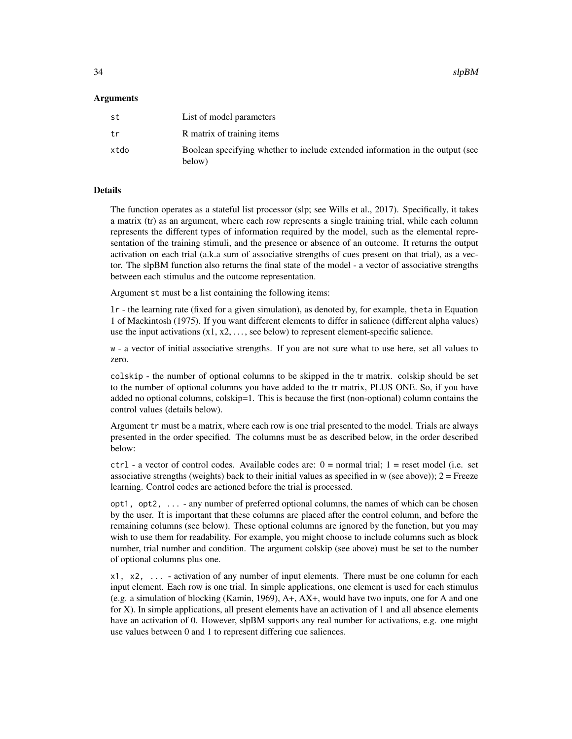### Arguments

| | |
|---|---|
| st | List of model parameters |
| tr | R matrix of training items |
| xtdo | Boolean specifying whether to include extended information in the output (see below) |

### Details

The function operates as a stateful list processor (slp; see Wills et al., 2017). Specifically, it takes a matrix (tr) as an argument, where each row represents a single training trial, while each column represents the different types of information required by the model, such as the elemental representation of the training stimuli, and the presence or absence of an outcome. It returns the output activation on each trial (a.k.a sum of associative strengths of cues present on that trial), as a vector. The slpBM function also returns the final state of the model - a vector of associative strengths between each stimulus and the outcome representation.

Argument `st` must be a list containing the following items:

`lr` - the learning rate (fixed for a given simulation), as denoted by, for example, `theta` in Equation 1 of Mackintosh (1975). If you want different elements to differ in salience (different alpha values) use the input activations (x1, x2, . . . , see below) to represent element-specific salience.

`w` - a vector of initial associative strengths. If you are not sure what to use here, set all values to zero.

`colskip` - the number of optional columns to be skipped in the tr matrix. colskip should be set to the number of optional columns you have added to the tr matrix, PLUS ONE. So, if you have added no optional columns, colskip=1. This is because the first (non-optional) column contains the control values (details below).

Argument `tr` must be a matrix, where each row is one trial presented to the model. Trials are always presented in the order specified. The columns must be as described below, in the order described below:

`ctrl` - a vector of control codes. Available codes are: 0 = normal trial; 1 = reset model (i.e. set associative strengths (weights) back to their initial values as specified in w (see above)); 2 = Freeze learning. Control codes are actioned before the trial is processed.

`opt1, opt2, ...` - any number of preferred optional columns, the names of which can be chosen by the user. It is important that these columns are placed after the control column, and before the remaining columns (see below). These optional columns are ignored by the function, but you may wish to use them for readability. For example, you might choose to include columns such as block number, trial number and condition. The argument colskip (see above) must be set to the number of optional columns plus one.

`x1, x2, ...` - activation of any number of input elements. There must be one column for each input element. Each row is one trial. In simple applications, one element is used for each stimulus (e.g. a simulation of blocking (Kamin, 1969), A+, AX+, would have two inputs, one for A and one for X). In simple applications, all present elements have an activation of 1 and all absence elements have an activation of 0. However, slpBM supports any real number for activations, e.g. one might use values between 0 and 1 to represent differing cue saliences.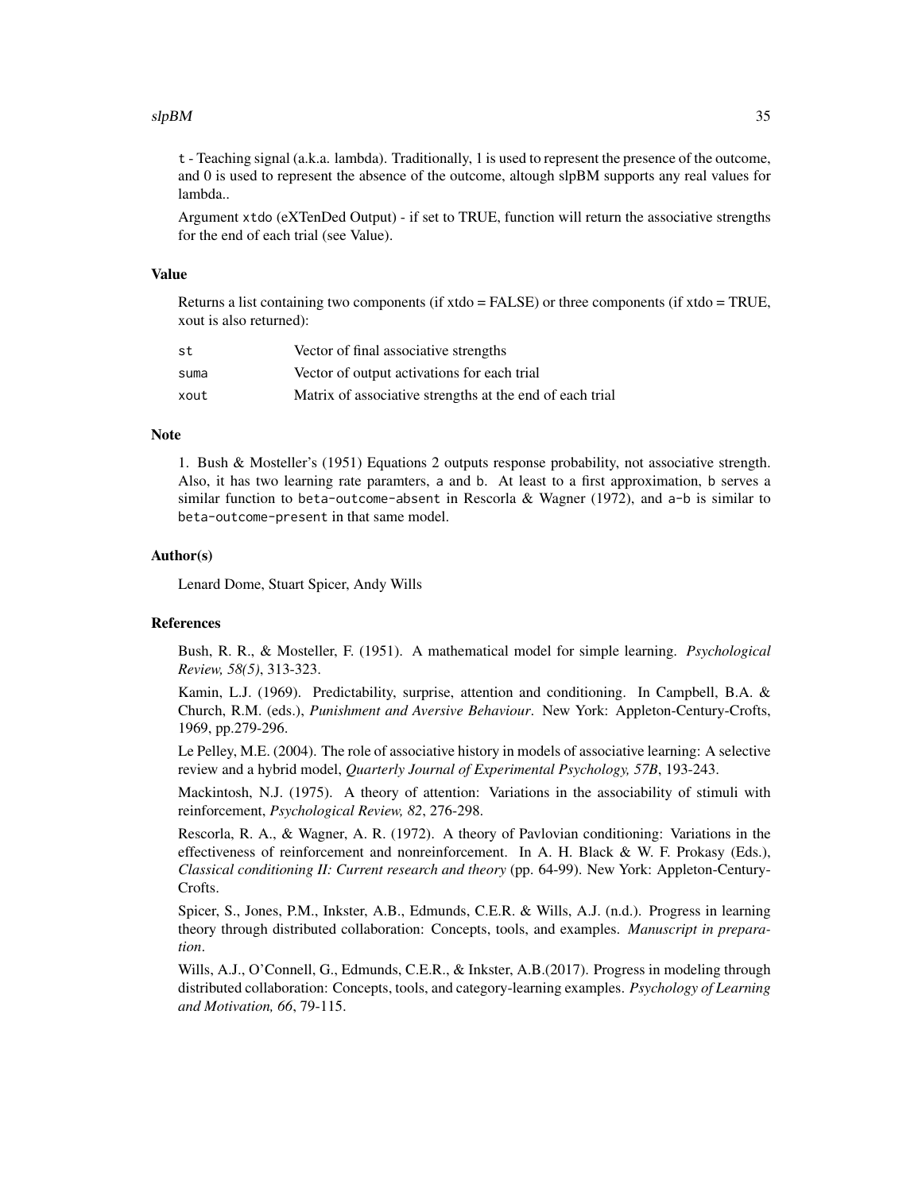t - Teaching signal (a.k.a. lambda). Traditionally, 1 is used to represent the presence of the outcome, and 0 is used to represent the absence of the outcome, altough slpBM supports any real values for lambda..

Argument `xtdo` (eXTenDed Output) - if set to TRUE, function will return the associative strengths for the end of each trial (see Value).

## Value

Returns a list containing two components (if xtdo = FALSE) or three components (if xtdo = TRUE, xout is also returned):

| | |
|---|---|
| `st` | Vector of final associative strengths |
| `suma` | Vector of output activations for each trial |
| `xout` | Matrix of associative strengths at the end of each trial |

## Note

1. Bush & Mosteller's (1951) Equations 2 outputs response probability, not associative strength. Also, it has two learning rate paramters, `a` and `b`. At least to a first approximation, `b` serves a similar function to `beta-outcome-absent` in Rescorla & Wagner (1972), and `a-b` is similar to `beta-outcome-present` in that same model.

## Author(s)

Lenard Dome, Stuart Spicer, Andy Wills

## References

Bush, R. R., & Mosteller, F. (1951). A mathematical model for simple learning. *Psychological Review, 58(5)*, 313-323.

Kamin, L.J. (1969). Predictability, surprise, attention and conditioning. In Campbell, B.A. & Church, R.M. (eds.), *Punishment and Aversive Behaviour*. New York: Appleton-Century-Crofts, 1969, pp.279-296.

Le Pelley, M.E. (2004). The role of associative history in models of associative learning: A selective review and a hybrid model, *Quarterly Journal of Experimental Psychology, 57B*, 193-243.

Mackintosh, N.J. (1975). A theory of attention: Variations in the associability of stimuli with reinforcement, *Psychological Review, 82*, 276-298.

Rescorla, R. A., & Wagner, A. R. (1972). A theory of Pavlovian conditioning: Variations in the effectiveness of reinforcement and nonreinforcement. In A. H. Black & W. F. Prokasy (Eds.), *Classical conditioning II: Current research and theory* (pp. 64-99). New York: Appleton-Century-Crofts.

Spicer, S., Jones, P.M., Inkster, A.B., Edmunds, C.E.R. & Wills, A.J. (n.d.). Progress in learning theory through distributed collaboration: Concepts, tools, and examples. *Manuscript in preparation*.

Wills, A.J., O'Connell, G., Edmunds, C.E.R., & Inkster, A.B.(2017). Progress in modeling through distributed collaboration: Concepts, tools, and category-learning examples. *Psychology of Learning and Motivation, 66*, 79-115.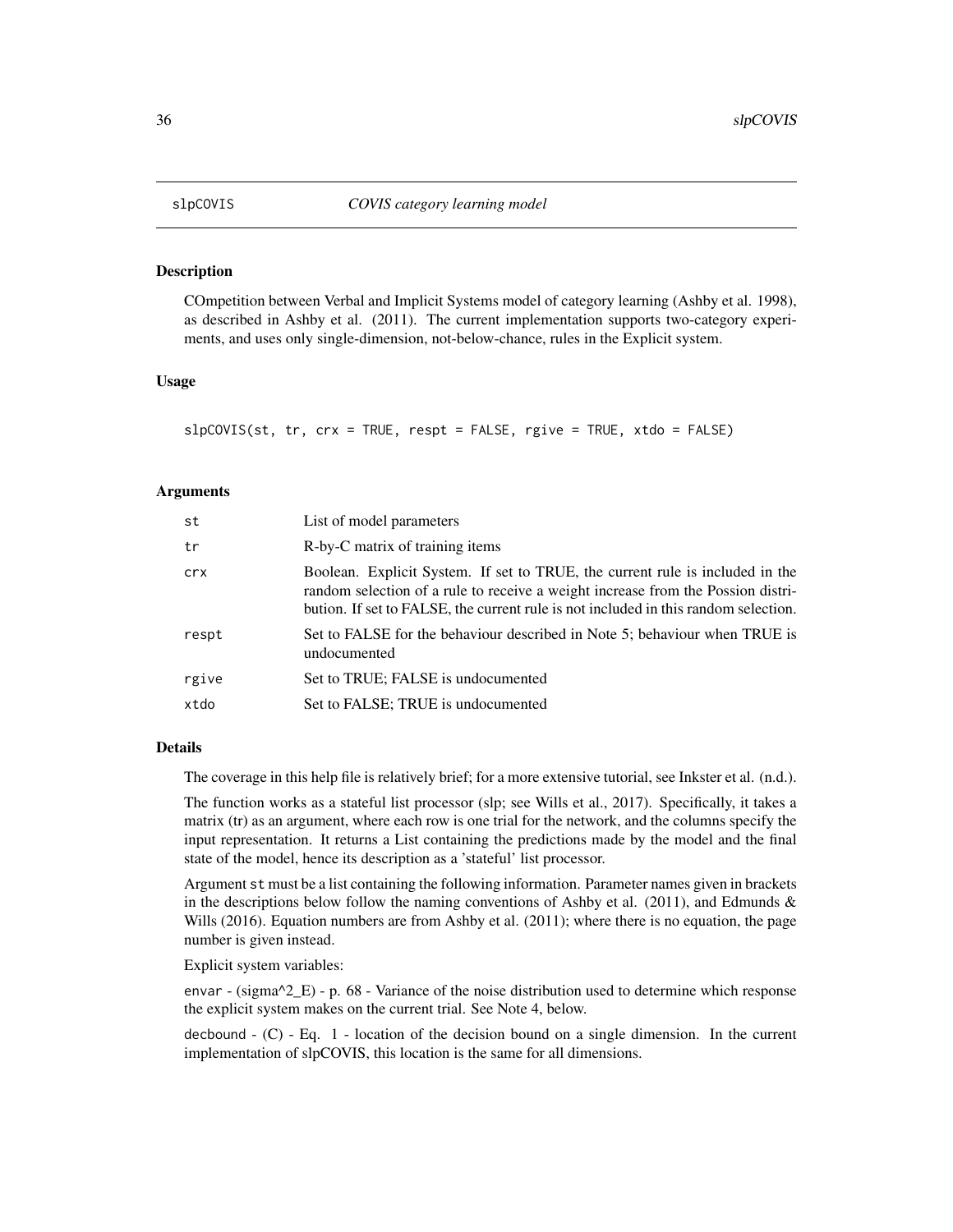## slpCOVIS    *COVIS category learning model*

### Description

COmpetition between Verbal and Implicit Systems model of category learning (Ashby et al. 1998), as described in Ashby et al. (2011). The current implementation supports two-category experiments, and uses only single-dimension, not-below-chance, rules in the Explicit system.

### Usage

```
slpCOVIS(st, tr, crx = TRUE, respt = FALSE, rgive = TRUE, xtdo = FALSE)
```

### Arguments

| | |
|---|---|
| `st` | List of model parameters |
| `tr` | R-by-C matrix of training items |
| `crx` | Boolean. Explicit System. If set to TRUE, the current rule is included in the random selection of a rule to receive a weight increase from the Possion distribution. If set to FALSE, the current rule is not included in this random selection. |
| `respt` | Set to FALSE for the behaviour described in Note 5; behaviour when TRUE is undocumented |
| `rgive` | Set to TRUE; FALSE is undocumented |
| `xtdo` | Set to FALSE; TRUE is undocumented |

### Details

The coverage in this help file is relatively brief; for a more extensive tutorial, see Inkster et al. (n.d.).

The function works as a stateful list processor (slp; see Wills et al., 2017). Specifically, it takes a matrix (tr) as an argument, where each row is one trial for the network, and the columns specify the input representation. It returns a List containing the predictions made by the model and the final state of the model, hence its description as a 'stateful' list processor.

Argument `st` must be a list containing the following information. Parameter names given in brackets in the descriptions below follow the naming conventions of Ashby et al. (2011), and Edmunds & Wills (2016). Equation numbers are from Ashby et al. (2011); where there is no equation, the page number is given instead.

Explicit system variables:

`envar` - (sigma^2_E) - p. 68 - Variance of the noise distribution used to determine which response the explicit system makes on the current trial. See Note 4, below.

`decbound` - (C) - Eq. 1 - location of the decision bound on a single dimension. In the current implementation of slpCOVIS, this location is the same for all dimensions.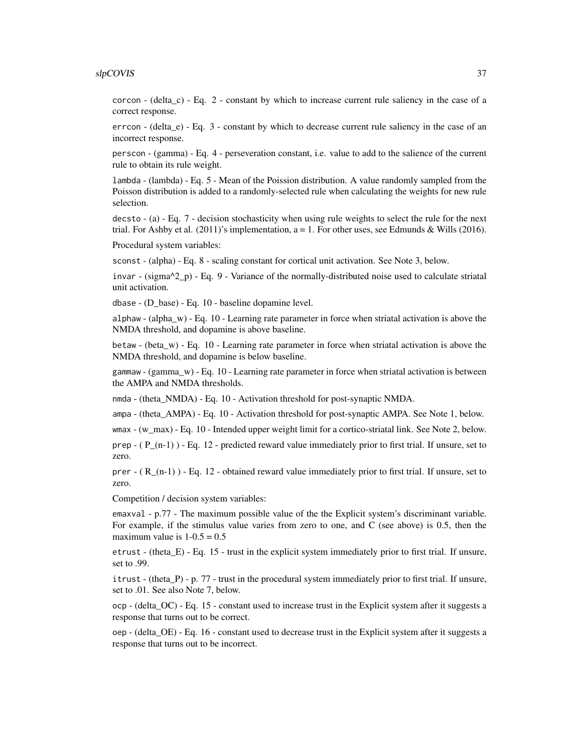`corcon` - (delta_c) - Eq. 2 - constant by which to increase current rule saliency in the case of a correct response.

`errcon` - (delta_e) - Eq. 3 - constant by which to decrease current rule saliency in the case of an incorrect response.

`perscon` - (gamma) - Eq. 4 - perseveration constant, i.e. value to add to the salience of the current rule to obtain its rule weight.

`lambda` - (lambda) - Eq. 5 - Mean of the Poisson distribution. A value randomly sampled from the Poisson distribution is added to a randomly-selected rule when calculating the weights for new rule selection.

`decsto` - (a) - Eq. 7 - decision stochasticity when using rule weights to select the rule for the next trial. For Ashby et al. (2011)'s implementation, a = 1. For other uses, see Edmunds & Wills (2016).

Procedural system variables:

`sconst` - (alpha) - Eq. 8 - scaling constant for cortical unit activation. See Note 3, below.

`invar` - (sigma^2_p) - Eq. 9 - Variance of the normally-distributed noise used to calculate striatal unit activation.

`dbase` - (D_base) - Eq. 10 - baseline dopamine level.

`alphaw` - (alpha_w) - Eq. 10 - Learning rate parameter in force when striatal activation is above the NMDA threshold, and dopamine is above baseline.

`betaw` - (beta_w) - Eq. 10 - Learning rate parameter in force when striatal activation is above the NMDA threshold, and dopamine is below baseline.

`gammaw` - (gamma_w) - Eq. 10 - Learning rate parameter in force when striatal activation is between the AMPA and NMDA thresholds.

`nmda` - (theta_NMDA) - Eq. 10 - Activation threshold for post-synaptic NMDA.

`ampa` - (theta_AMPA) - Eq. 10 - Activation threshold for post-synaptic AMPA. See Note 1, below.

`wmax` - (w_max) - Eq. 10 - Intended upper weight limit for a cortico-striatal link. See Note 2, below.

`prep` - ( P_(n-1) ) - Eq. 12 - predicted reward value immediately prior to first trial. If unsure, set to zero.

`prer` - ( R_(n-1) ) - Eq. 12 - obtained reward value immediately prior to first trial. If unsure, set to zero.

Competition / decision system variables:

`emaxval` - p.77 - The maximum possible value of the the Explicit system's discriminant variable. For example, if the stimulus value varies from zero to one, and C (see above) is 0.5, then the maximum value is 1-0.5 = 0.5

`etrust` - (theta_E) - Eq. 15 - trust in the explicit system immediately prior to first trial. If unsure, set to .99.

`itrust` - (theta_P) - p. 77 - trust in the procedural system immediately prior to first trial. If unsure, set to .01. See also Note 7, below.

`ocp` - (delta_OC) - Eq. 15 - constant used to increase trust in the Explicit system after it suggests a response that turns out to be correct.

`oep` - (delta_OE) - Eq. 16 - constant used to decrease trust in the Explicit system after it suggests a response that turns out to be incorrect.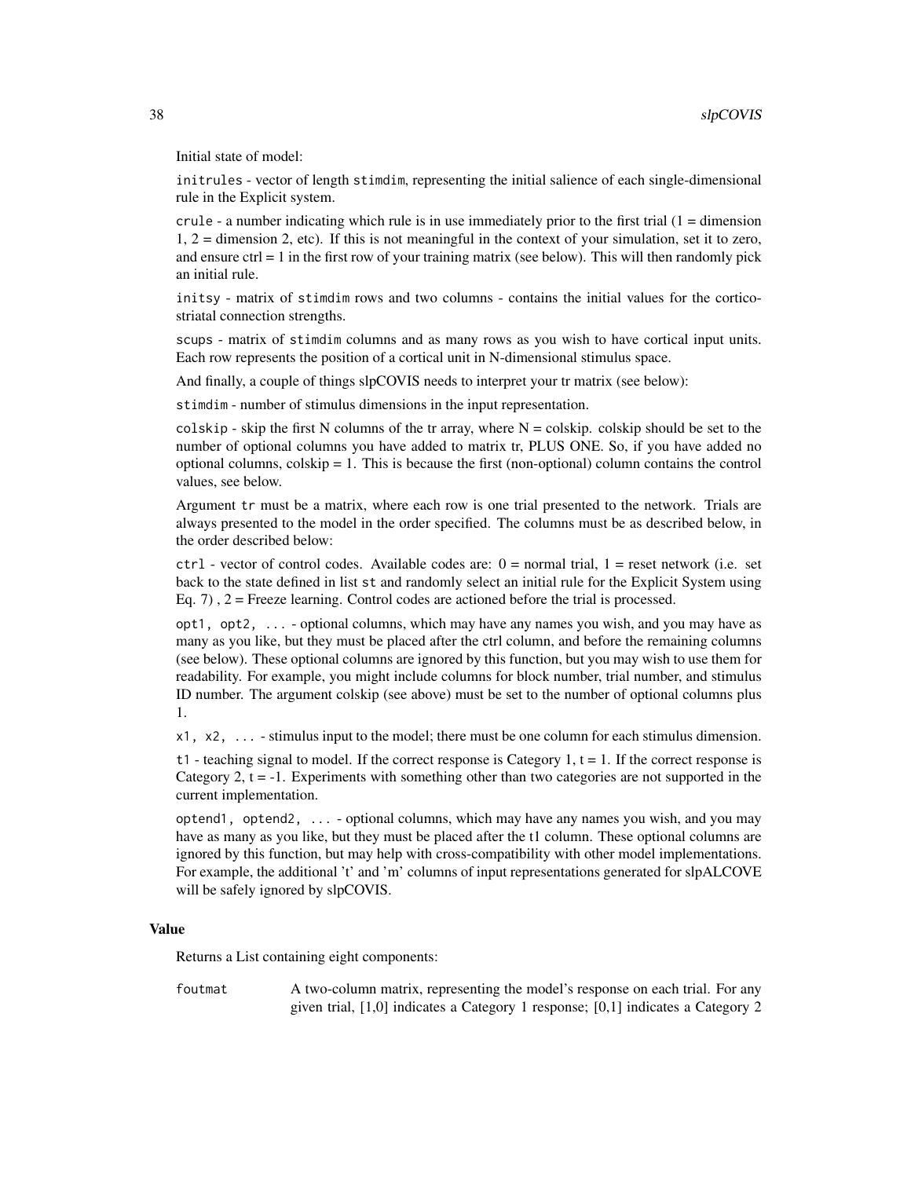Initial state of model:

`initrules` - vector of length `stimdim`, representing the initial salience of each single-dimensional rule in the Explicit system.

`crule` - a number indicating which rule is in use immediately prior to the first trial (1 = dimension 1, 2 = dimension 2, etc). If this is not meaningful in the context of your simulation, set it to zero, and ensure ctrl = 1 in the first row of your training matrix (see below). This will then randomly pick an initial rule.

`initsy` - matrix of `stimdim` rows and two columns - contains the initial values for the cortico-striatal connection strengths.

`scups` - matrix of `stimdim` columns and as many rows as you wish to have cortical input units. Each row represents the position of a cortical unit in N-dimensional stimulus space.

And finally, a couple of things slpCOVIS needs to interpret your tr matrix (see below):

`stimdim` - number of stimulus dimensions in the input representation.

`colskip` - skip the first N columns of the tr array, where N = colskip. colskip should be set to the number of optional columns you have added to matrix tr, PLUS ONE. So, if you have added no optional columns, colskip = 1. This is because the first (non-optional) column contains the control values, see below.

Argument `tr` must be a matrix, where each row is one trial presented to the network. Trials are always presented to the model in the order specified. The columns must be as described below, in the order described below:

`ctrl` - vector of control codes. Available codes are: 0 = normal trial, 1 = reset network (i.e. set back to the state defined in list `st` and randomly select an initial rule for the Explicit System using Eq. 7) , 2 = Freeze learning. Control codes are actioned before the trial is processed.

`opt1, opt2, ...` - optional columns, which may have any names you wish, and you may have as many as you like, but they must be placed after the ctrl column, and before the remaining columns (see below). These optional columns are ignored by this function, but you may wish to use them for readability. For example, you might include columns for block number, trial number, and stimulus ID number. The argument colskip (see above) must be set to the number of optional columns plus 1.

`x1, x2, ...` - stimulus input to the model; there must be one column for each stimulus dimension.

`t1` - teaching signal to model. If the correct response is Category 1, t = 1. If the correct response is Category 2, t = -1. Experiments with something other than two categories are not supported in the current implementation.

`optend1, optend2, ...` - optional columns, which may have any names you wish, and you may have as many as you like, but they must be placed after the t1 column. These optional columns are ignored by this function, but may help with cross-compatibility with other model implementations. For example, the additional 't' and 'm' columns of input representations generated for slpALCOVE will be safely ignored by slpCOVIS.

### Value

Returns a List containing eight components:

`foutmat` A two-column matrix, representing the model's response on each trial. For any given trial, [1,0] indicates a Category 1 response; [0,1] indicates a Category 2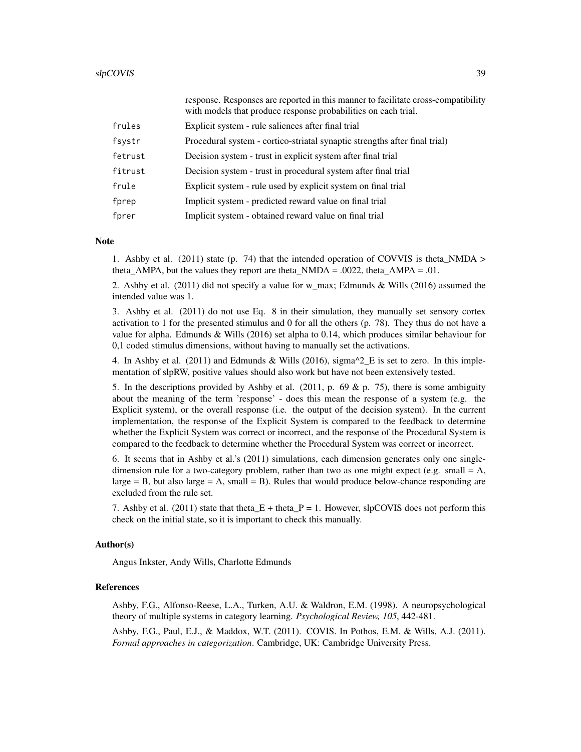response. Responses are reported in this manner to facilitate cross-compatibility with models that produce response probabilities on each trial.

| | |
|---|---|
| frules | Explicit system - rule saliences after final trial |
| fsystr | Procedural system - cortico-striatal synaptic strengths after final trial) |
| fetrust | Decision system - trust in explicit system after final trial |
| fitrust | Decision system - trust in procedural system after final trial |
| frule | Explicit system - rule used by explicit system on final trial |
| fprep | Implicit system - predicted reward value on final trial |
| fprer | Implicit system - obtained reward value on final trial |

### Note

1. Ashby et al. (2011) state (p. 74) that the intended operation of COVVIS is theta_NMDA > theta_AMPA, but the values they report are theta_NMDA = .0022, theta_AMPA = .01.

2. Ashby et al. (2011) did not specify a value for w_max; Edmunds & Wills (2016) assumed the intended value was 1.

3. Ashby et al. (2011) do not use Eq. 8 in their simulation, they manually set sensory cortex activation to 1 for the presented stimulus and 0 for all the others (p. 78). They thus do not have a value for alpha. Edmunds & Wills (2016) set alpha to 0.14, which produces similar behaviour for 0,1 coded stimulus dimensions, without having to manually set the activations.

4. In Ashby et al. (2011) and Edmunds & Wills (2016), sigma^2_E is set to zero. In this implementation of slpRW, positive values should also work but have not been extensively tested.

5. In the descriptions provided by Ashby et al. (2011, p. 69 & p. 75), there is some ambiguity about the meaning of the term 'response' - does this mean the response of a system (e.g. the Explicit system), or the overall response (i.e. the output of the decision system). In the current implementation, the response of the Explicit System is compared to the feedback to determine whether the Explicit System was correct or incorrect, and the response of the Procedural System is compared to the feedback to determine whether the Procedural System was correct or incorrect.

6. It seems that in Ashby et al.'s (2011) simulations, each dimension generates only one single-dimension rule for a two-category problem, rather than two as one might expect (e.g. small = A, large = B, but also large = A, small = B). Rules that would produce below-chance responding are excluded from the rule set.

7. Ashby et al. (2011) state that theta_E + theta_P = 1. However, slpCOVIS does not perform this check on the initial state, so it is important to check this manually.

### Author(s)

Angus Inkster, Andy Wills, Charlotte Edmunds

### References

Ashby, F.G., Alfonso-Reese, L.A., Turken, A.U. & Waldron, E.M. (1998). A neuropsychological theory of multiple systems in category learning. *Psychological Review, 105*, 442-481.

Ashby, F.G., Paul, E.J., & Maddox, W.T. (2011). COVIS. In Pothos, E.M. & Wills, A.J. (2011). *Formal approaches in categorization*. Cambridge, UK: Cambridge University Press.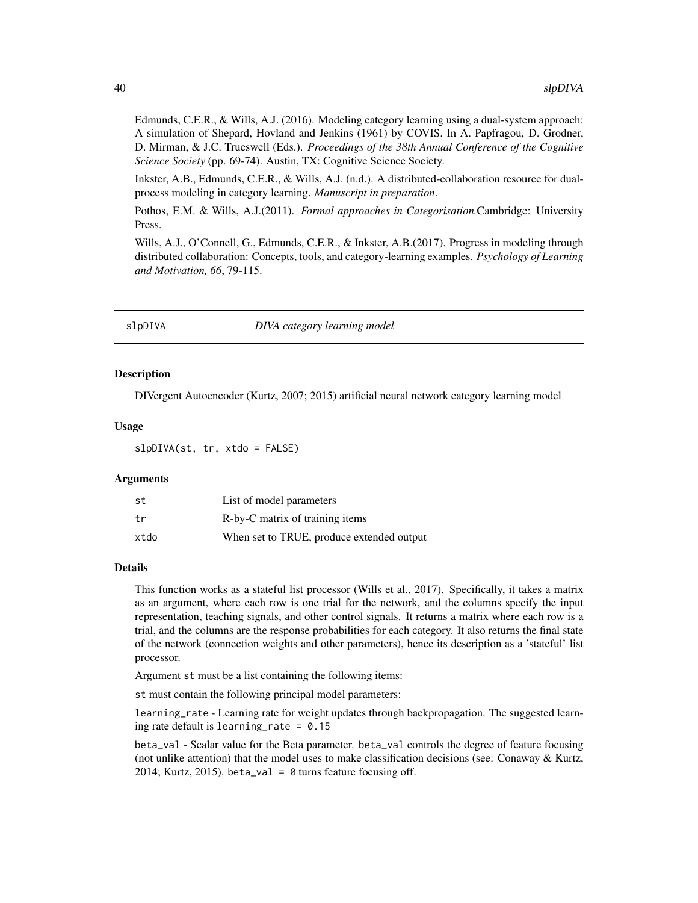Edmunds, C.E.R., & Wills, A.J. (2016). Modeling category learning using a dual-system approach: A simulation of Shepard, Hovland and Jenkins (1961) by COVIS. In A. Papfragou, D. Grodner, D. Mirman, & J.C. Trueswell (Eds.). *Proceedings of the 38th Annual Conference of the Cognitive Science Society* (pp. 69-74). Austin, TX: Cognitive Science Society.

Inkster, A.B., Edmunds, C.E.R., & Wills, A.J. (n.d.). A distributed-collaboration resource for dual-process modeling in category learning. *Manuscript in preparation*.

Pothos, E.M. & Wills, A.J.(2011). *Formal approaches in Categorisation.*Cambridge: University Press.

Wills, A.J., O'Connell, G., Edmunds, C.E.R., & Inkster, A.B.(2017). Progress in modeling through distributed collaboration: Concepts, tools, and category-learning examples. *Psychology of Learning and Motivation, 66*, 79-115.

---

## slpDIVA — *DIVA category learning model*

### Description

DIVergent Autoencoder (Kurtz, 2007; 2015) artificial neural network category learning model

### Usage

```
slpDIVA(st, tr, xtdo = FALSE)
```

### Arguments

| | |
|---|---|
| st | List of model parameters |
| tr | R-by-C matrix of training items |
| xtdo | When set to TRUE, produce extended output |

### Details

This function works as a stateful list processor (Wills et al., 2017). Specifically, it takes a matrix as an argument, where each row is one trial for the network, and the columns specify the input representation, teaching signals, and other control signals. It returns a matrix where each row is a trial, and the columns are the response probabilities for each category. It also returns the final state of the network (connection weights and other parameters), hence its description as a 'stateful' list processor.

Argument `st` must be a list containing the following items:

`st` must contain the following principal model parameters:

`learning_rate` - Learning rate for weight updates through backpropagation. The suggested learning rate default is `learning_rate = 0.15`

`beta_val` - Scalar value for the Beta parameter. `beta_val` controls the degree of feature focusing (not unlike attention) that the model uses to make classification decisions (see: Conaway & Kurtz, 2014; Kurtz, 2015). `beta_val = 0` turns feature focusing off.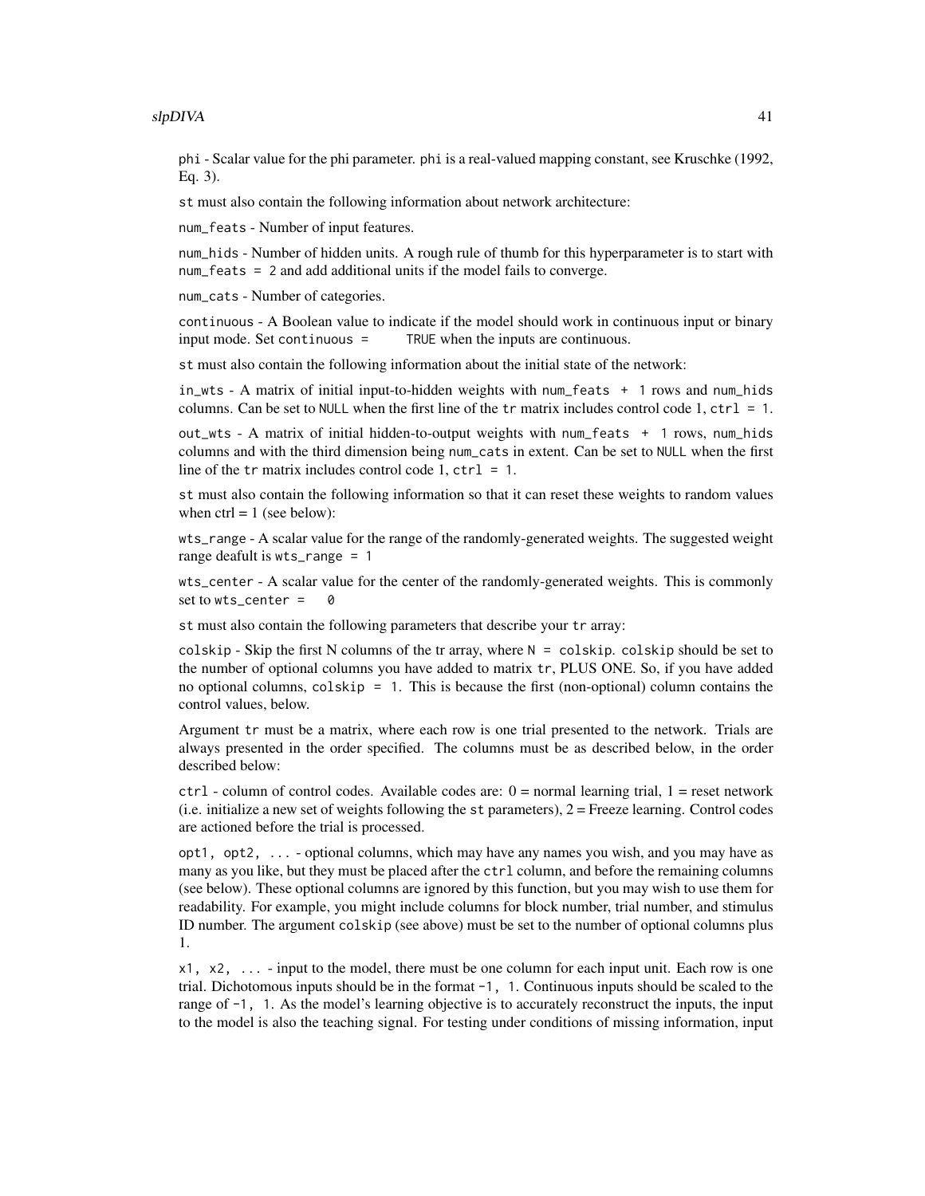phi - Scalar value for the phi parameter. phi is a real-valued mapping constant, see Kruschke (1992, Eq. 3).

st must also contain the following information about network architecture:

num_feats - Number of input features.

num_hids - Number of hidden units. A rough rule of thumb for this hyperparameter is to start with num_feats = 2 and add additional units if the model fails to converge.

num_cats - Number of categories.

continuous - A Boolean value to indicate if the model should work in continuous input or binary input mode. Set continuous = TRUE when the inputs are continuous.

st must also contain the following information about the initial state of the network:

in_wts - A matrix of initial input-to-hidden weights with num_feats + 1 rows and num_hids columns. Can be set to NULL when the first line of the tr matrix includes control code 1, ctrl = 1.

out_wts - A matrix of initial hidden-to-output weights with num_feats + 1 rows, num_hids columns and with the third dimension being num_cats in extent. Can be set to NULL when the first line of the tr matrix includes control code 1, ctrl = 1.

st must also contain the following information so that it can reset these weights to random values when ctrl = 1 (see below):

wts_range - A scalar value for the range of the randomly-generated weights. The suggested weight range deafult is wts_range = 1

wts_center - A scalar value for the center of the randomly-generated weights. This is commonly set to wts_center = 0

st must also contain the following parameters that describe your tr array:

colskip - Skip the first N columns of the tr array, where N = colskip. colskip should be set to the number of optional columns you have added to matrix tr, PLUS ONE. So, if you have added no optional columns, colskip = 1. This is because the first (non-optional) column contains the control values, below.

Argument tr must be a matrix, where each row is one trial presented to the network. Trials are always presented in the order specified. The columns must be as described below, in the order described below:

ctrl - column of control codes. Available codes are: 0 = normal learning trial, 1 = reset network (i.e. initialize a new set of weights following the st parameters), 2 = Freeze learning. Control codes are actioned before the trial is processed.

opt1, opt2, ... - optional columns, which may have any names you wish, and you may have as many as you like, but they must be placed after the ctrl column, and before the remaining columns (see below). These optional columns are ignored by this function, but you may wish to use them for readability. For example, you might include columns for block number, trial number, and stimulus ID number. The argument colskip (see above) must be set to the number of optional columns plus 1.

x1, x2, ... - input to the model, there must be one column for each input unit. Each row is one trial. Dichotomous inputs should be in the format -1, 1. Continuous inputs should be scaled to the range of -1, 1. As the model's learning objective is to accurately reconstruct the inputs, the input to the model is also the teaching signal. For testing under conditions of missing information, input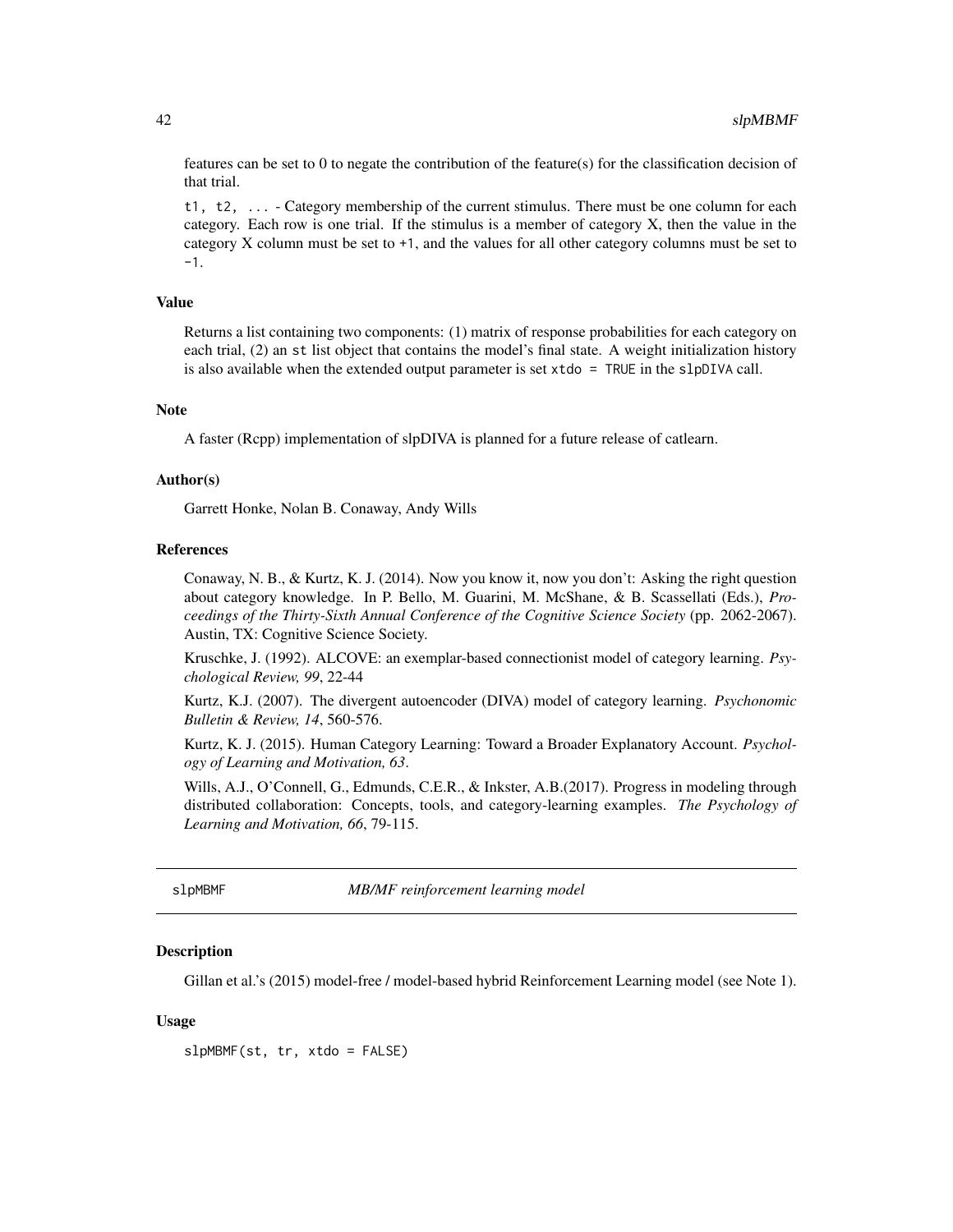features can be set to 0 to negate the contribution of the feature(s) for the classification decision of that trial.

`t1, t2, ...` - Category membership of the current stimulus. There must be one column for each category. Each row is one trial. If the stimulus is a member of category X, then the value in the category X column must be set to `+1`, and the values for all other category columns must be set to `-1`.

### Value

Returns a list containing two components: (1) matrix of response probabilities for each category on each trial, (2) an `st` list object that contains the model's final state. A weight initialization history is also available when the extended output parameter is set `xtdo = TRUE` in the `slpDIVA` call.

### Note

A faster (Rcpp) implementation of slpDIVA is planned for a future release of catlearn.

### Author(s)

Garrett Honke, Nolan B. Conaway, Andy Wills

### References

Conaway, N. B., & Kurtz, K. J. (2014). Now you know it, now you don't: Asking the right question about category knowledge. In P. Bello, M. Guarini, M. McShane, & B. Scassellati (Eds.), *Proceedings of the Thirty-Sixth Annual Conference of the Cognitive Science Society* (pp. 2062-2067). Austin, TX: Cognitive Science Society.

Kruschke, J. (1992). ALCOVE: an exemplar-based connectionist model of category learning. *Psychological Review, 99*, 22-44

Kurtz, K.J. (2007). The divergent autoencoder (DIVA) model of category learning. *Psychonomic Bulletin & Review, 14*, 560-576.

Kurtz, K. J. (2015). Human Category Learning: Toward a Broader Explanatory Account. *Psychology of Learning and Motivation, 63*.

Wills, A.J., O'Connell, G., Edmunds, C.E.R., & Inkster, A.B.(2017). Progress in modeling through distributed collaboration: Concepts, tools, and category-learning examples. *The Psychology of Learning and Motivation, 66*, 79-115.

---

## slpMBMF — *MB/MF reinforcement learning model*

### Description

Gillan et al.'s (2015) model-free / model-based hybrid Reinforcement Learning model (see Note 1).

### Usage

```
slpMBMF(st, tr, xtdo = FALSE)
```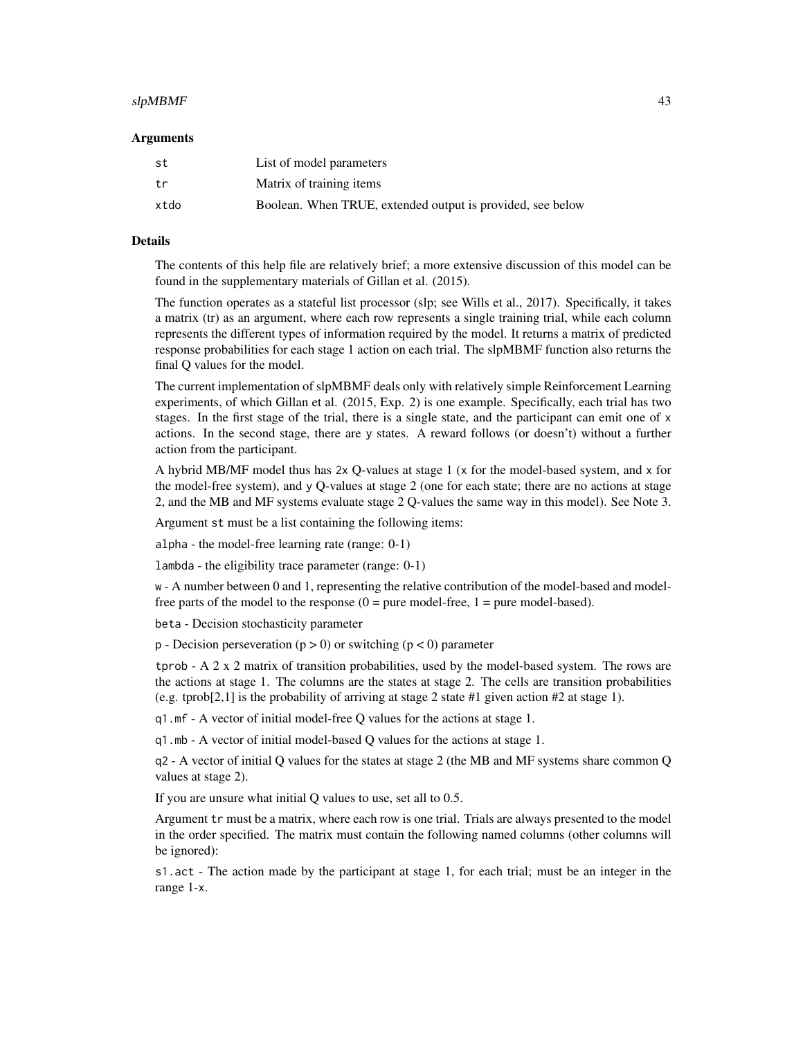### Arguments

| | |
|---|---|
| `st` | List of model parameters |
| `tr` | Matrix of training items |
| `xtdo` | Boolean. When TRUE, extended output is provided, see below |

### Details

The contents of this help file are relatively brief; a more extensive discussion of this model can be found in the supplementary materials of Gillan et al. (2015).

The function operates as a stateful list processor (slp; see Wills et al., 2017). Specifically, it takes a matrix (tr) as an argument, where each row represents a single training trial, while each column represents the different types of information required by the model. It returns a matrix of predicted response probabilities for each stage 1 action on each trial. The slpMBMF function also returns the final Q values for the model.

The current implementation of slpMBMF deals only with relatively simple Reinforcement Learning experiments, of which Gillan et al. (2015, Exp. 2) is one example. Specifically, each trial has two stages. In the first stage of the trial, there is a single state, and the participant can emit one of `x` actions. In the second stage, there are `y` states. A reward follows (or doesn't) without a further action from the participant.

A hybrid MB/MF model thus has `2x` Q-values at stage 1 (`x` for the model-based system, and `x` for the model-free system), and `y` Q-values at stage 2 (one for each state; there are no actions at stage 2, and the MB and MF systems evaluate stage 2 Q-values the same way in this model). See Note 3.

Argument `st` must be a list containing the following items:

`alpha` - the model-free learning rate (range: 0-1)

`lambda` - the eligibility trace parameter (range: 0-1)

`w` - A number between 0 and 1, representing the relative contribution of the model-based and model-free parts of the model to the response (0 = pure model-free, 1 = pure model-based).

`beta` - Decision stochasticity parameter

`p` - Decision perseveration ($p > 0$) or switching ($p < 0$) parameter

`tprob` - A 2 x 2 matrix of transition probabilities, used by the model-based system. The rows are the actions at stage 1. The columns are the states at stage 2. The cells are transition probabilities (e.g. tprob[2,1] is the probability of arriving at stage 2 state #1 given action #2 at stage 1).

`q1.mf` - A vector of initial model-free Q values for the actions at stage 1.

`q1.mb` - A vector of initial model-based Q values for the actions at stage 1.

`q2` - A vector of initial Q values for the states at stage 2 (the MB and MF systems share common Q values at stage 2).

If you are unsure what initial Q values to use, set all to 0.5.

Argument `tr` must be a matrix, where each row is one trial. Trials are always presented to the model in the order specified. The matrix must contain the following named columns (other columns will be ignored):

`s1.act` - The action made by the participant at stage 1, for each trial; must be an integer in the range 1-`x`.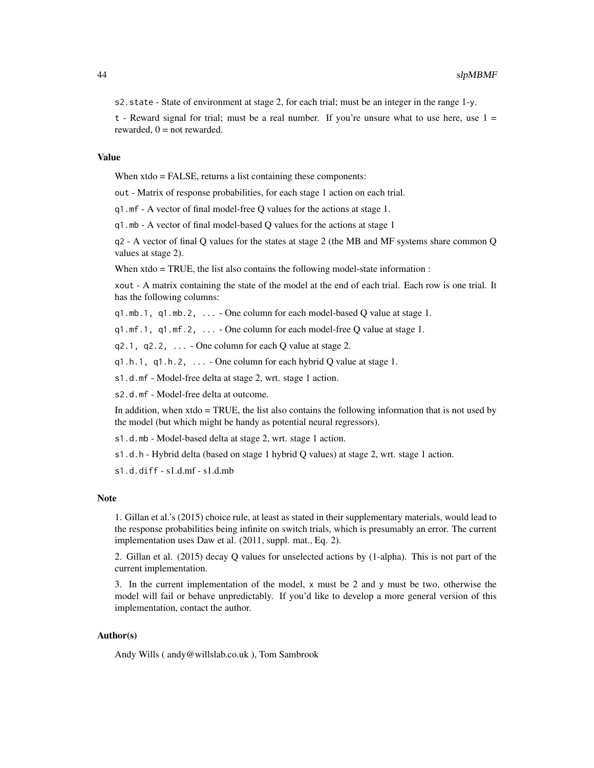`s2.state` - State of environment at stage 2, for each trial; must be an integer in the range 1-`y`.

`t` - Reward signal for trial; must be a real number. If you're unsure what to use here, use 1 = rewarded, 0 = not rewarded.

### Value

When xtdo = FALSE, returns a list containing these components:

`out` - Matrix of response probabilities, for each stage 1 action on each trial.

`q1.mf` - A vector of final model-free Q values for the actions at stage 1.

`q1.mb` - A vector of final model-based Q values for the actions at stage 1

`q2` - A vector of final Q values for the states at stage 2 (the MB and MF systems share common Q values at stage 2).

When xtdo = TRUE, the list also contains the following model-state information :

`xout` - A matrix containing the state of the model at the end of each trial. Each row is one trial. It has the following columns:

`q1.mb.1, q1.mb.2, ...` - One column for each model-based Q value at stage 1.

`q1.mf.1, q1.mf.2, ...` - One column for each model-free Q value at stage 1.

`q2.1, q2.2, ...` - One column for each Q value at stage 2.

`q1.h.1, q1.h.2, ...` - One column for each hybrid Q value at stage 1.

`s1.d.mf` - Model-free delta at stage 2, wrt. stage 1 action.

`s2.d.mf` - Model-free delta at outcome.

In addition, when xtdo = TRUE, the list also contains the following information that is not used by the model (but which might be handy as potential neural regressors).

`s1.d.mb` - Model-based delta at stage 2, wrt. stage 1 action.

`s1.d.h` - Hybrid delta (based on stage 1 hybrid Q values) at stage 2, wrt. stage 1 action.

`s1.d.diff` - s1.d.mf - s1.d.mb

### Note

1. Gillan et al.'s (2015) choice rule, at least as stated in their supplementary materials, would lead to the response probabilities being infinite on switch trials, which is presumably an error. The current implementation uses Daw et al. (2011, suppl. mat., Eq. 2).

2. Gillan et al. (2015) decay Q values for unselected actions by (1-alpha). This is not part of the current implementation.

3. In the current implementation of the model, `x` must be 2 and `y` must be two, otherwise the model will fail or behave unpredictably. If you'd like to develop a more general version of this implementation, contact the author.

### Author(s)

Andy Wills ( andy@willslab.co.uk ), Tom Sambrook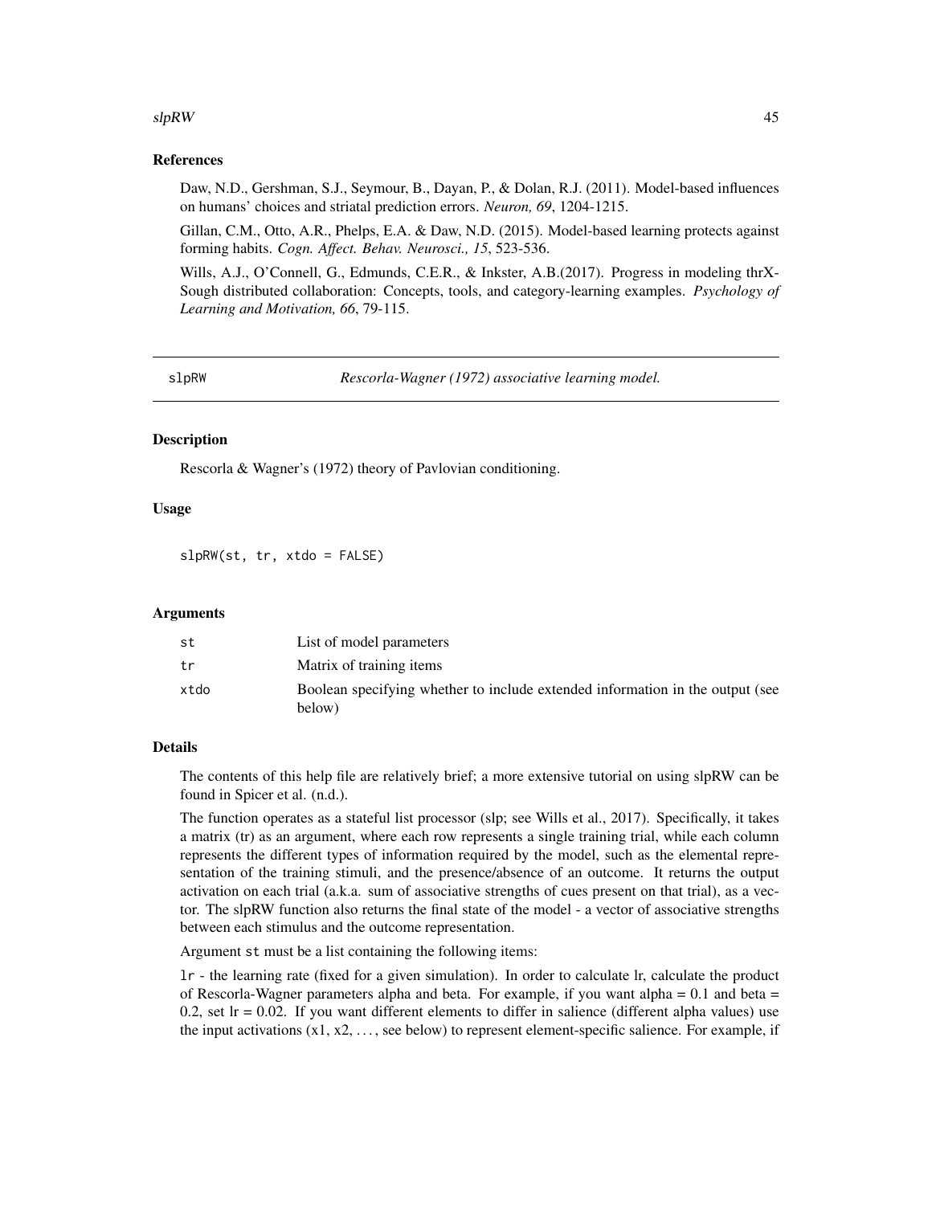## References

Daw, N.D., Gershman, S.J., Seymour, B., Dayan, P., & Dolan, R.J. (2011). Model-based influences on humans' choices and striatal prediction errors. *Neuron, 69*, 1204-1215.

Gillan, C.M., Otto, A.R., Phelps, E.A. & Daw, N.D. (2015). Model-based learning protects against forming habits. *Cogn. Affect. Behav. Neurosci., 15*, 523-536.

Wills, A.J., O'Connell, G., Edmunds, C.E.R., & Inkster, A.B.(2017). Progress in modeling thrX-Sough distributed collaboration: Concepts, tools, and category-learning examples. *Psychology of Learning and Motivation, 66*, 79-115.

---

# slpRW — *Rescorla-Wagner (1972) associative learning model.*

## Description

Rescorla & Wagner's (1972) theory of Pavlovian conditioning.

## Usage

```
slpRW(st, tr, xtdo = FALSE)
```

## Arguments

| | |
|---|---|
| st | List of model parameters |
| tr | Matrix of training items |
| xtdo | Boolean specifying whether to include extended information in the output (see below) |

## Details

The contents of this help file are relatively brief; a more extensive tutorial on using slpRW can be found in Spicer et al. (n.d.).

The function operates as a stateful list processor (slp; see Wills et al., 2017). Specifically, it takes a matrix (tr) as an argument, where each row represents a single training trial, while each column represents the different types of information required by the model, such as the elemental representation of the training stimuli, and the presence/absence of an outcome. It returns the output activation on each trial (a.k.a. sum of associative strengths of cues present on that trial), as a vector. The slpRW function also returns the final state of the model - a vector of associative strengths between each stimulus and the outcome representation.

Argument st must be a list containing the following items:

lr - the learning rate (fixed for a given simulation). In order to calculate lr, calculate the product of Rescorla-Wagner parameters alpha and beta. For example, if you want alpha = 0.1 and beta = 0.2, set lr = 0.02. If you want different elements to differ in salience (different alpha values) use the input activations (x1, x2, ..., see below) to represent element-specific salience. For example, if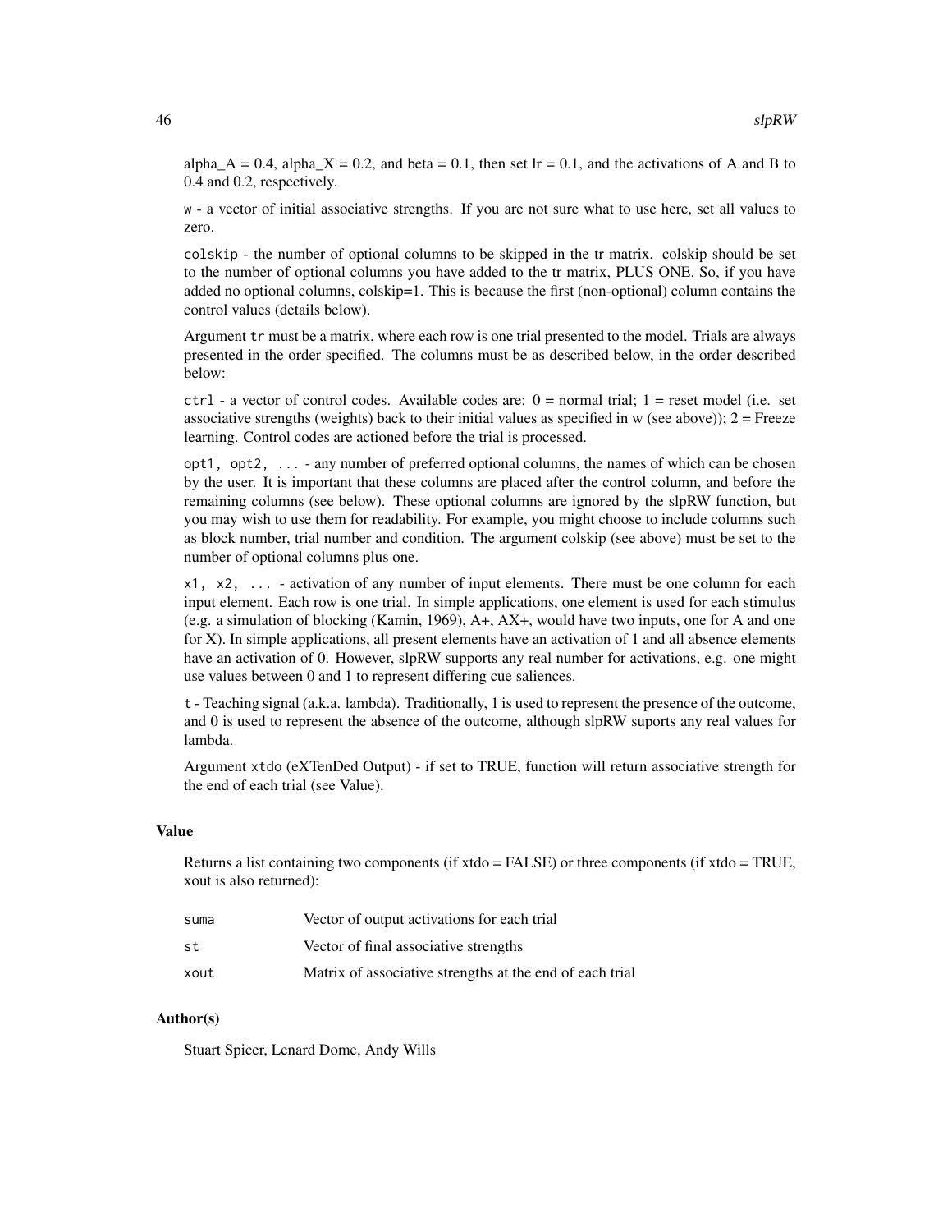alpha_A = 0.4, alpha_X = 0.2, and beta = 0.1, then set lr = 0.1, and the activations of A and B to 0.4 and 0.2, respectively.

`w` - a vector of initial associative strengths. If you are not sure what to use here, set all values to zero.

`colskip` - the number of optional columns to be skipped in the tr matrix. colskip should be set to the number of optional columns you have added to the tr matrix, PLUS ONE. So, if you have added no optional columns, colskip=1. This is because the first (non-optional) column contains the control values (details below).

Argument `tr` must be a matrix, where each row is one trial presented to the model. Trials are always presented in the order specified. The columns must be as described below, in the order described below:

`ctrl` - a vector of control codes. Available codes are: 0 = normal trial; 1 = reset model (i.e. set associative strengths (weights) back to their initial values as specified in w (see above)); 2 = Freeze learning. Control codes are actioned before the trial is processed.

`opt1, opt2, ...` - any number of preferred optional columns, the names of which can be chosen by the user. It is important that these columns are placed after the control column, and before the remaining columns (see below). These optional columns are ignored by the slpRW function, but you may wish to use them for readability. For example, you might choose to include columns such as block number, trial number and condition. The argument colskip (see above) must be set to the number of optional columns plus one.

`x1, x2, ...` - activation of any number of input elements. There must be one column for each input element. Each row is one trial. In simple applications, one element is used for each stimulus (e.g. a simulation of blocking (Kamin, 1969), A+, AX+, would have two inputs, one for A and one for X). In simple applications, all present elements have an activation of 1 and all absence elements have an activation of 0. However, slpRW supports any real number for activations, e.g. one might use values between 0 and 1 to represent differing cue saliences.

`t` - Teaching signal (a.k.a. lambda). Traditionally, 1 is used to represent the presence of the outcome, and 0 is used to represent the absence of the outcome, although slpRW suports any real values for lambda.

Argument `xtdo` (eXTenDed Output) - if set to TRUE, function will return associative strength for the end of each trial (see Value).

### Value

Returns a list containing two components (if xtdo = FALSE) or three components (if xtdo = TRUE, xout is also returned):

| | |
|---|---|
| `suma` | Vector of output activations for each trial |
| `st` | Vector of final associative strengths |
| `xout` | Matrix of associative strengths at the end of each trial |

### Author(s)

Stuart Spicer, Lenard Dome, Andy Wills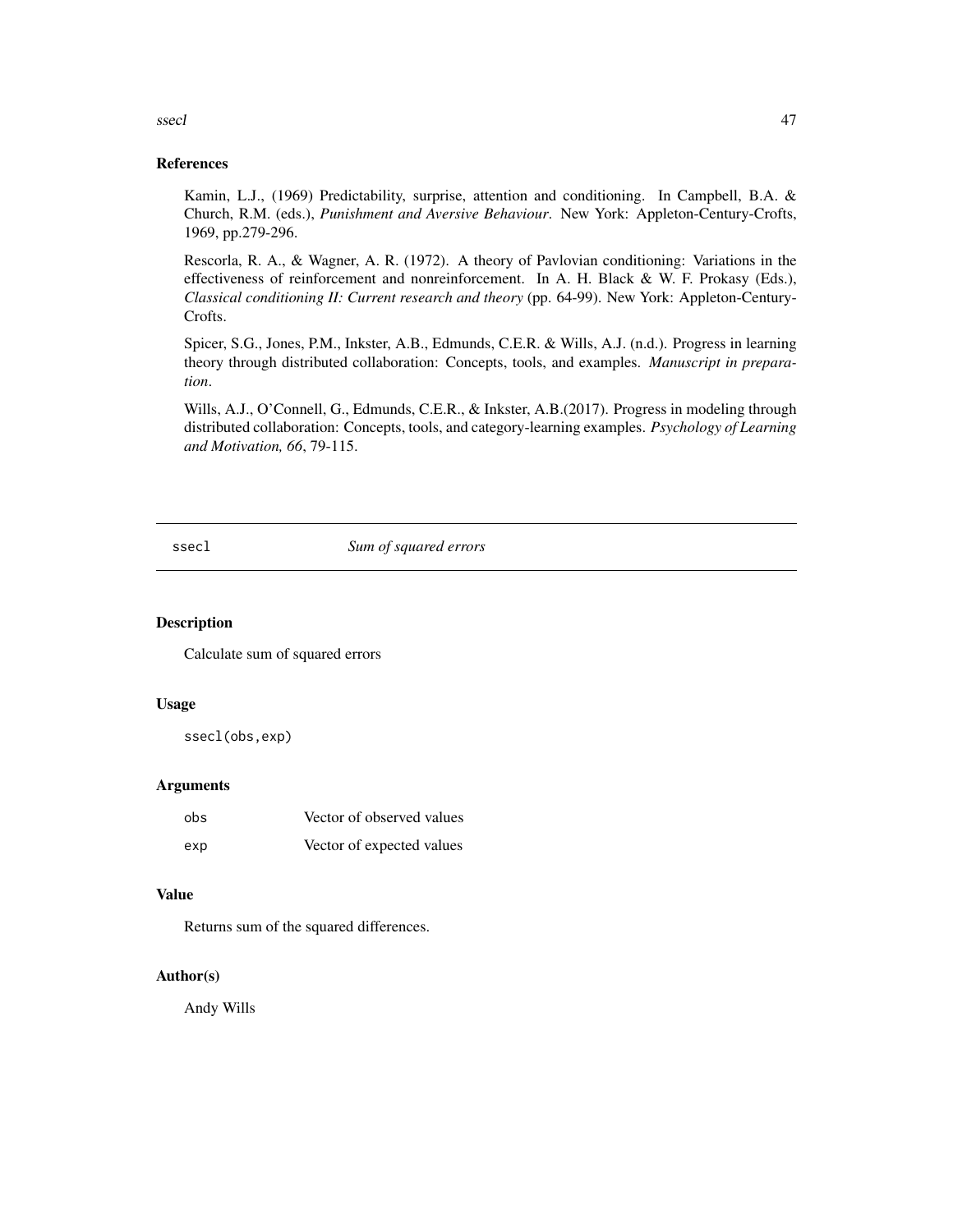### References

Kamin, L.J., (1969) Predictability, surprise, attention and conditioning. In Campbell, B.A. & Church, R.M. (eds.), *Punishment and Aversive Behaviour*. New York: Appleton-Century-Crofts, 1969, pp.279-296.

Rescorla, R. A., & Wagner, A. R. (1972). A theory of Pavlovian conditioning: Variations in the effectiveness of reinforcement and nonreinforcement. In A. H. Black & W. F. Prokasy (Eds.), *Classical conditioning II: Current research and theory* (pp. 64-99). New York: Appleton-Century-Crofts.

Spicer, S.G., Jones, P.M., Inkster, A.B., Edmunds, C.E.R. & Wills, A.J. (n.d.). Progress in learning theory through distributed collaboration: Concepts, tools, and examples. *Manuscript in preparation*.

Wills, A.J., O'Connell, G., Edmunds, C.E.R., & Inkster, A.B.(2017). Progress in modeling through distributed collaboration: Concepts, tools, and category-learning examples. *Psychology of Learning and Motivation, 66*, 79-115.

---

## ssecl — *Sum of squared errors*

---

### Description

Calculate sum of squared errors

### Usage

```
ssecl(obs,exp)
```

### Arguments

| | |
|---|---|
| obs | Vector of observed values |
| exp | Vector of expected values |

### Value

Returns sum of the squared differences.

### Author(s)

Andy Wills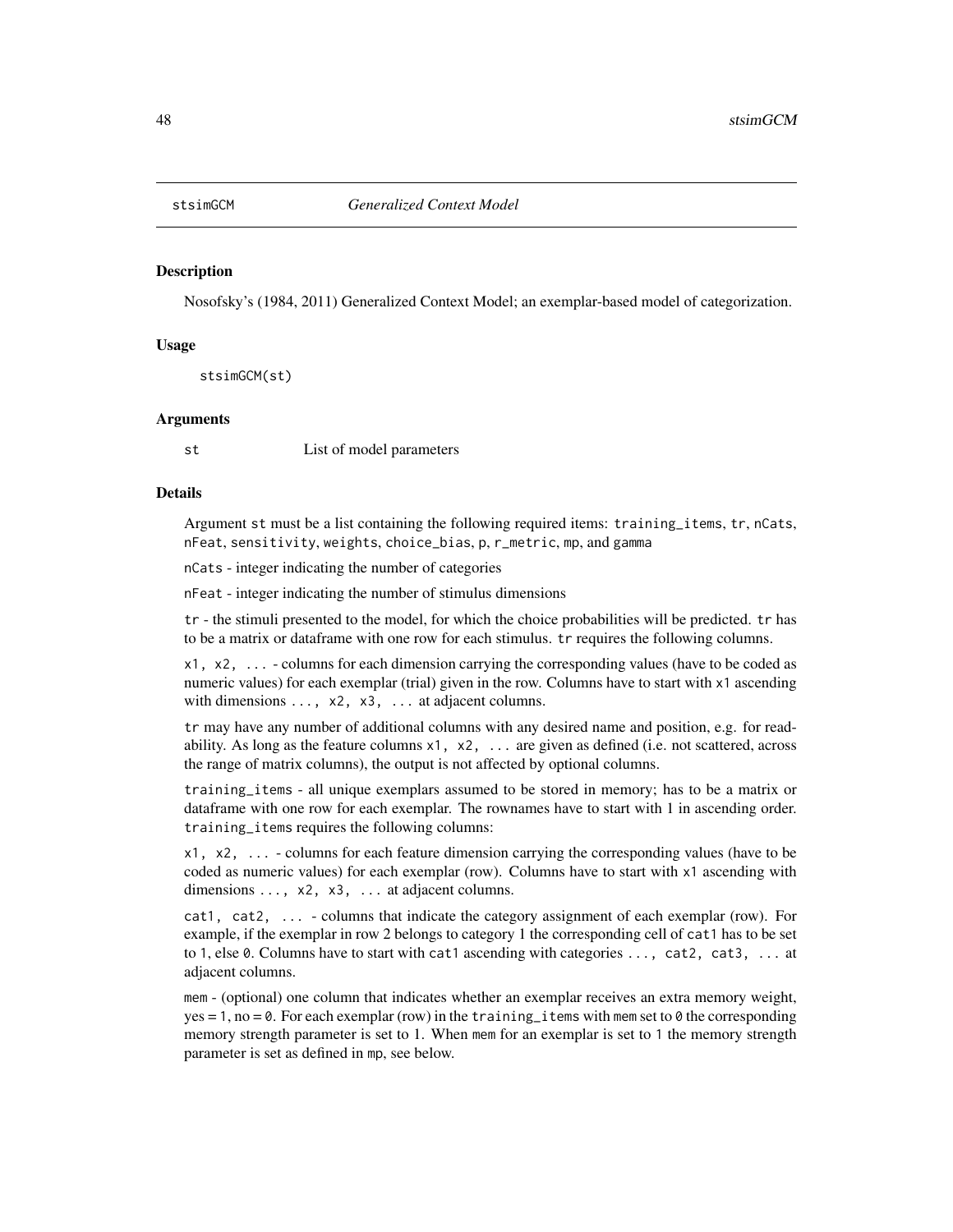stsimGCM *Generalized Context Model*

## Description

Nosofsky's (1984, 2011) Generalized Context Model; an exemplar-based model of categorization.

## Usage

```
stsimGCM(st)
```

## Arguments

st List of model parameters

## Details

Argument st must be a list containing the following required items: training_items, tr, nCats, nFeat, sensitivity, weights, choice_bias, p, r_metric, mp, and gamma

nCats - integer indicating the number of categories

nFeat - integer indicating the number of stimulus dimensions

tr - the stimuli presented to the model, for which the choice probabilities will be predicted. tr has to be a matrix or dataframe with one row for each stimulus. tr requires the following columns.

x1, x2, ... - columns for each dimension carrying the corresponding values (have to be coded as numeric values) for each exemplar (trial) given in the row. Columns have to start with x1 ascending with dimensions ..., x2, x3, ... at adjacent columns.

tr may have any number of additional columns with any desired name and position, e.g. for readability. As long as the feature columns x1, x2, ... are given as defined (i.e. not scattered, across the range of matrix columns), the output is not affected by optional columns.

training_items - all unique exemplars assumed to be stored in memory; has to be a matrix or dataframe with one row for each exemplar. The rownames have to start with 1 in ascending order. training_items requires the following columns:

x1, x2, ... - columns for each feature dimension carrying the corresponding values (have to be coded as numeric values) for each exemplar (row). Columns have to start with x1 ascending with dimensions ..., x2, x3, ... at adjacent columns.

cat1, cat2, ... - columns that indicate the category assignment of each exemplar (row). For example, if the exemplar in row 2 belongs to category 1 the corresponding cell of cat1 has to be set to 1, else 0. Columns have to start with cat1 ascending with categories ..., cat2, cat3, ... at adjacent columns.

mem - (optional) one column that indicates whether an exemplar receives an extra memory weight, yes = 1, no = 0. For each exemplar (row) in the training_items with mem set to 0 the corresponding memory strength parameter is set to 1. When mem for an exemplar is set to 1 the memory strength parameter is set as defined in mp, see below.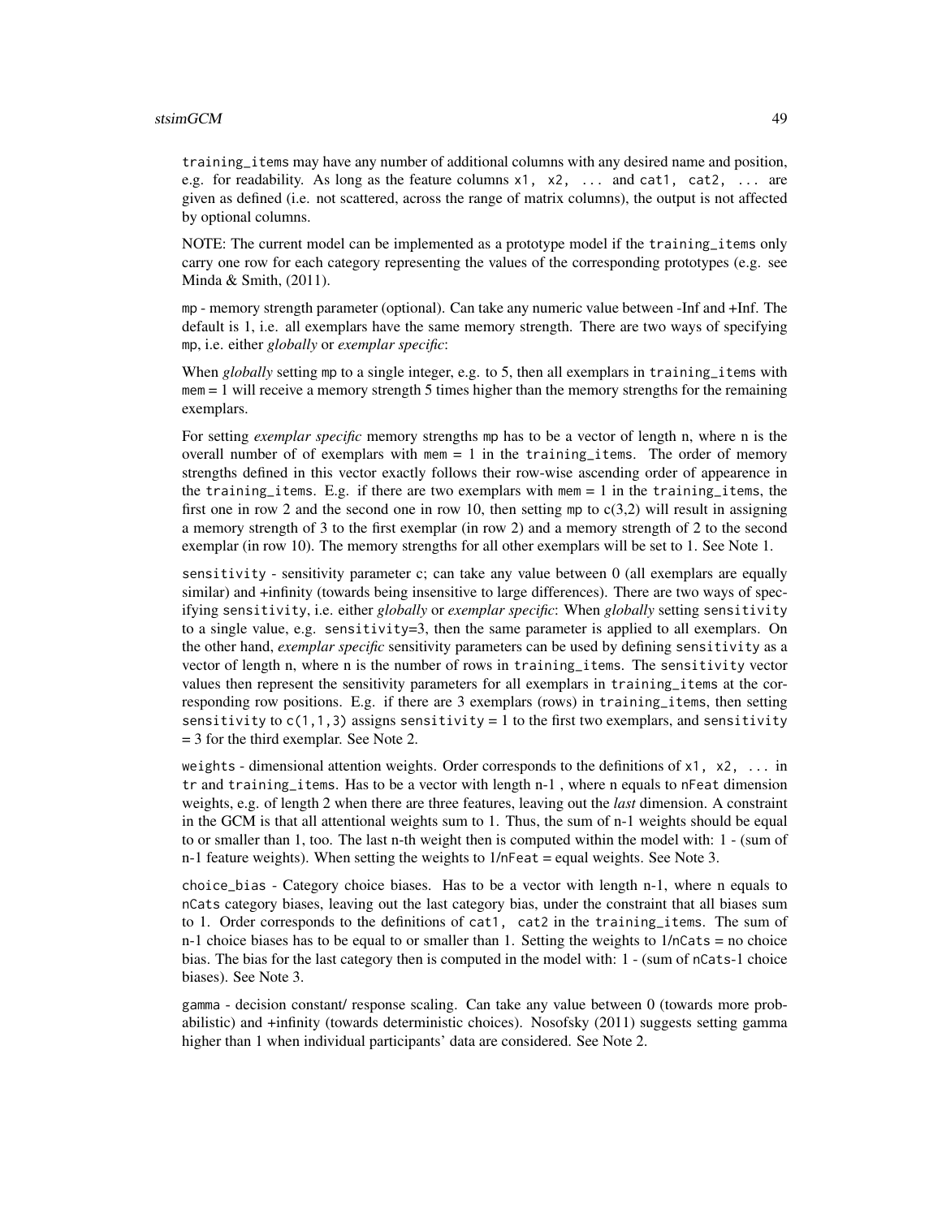training_items may have any number of additional columns with any desired name and position, e.g. for readability. As long as the feature columns x1, x2, ... and cat1, cat2, ... are given as defined (i.e. not scattered, across the range of matrix columns), the output is not affected by optional columns.

NOTE: The current model can be implemented as a prototype model if the training_items only carry one row for each category representing the values of the corresponding prototypes (e.g. see Minda & Smith, (2011).

mp - memory strength parameter (optional). Can take any numeric value between -Inf and +Inf. The default is 1, i.e. all exemplars have the same memory strength. There are two ways of specifying mp, i.e. either *globally* or *exemplar specific*:

When *globally* setting mp to a single integer, e.g. to 5, then all exemplars in training_items with mem = 1 will receive a memory strength 5 times higher than the memory strengths for the remaining exemplars.

For setting *exemplar specific* memory strengths mp has to be a vector of length n, where n is the overall number of of exemplars with mem = 1 in the training_items. The order of memory strengths defined in this vector exactly follows their row-wise ascending order of appearence in the training_items. E.g. if there are two exemplars with mem = 1 in the training_items, the first one in row 2 and the second one in row 10, then setting mp to c(3,2) will result in assigning a memory strength of 3 to the first exemplar (in row 2) and a memory strength of 2 to the second exemplar (in row 10). The memory strengths for all other exemplars will be set to 1. See Note 1.

sensitivity - sensitivity parameter c; can take any value between 0 (all exemplars are equally similar) and +infinity (towards being insensitive to large differences). There are two ways of specifying sensitivity, i.e. either *globally* or *exemplar specific*: When *globally* setting sensitivity to a single value, e.g. sensitivity=3, then the same parameter is applied to all exemplars. On the other hand, *exemplar specific* sensitivity parameters can be used by defining sensitivity as a vector of length n, where n is the number of rows in training_items. The sensitivity vector values then represent the sensitivity parameters for all exemplars in training_items at the corresponding row positions. E.g. if there are 3 exemplars (rows) in training_items, then setting sensitivity to c(1,1,3) assigns sensitivity = 1 to the first two exemplars, and sensitivity = 3 for the third exemplar. See Note 2.

weights - dimensional attention weights. Order corresponds to the definitions of x1, x2, ... in tr and training_items. Has to be a vector with length n-1 , where n equals to nFeat dimension weights, e.g. of length 2 when there are three features, leaving out the *last* dimension. A constraint in the GCM is that all attentional weights sum to 1. Thus, the sum of n-1 weights should be equal to or smaller than 1, too. The last n-th weight then is computed within the model with: 1 - (sum of n-1 feature weights). When setting the weights to 1/nFeat = equal weights. See Note 3.

choice_bias - Category choice biases. Has to be a vector with length n-1, where n equals to nCats category biases, leaving out the last category bias, under the constraint that all biases sum to 1. Order corresponds to the definitions of cat1, cat2 in the training_items. The sum of n-1 choice biases has to be equal to or smaller than 1. Setting the weights to 1/nCats = no choice bias. The bias for the last category then is computed in the model with: 1 - (sum of nCats-1 choice biases). See Note 3.

gamma - decision constant/ response scaling. Can take any value between 0 (towards more probabilistic) and +infinity (towards deterministic choices). Nosofsky (2011) suggests setting gamma higher than 1 when individual participants' data are considered. See Note 2.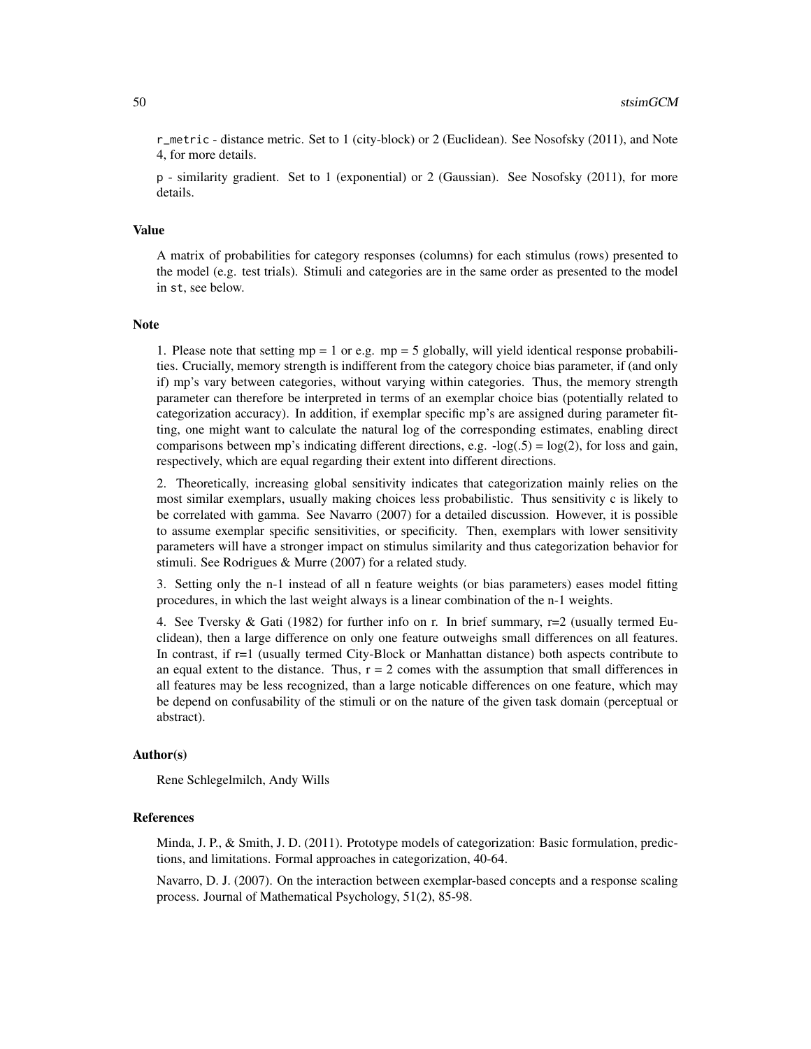`r_metric` - distance metric. Set to 1 (city-block) or 2 (Euclidean). See Nosofsky (2011), and Note 4, for more details.

`p` - similarity gradient. Set to 1 (exponential) or 2 (Gaussian). See Nosofsky (2011), for more details.

### Value

A matrix of probabilities for category responses (columns) for each stimulus (rows) presented to the model (e.g. test trials). Stimuli and categories are in the same order as presented to the model in `st`, see below.

### Note

1. Please note that setting mp = 1 or e.g. mp = 5 globally, will yield identical response probabilities. Crucially, memory strength is indifferent from the category choice bias parameter, if (and only if) mp's vary between categories, without varying within categories. Thus, the memory strength parameter can therefore be interpreted in terms of an exemplar choice bias (potentially related to categorization accuracy). In addition, if exemplar specific mp's are assigned during parameter fitting, one might want to calculate the natural log of the corresponding estimates, enabling direct comparisons between mp's indicating different directions, e.g. $-\log(.5) = \log(2)$, for loss and gain, respectively, which are equal regarding their extent into different directions.

2. Theoretically, increasing global sensitivity indicates that categorization mainly relies on the most similar exemplars, usually making choices less probabilistic. Thus sensitivity c is likely to be correlated with gamma. See Navarro (2007) for a detailed discussion. However, it is possible to assume exemplar specific sensitivities, or specificity. Then, exemplars with lower sensitivity parameters will have a stronger impact on stimulus similarity and thus categorization behavior for stimuli. See Rodrigues & Murre (2007) for a related study.

3. Setting only the n-1 instead of all n feature weights (or bias parameters) eases model fitting procedures, in which the last weight always is a linear combination of the n-1 weights.

4. See Tversky & Gati (1982) for further info on r. In brief summary, r=2 (usually termed Euclidean), then a large difference on only one feature outweighs small differences on all features. In contrast, if r=1 (usually termed City-Block or Manhattan distance) both aspects contribute to an equal extent to the distance. Thus, r = 2 comes with the assumption that small differences in all features may be less recognized, than a large noticable differences on one feature, which may be depend on confusability of the stimuli or on the nature of the given task domain (perceptual or abstract).

### Author(s)

Rene Schlegelmilch, Andy Wills

### References

Minda, J. P., & Smith, J. D. (2011). Prototype models of categorization: Basic formulation, predictions, and limitations. Formal approaches in categorization, 40-64.

Navarro, D. J. (2007). On the interaction between exemplar-based concepts and a response scaling process. Journal of Mathematical Psychology, 51(2), 85-98.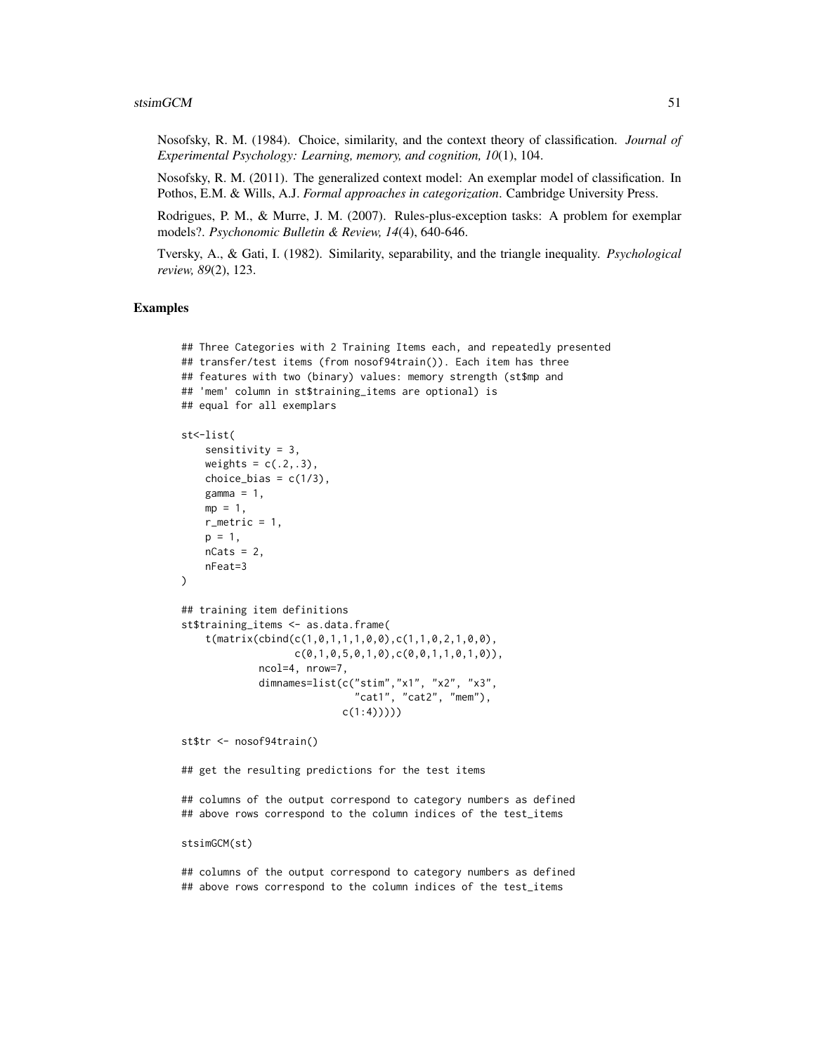Nosofsky, R. M. (1984). Choice, similarity, and the context theory of classification. *Journal of Experimental Psychology: Learning, memory, and cognition, 10*(1), 104.

Nosofsky, R. M. (2011). The generalized context model: An exemplar model of classification. In Pothos, E.M. & Wills, A.J. *Formal approaches in categorization*. Cambridge University Press.

Rodrigues, P. M., & Murre, J. M. (2007). Rules-plus-exception tasks: A problem for exemplar models?. *Psychonomic Bulletin & Review, 14*(4), 640-646.

Tversky, A., & Gati, I. (1982). Similarity, separability, and the triangle inequality. *Psychological review, 89*(2), 123.

## Examples

```
## Three Categories with 2 Training Items each, and repeatedly presented
## transfer/test items (from nosof94train()). Each item has three
## features with two (binary) values: memory strength (st$mp and
## 'mem' column in st$training_items are optional) is
## equal for all exemplars

st<-list(
    sensitivity = 3,
    weights = c(.2,.3),
    choice_bias = c(1/3),
    gamma = 1,
    mp = 1,
    r_metric = 1,
    p = 1,
    nCats = 2,
    nFeat=3
)

## training item definitions
st$training_items <- as.data.frame(
    t(matrix(cbind(c(1,0,1,1,1,0,0),c(1,1,0,2,1,0,0),
                   c(0,1,0,5,0,1,0),c(0,0,1,1,0,1,0)),
             ncol=4, nrow=7,
             dimnames=list(c("stim","x1", "x2", "x3",
                             "cat1", "cat2", "mem"),
                           c(1:4)))))

st$tr <- nosof94train()

## get the resulting predictions for the test items

## columns of the output correspond to category numbers as defined
## above rows correspond to the column indices of the test_items

stsimGCM(st)

## columns of the output correspond to category numbers as defined
## above rows correspond to the column indices of the test_items
```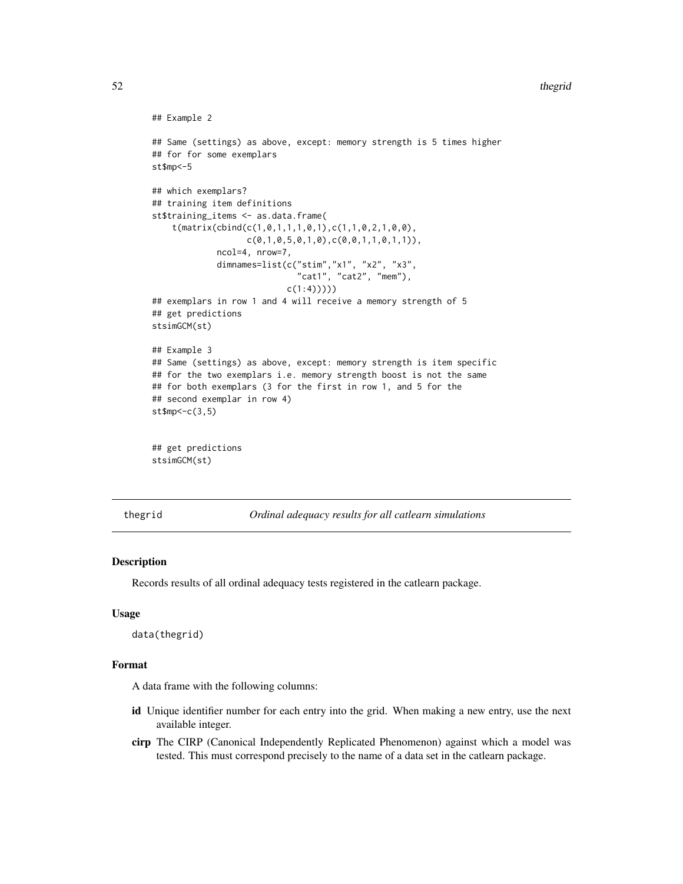```
## Example 2

## Same (settings) as above, except: memory strength is 5 times higher
## for for some exemplars
st$mp<-5

## which exemplars?
## training item definitions
st$training_items <- as.data.frame(
    t(matrix(cbind(c(1,0,1,1,1,0,1),c(1,1,0,2,1,0,0),
                   c(0,1,0,5,0,1,0),c(0,0,1,1,0,1,1)),
             ncol=4, nrow=7,
             dimnames=list(c("stim","x1", "x2", "x3",
                             "cat1", "cat2", "mem"),
                           c(1:4)))))
## exemplars in row 1 and 4 will receive a memory strength of 5
## get predictions
stsimGCM(st)

## Example 3
## Same (settings) as above, except: memory strength is item specific
## for the two exemplars i.e. memory strength boost is not the same
## for both exemplars (3 for the first in row 1, and 5 for the
## second exemplar in row 4)
st$mp<-c(3,5)


## get predictions
stsimGCM(st)
```

---

thegrid — *Ordinal adequacy results for all catlearn simulations*

---

## Description

Records results of all ordinal adequacy tests registered in the catlearn package.

## Usage

```
data(thegrid)
```

## Format

A data frame with the following columns:

- **id** Unique identifier number for each entry into the grid. When making a new entry, use the next available integer.
- **cirp** The CIRP (Canonical Independently Replicated Phenomenon) against which a model was tested. This must correspond precisely to the name of a data set in the catlearn package.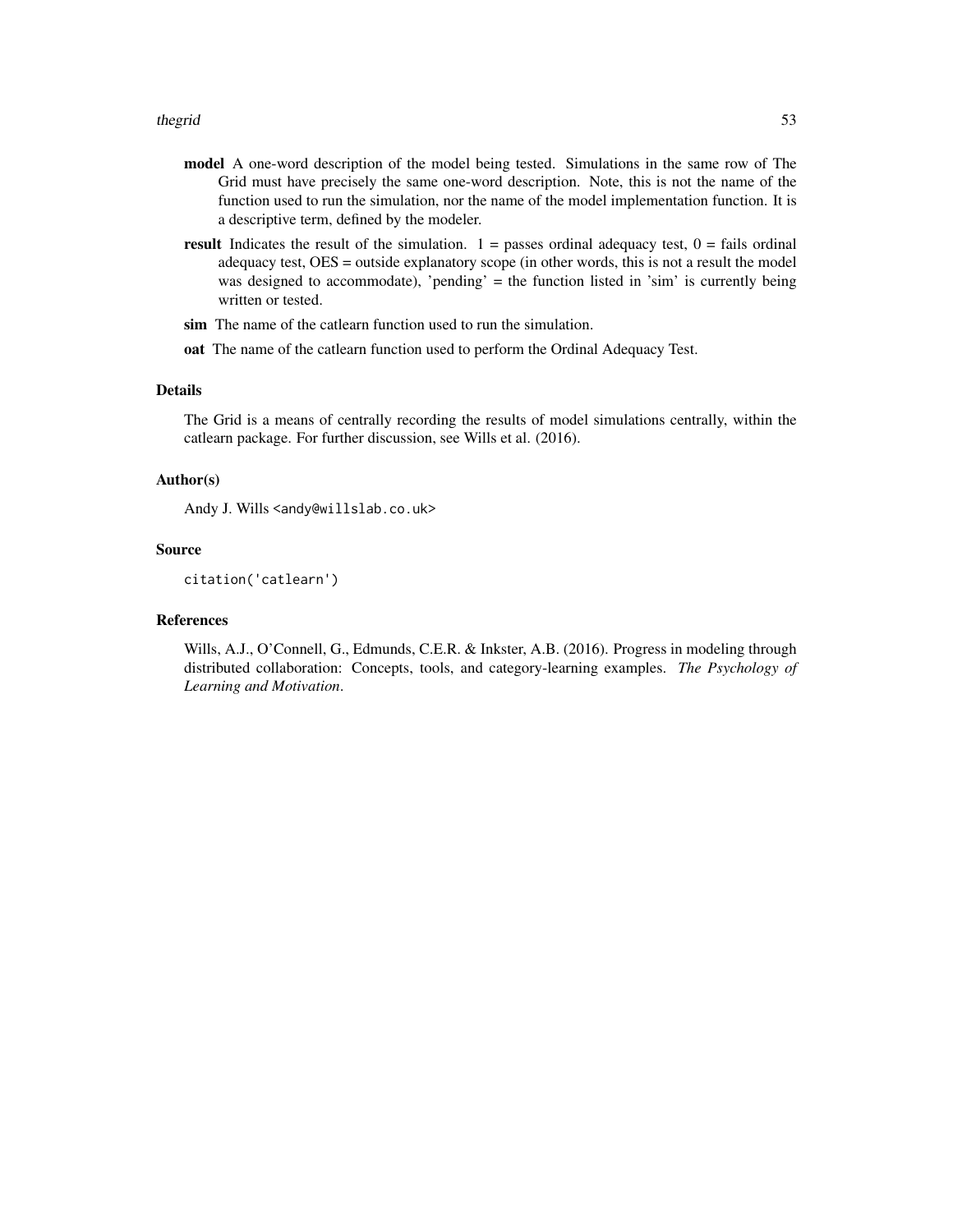**model** A one-word description of the model being tested. Simulations in the same row of The Grid must have precisely the same one-word description. Note, this is not the name of the function used to run the simulation, nor the name of the model implementation function. It is a descriptive term, defined by the modeler.

**result** Indicates the result of the simulation. 1 = passes ordinal adequacy test, 0 = fails ordinal adequacy test, OES = outside explanatory scope (in other words, this is not a result the model was designed to accommodate), 'pending' = the function listed in 'sim' is currently being written or tested.

**sim** The name of the catlearn function used to run the simulation.

**oat** The name of the catlearn function used to perform the Ordinal Adequacy Test.

### Details

The Grid is a means of centrally recording the results of model simulations centrally, within the catlearn package. For further discussion, see Wills et al. (2016).

### Author(s)

Andy J. Wills `<andy@willslab.co.uk>`

### Source

```
citation('catlearn')
```

### References

Wills, A.J., O'Connell, G., Edmunds, C.E.R. & Inkster, A.B. (2016). Progress in modeling through distributed collaboration: Concepts, tools, and category-learning examples. *The Psychology of Learning and Motivation*.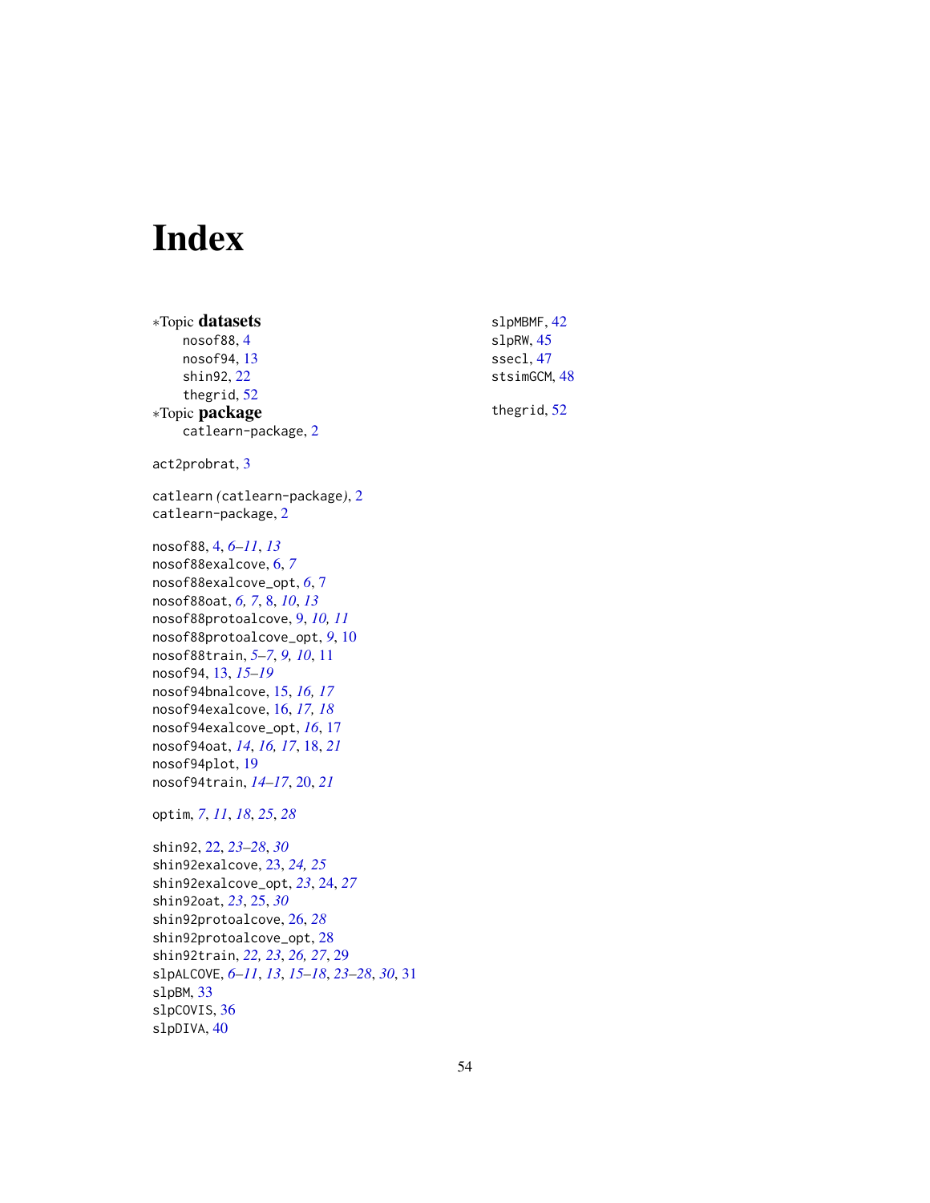# Index

*Topic **datasets**
- nosof88, 4
- nosof94, 13
- shin92, 22
- thegrid, 52

*Topic **package**
- catlearn-package, 2

act2probrat, 3

catlearn (catlearn-package), 2
catlearn-package, 2

nosof88, 4, *6–11*, *13*
nosof88exalcove, 6, *7*
nosof88exalcove_opt, *6*, 7
nosof88oat, *6, 7*, 8, *10*, *13*
nosof88protoalcove, 9, *10, 11*
nosof88protoalcove_opt, *9*, 10
nosof88train, *5–7*, *9, 10*, 11
nosof94, 13, *15–19*
nosof94bnalcove, 15, *16, 17*
nosof94exalcove, 16, *17, 18*
nosof94exalcove_opt, *16*, 17
nosof94oat, *14*, *16, 17*, 18, *21*
nosof94plot, 19
nosof94train, *14–17*, 20, *21*

optim, *7*, *11*, *18*, *25*, *28*

shin92, 22, *23–28*, *30*
shin92exalcove, 23, *24, 25*
shin92exalcove_opt, *23*, 24, *27*
shin92oat, *23*, 25, *30*
shin92protoalcove, 26, *28*
shin92protoalcove_opt, 28
shin92train, *22, 23*, *26, 27*, 29
slpALCOVE, *6–11*, *13*, *15–18*, *23–28*, *30*, 31
slpBM, 33
slpCOVIS, 36
slpDIVA, 40
slpMBMF, 42
slpRW, 45
ssecl, 47
stsimGCM, 48

thegrid, 52